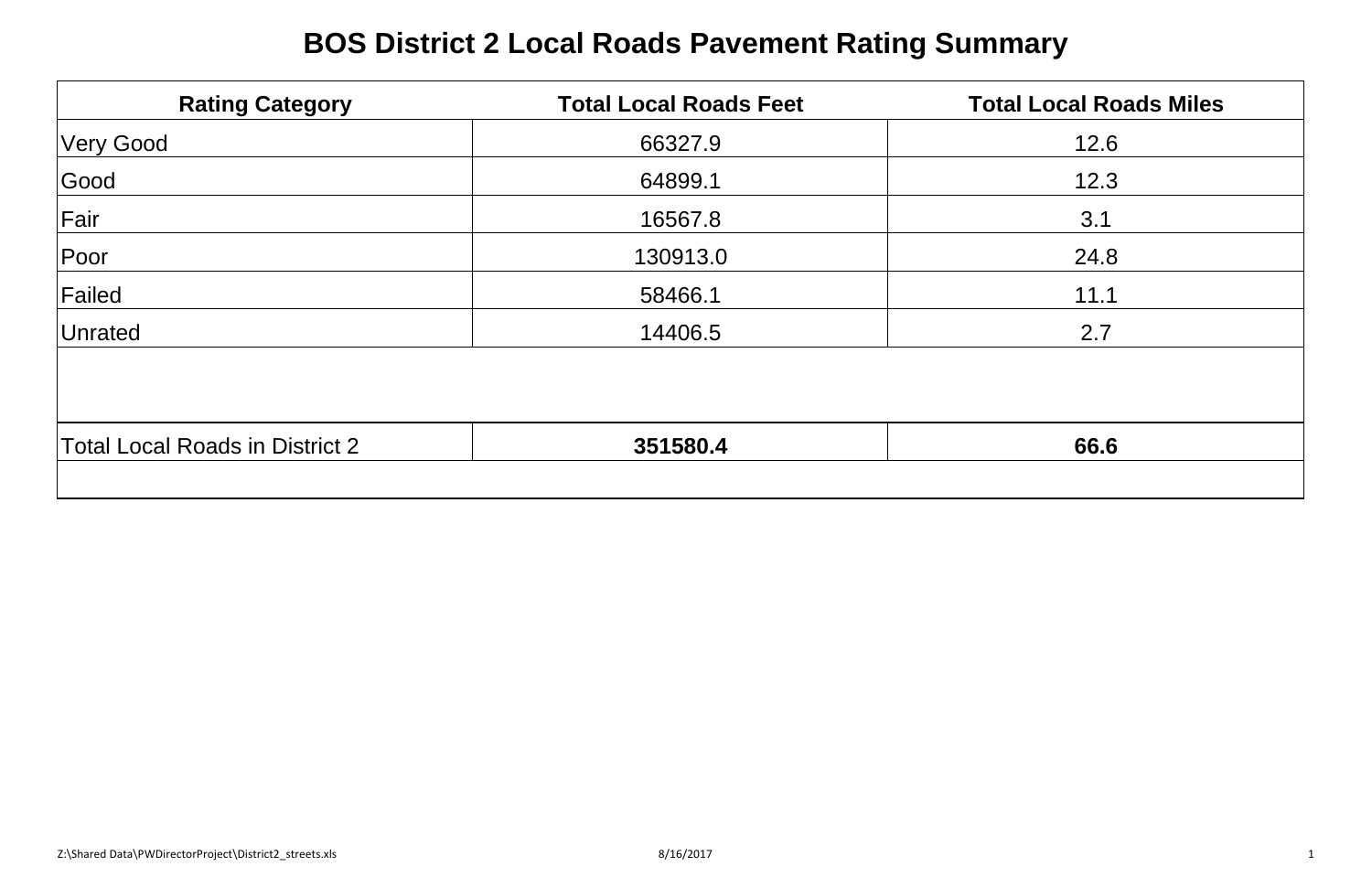# BOS District 2 Local Roads Pavement Rating Summary

| Rating Category | Total Local Roads Feet | Total Local Roads Miles |
|---|---|---|
| Very Good | 66327.9 | 12.6 |
| Good | 64899.1 | 12.3 |
| Fair | 16567.8 | 3.1 |
| Poor | 130913.0 | 24.8 |
| Failed | 58466.1 | 11.1 |
| Unrated | 14406.5 | 2.7 |
| | | |
| Total Local Roads in District 2 | **351580.4** | **66.6** |

Z:\Shared Data\PWDirectorProject\District2_streets.xls 8/16/2017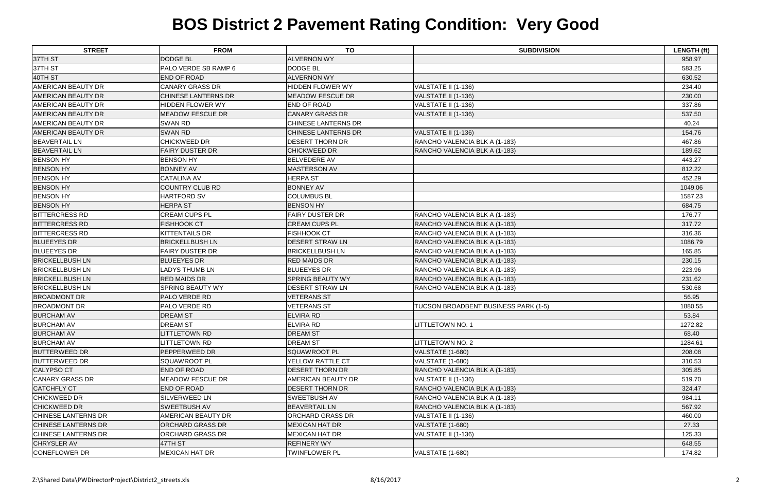# BOS District 2 Pavement Rating Condition: Very Good

| STREET | FROM | TO | SUBDIVISION | LENGTH (ft) |
|---|---|---|---|---|
| 37TH ST | DODGE BL | ALVERNON WY | | 958.97 |
| 37TH ST | PALO VERDE SB RAMP 6 | DODGE BL | | 583.25 |
| 40TH ST | END OF ROAD | ALVERNON WY | | 630.52 |
| AMERICAN BEAUTY DR | CANARY GRASS DR | HIDDEN FLOWER WY | VALSTATE II (1-136) | 234.40 |
| AMERICAN BEAUTY DR | CHINESE LANTERNS DR | MEADOW FESCUE DR | VALSTATE II (1-136) | 230.00 |
| AMERICAN BEAUTY DR | HIDDEN FLOWER WY | END OF ROAD | VALSTATE II (1-136) | 337.86 |
| AMERICAN BEAUTY DR | MEADOW FESCUE DR | CANARY GRASS DR | VALSTATE II (1-136) | 537.50 |
| AMERICAN BEAUTY DR | SWAN RD | CHINESE LANTERNS DR | | 40.24 |
| AMERICAN BEAUTY DR | SWAN RD | CHINESE LANTERNS DR | VALSTATE II (1-136) | 154.76 |
| BEAVERTAIL LN | CHICKWEED DR | DESERT THORN DR | RANCHO VALENCIA BLK A (1-183) | 467.86 |
| BEAVERTAIL LN | FAIRY DUSTER DR | CHICKWEED DR | RANCHO VALENCIA BLK A (1-183) | 189.62 |
| BENSON HY | BENSON HY | BELVEDERE AV | | 443.27 |
| BENSON HY | BONNEY AV | MASTERSON AV | | 812.22 |
| BENSON HY | CATALINA AV | HERPA ST | | 452.29 |
| BENSON HY | COUNTRY CLUB RD | BONNEY AV | | 1049.06 |
| BENSON HY | HARTFORD SV | COLUMBUS BL | | 1587.23 |
| BENSON HY | HERPA ST | BENSON HY | | 684.75 |
| BITTERCRESS RD | CREAM CUPS PL | FAIRY DUSTER DR | RANCHO VALENCIA BLK A (1-183) | 176.77 |
| BITTERCRESS RD | FISHHOOK CT | CREAM CUPS PL | RANCHO VALENCIA BLK A (1-183) | 317.72 |
| BITTERCRESS RD | KITTENTAILS DR | FISHHOOK CT | RANCHO VALENCIA BLK A (1-183) | 316.36 |
| BLUEEYES DR | BRICKELLBUSH LN | DESERT STRAW LN | RANCHO VALENCIA BLK A (1-183) | 1086.79 |
| BLUEEYES DR | FAIRY DUSTER DR | BRICKELLBUSH LN | RANCHO VALENCIA BLK A (1-183) | 165.85 |
| BRICKELLBUSH LN | BLUEEYES DR | RED MAIDS DR | RANCHO VALENCIA BLK A (1-183) | 230.15 |
| BRICKELLBUSH LN | LADYS THUMB LN | BLUEEYES DR | RANCHO VALENCIA BLK A (1-183) | 223.96 |
| BRICKELLBUSH LN | RED MAIDS DR | SPRING BEAUTY WY | RANCHO VALENCIA BLK A (1-183) | 231.62 |
| BRICKELLBUSH LN | SPRING BEAUTY WY | DESERT STRAW LN | RANCHO VALENCIA BLK A (1-183) | 530.68 |
| BROADMONT DR | PALO VERDE RD | VETERANS ST | | 56.95 |
| BROADMONT DR | PALO VERDE RD | VETERANS ST | TUCSON BROADBENT BUSINESS PARK (1-5) | 1880.55 |
| BURCHAM AV | DREAM ST | ELVIRA RD | | 53.84 |
| BURCHAM AV | DREAM ST | ELVIRA RD | LITTLETOWN NO. 1 | 1272.82 |
| BURCHAM AV | LITTLETOWN RD | DREAM ST | | 68.40 |
| BURCHAM AV | LITTLETOWN RD | DREAM ST | LITTLETOWN NO. 2 | 1284.61 |
| BUTTERWEED DR | PEPPERWEED DR | SQUAWROOT PL | VALSTATE (1-680) | 208.08 |
| BUTTERWEED DR | SQUAWROOT PL | YELLOW RATTLE CT | VALSTATE (1-680) | 310.53 |
| CALYPSO CT | END OF ROAD | DESERT THORN DR | RANCHO VALENCIA BLK A (1-183) | 305.85 |
| CANARY GRASS DR | MEADOW FESCUE DR | AMERICAN BEAUTY DR | VALSTATE II (1-136) | 519.70 |
| CATCHFLY CT | END OF ROAD | DESERT THORN DR | RANCHO VALENCIA BLK A (1-183) | 324.47 |
| CHICKWEED DR | SILVERWEED LN | SWEETBUSH AV | RANCHO VALENCIA BLK A (1-183) | 984.11 |
| CHICKWEED DR | SWEETBUSH AV | BEAVERTAIL LN | RANCHO VALENCIA BLK A (1-183) | 567.92 |
| CHINESE LANTERNS DR | AMERICAN BEAUTY DR | ORCHARD GRASS DR | VALSTATE II (1-136) | 460.00 |
| CHINESE LANTERNS DR | ORCHARD GRASS DR | MEXICAN HAT DR | VALSTATE (1-680) | 27.33 |
| CHINESE LANTERNS DR | ORCHARD GRASS DR | MEXICAN HAT DR | VALSTATE II (1-136) | 125.33 |
| CHRYSLER AV | 47TH ST | REFINERY WY | | 648.55 |
| CONEFLOWER DR | MEXICAN HAT DR | TWINFLOWER PL | VALSTATE (1-680) | 174.82 |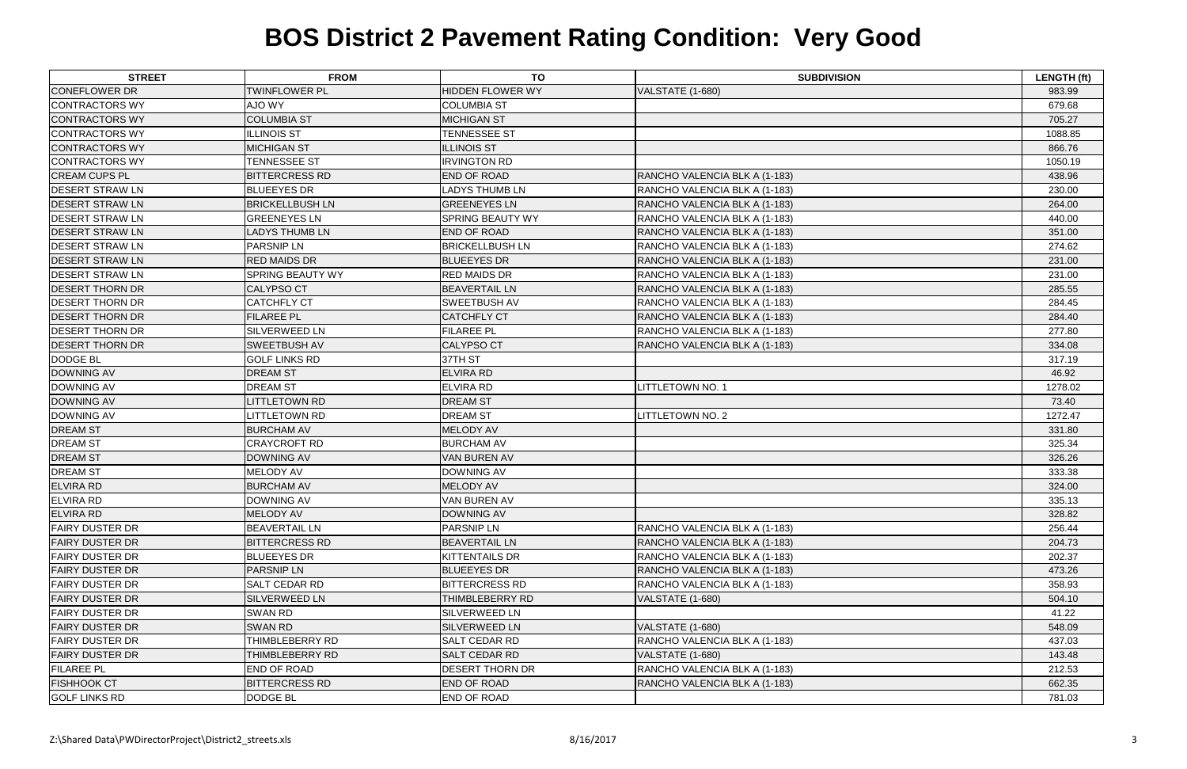# BOS District 2 Pavement Rating Condition: Very Good

| STREET | FROM | TO | SUBDIVISION | LENGTH (ft) |
|---|---|---|---|---|
| CONEFLOWER DR | TWINFLOWER PL | HIDDEN FLOWER WY | VALSTATE (1-680) | 983.99 |
| CONTRACTORS WY | AJO WY | COLUMBIA ST | | 679.68 |
| CONTRACTORS WY | COLUMBIA ST | MICHIGAN ST | | 705.27 |
| CONTRACTORS WY | ILLINOIS ST | TENNESSEE ST | | 1088.85 |
| CONTRACTORS WY | MICHIGAN ST | ILLINOIS ST | | 866.76 |
| CONTRACTORS WY | TENNESSEE ST | IRVINGTON RD | | 1050.19 |
| CREAM CUPS PL | BITTERCRESS RD | END OF ROAD | RANCHO VALENCIA BLK A (1-183) | 438.96 |
| DESERT STRAW LN | BLUEEYES DR | LADYS THUMB LN | RANCHO VALENCIA BLK A (1-183) | 230.00 |
| DESERT STRAW LN | BRICKELLBUSH LN | GREENEYES LN | RANCHO VALENCIA BLK A (1-183) | 264.00 |
| DESERT STRAW LN | GREENEYES LN | SPRING BEAUTY WY | RANCHO VALENCIA BLK A (1-183) | 440.00 |
| DESERT STRAW LN | LADYS THUMB LN | END OF ROAD | RANCHO VALENCIA BLK A (1-183) | 351.00 |
| DESERT STRAW LN | PARSNIP LN | BRICKELLBUSH LN | RANCHO VALENCIA BLK A (1-183) | 274.62 |
| DESERT STRAW LN | RED MAIDS DR | BLUEEYES DR | RANCHO VALENCIA BLK A (1-183) | 231.00 |
| DESERT STRAW LN | SPRING BEAUTY WY | RED MAIDS DR | RANCHO VALENCIA BLK A (1-183) | 231.00 |
| DESERT THORN DR | CALYPSO CT | BEAVERTAIL LN | RANCHO VALENCIA BLK A (1-183) | 285.55 |
| DESERT THORN DR | CATCHFLY CT | SWEETBUSH AV | RANCHO VALENCIA BLK A (1-183) | 284.45 |
| DESERT THORN DR | FILAREE PL | CATCHFLY CT | RANCHO VALENCIA BLK A (1-183) | 284.40 |
| DESERT THORN DR | SILVERWEED LN | FILAREE PL | RANCHO VALENCIA BLK A (1-183) | 277.80 |
| DESERT THORN DR | SWEETBUSH AV | CALYPSO CT | RANCHO VALENCIA BLK A (1-183) | 334.08 |
| DODGE BL | GOLF LINKS RD | 37TH ST | | 317.19 |
| DOWNING AV | DREAM ST | ELVIRA RD | | 46.92 |
| DOWNING AV | DREAM ST | ELVIRA RD | LITTLETOWN NO. 1 | 1278.02 |
| DOWNING AV | LITTLETOWN RD | DREAM ST | | 73.40 |
| DOWNING AV | LITTLETOWN RD | DREAM ST | LITTLETOWN NO. 2 | 1272.47 |
| DREAM ST | BURCHAM AV | MELODY AV | | 331.80 |
| DREAM ST | CRAYCROFT RD | BURCHAM AV | | 325.34 |
| DREAM ST | DOWNING AV | VAN BUREN AV | | 326.26 |
| DREAM ST | MELODY AV | DOWNING AV | | 333.38 |
| ELVIRA RD | BURCHAM AV | MELODY AV | | 324.00 |
| ELVIRA RD | DOWNING AV | VAN BUREN AV | | 335.13 |
| ELVIRA RD | MELODY AV | DOWNING AV | | 328.82 |
| FAIRY DUSTER DR | BEAVERTAIL LN | PARSNIP LN | RANCHO VALENCIA BLK A (1-183) | 256.44 |
| FAIRY DUSTER DR | BITTERCRESS RD | BEAVERTAIL LN | RANCHO VALENCIA BLK A (1-183) | 204.73 |
| FAIRY DUSTER DR | BLUEEYES DR | KITTENTAILS DR | RANCHO VALENCIA BLK A (1-183) | 202.37 |
| FAIRY DUSTER DR | PARSNIP LN | BLUEEYES DR | RANCHO VALENCIA BLK A (1-183) | 473.26 |
| FAIRY DUSTER DR | SALT CEDAR RD | BITTERCRESS RD | RANCHO VALENCIA BLK A (1-183) | 358.93 |
| FAIRY DUSTER DR | SILVERWEED LN | THIMBLEBERRY RD | VALSTATE (1-680) | 504.10 |
| FAIRY DUSTER DR | SWAN RD | SILVERWEED LN | | 41.22 |
| FAIRY DUSTER DR | SWAN RD | SILVERWEED LN | VALSTATE (1-680) | 548.09 |
| FAIRY DUSTER DR | THIMBLEBERRY RD | SALT CEDAR RD | RANCHO VALENCIA BLK A (1-183) | 437.03 |
| FAIRY DUSTER DR | THIMBLEBERRY RD | SALT CEDAR RD | VALSTATE (1-680) | 143.48 |
| FILAREE PL | END OF ROAD | DESERT THORN DR | RANCHO VALENCIA BLK A (1-183) | 212.53 |
| FISHHOOK CT | BITTERCRESS RD | END OF ROAD | RANCHO VALENCIA BLK A (1-183) | 662.35 |
| GOLF LINKS RD | DODGE BL | END OF ROAD | | 781.03 |

Z:\Shared Data\PWDirectorProject\District2_streets.xls 8/16/2017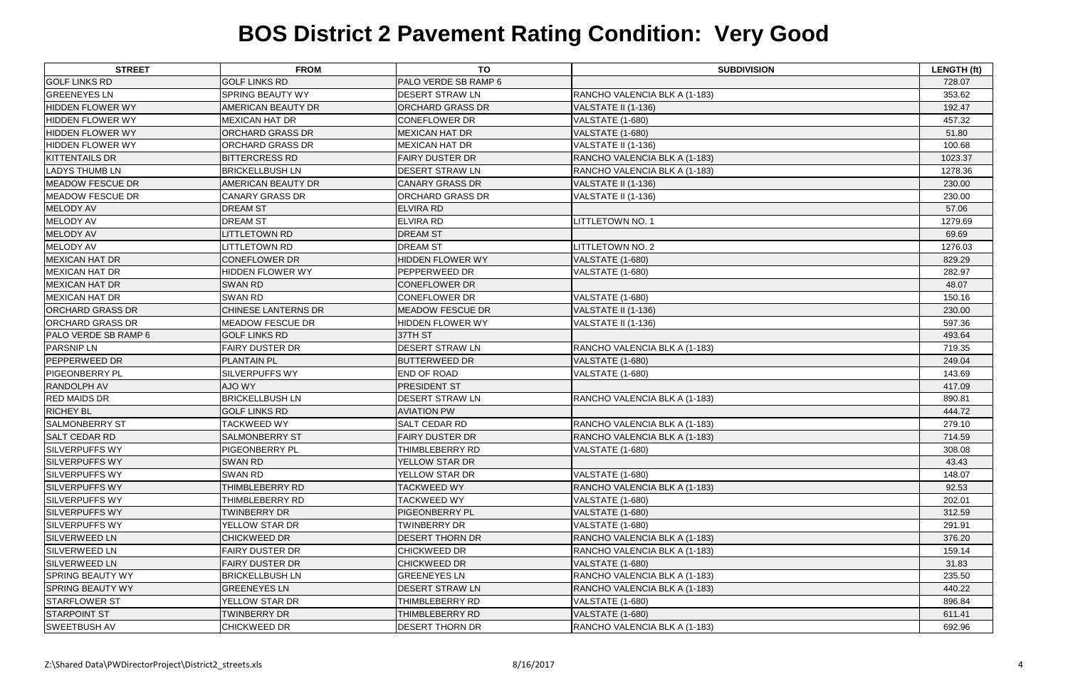# BOS District 2 Pavement Rating Condition: Very Good

| STREET | FROM | TO | SUBDIVISION | LENGTH (ft) |
|---|---|---|---|---|
| GOLF LINKS RD | GOLF LINKS RD | PALO VERDE SB RAMP 6 | | 728.07 |
| GREENEYES LN | SPRING BEAUTY WY | DESERT STRAW LN | RANCHO VALENCIA BLK A (1-183) | 353.62 |
| HIDDEN FLOWER WY | AMERICAN BEAUTY DR | ORCHARD GRASS DR | VALSTATE II (1-136) | 192.47 |
| HIDDEN FLOWER WY | MEXICAN HAT DR | CONEFLOWER DR | VALSTATE (1-680) | 457.32 |
| HIDDEN FLOWER WY | ORCHARD GRASS DR | MEXICAN HAT DR | VALSTATE (1-680) | 51.80 |
| HIDDEN FLOWER WY | ORCHARD GRASS DR | MEXICAN HAT DR | VALSTATE II (1-136) | 100.68 |
| KITTENTAILS DR | BITTERCRESS RD | FAIRY DUSTER DR | RANCHO VALENCIA BLK A (1-183) | 1023.37 |
| LADYS THUMB LN | BRICKELLBUSH LN | DESERT STRAW LN | RANCHO VALENCIA BLK A (1-183) | 1278.36 |
| MEADOW FESCUE DR | AMERICAN BEAUTY DR | CANARY GRASS DR | VALSTATE II (1-136) | 230.00 |
| MEADOW FESCUE DR | CANARY GRASS DR | ORCHARD GRASS DR | VALSTATE II (1-136) | 230.00 |
| MELODY AV | DREAM ST | ELVIRA RD | | 57.06 |
| MELODY AV | DREAM ST | ELVIRA RD | LITTLETOWN NO. 1 | 1279.69 |
| MELODY AV | LITTLETOWN RD | DREAM ST | | 69.69 |
| MELODY AV | LITTLETOWN RD | DREAM ST | LITTLETOWN NO. 2 | 1276.03 |
| MEXICAN HAT DR | CONEFLOWER DR | HIDDEN FLOWER WY | VALSTATE (1-680) | 829.29 |
| MEXICAN HAT DR | HIDDEN FLOWER WY | PEPPERWEED DR | VALSTATE (1-680) | 282.97 |
| MEXICAN HAT DR | SWAN RD | CONEFLOWER DR | | 48.07 |
| MEXICAN HAT DR | SWAN RD | CONEFLOWER DR | VALSTATE (1-680) | 150.16 |
| ORCHARD GRASS DR | CHINESE LANTERNS DR | MEADOW FESCUE DR | VALSTATE II (1-136) | 230.00 |
| ORCHARD GRASS DR | MEADOW FESCUE DR | HIDDEN FLOWER WY | VALSTATE II (1-136) | 597.36 |
| PALO VERDE SB RAMP 6 | GOLF LINKS RD | 37TH ST | | 493.64 |
| PARSNIP LN | FAIRY DUSTER DR | DESERT STRAW LN | RANCHO VALENCIA BLK A (1-183) | 719.35 |
| PEPPERWEED DR | PLANTAIN PL | BUTTERWEED DR | VALSTATE (1-680) | 249.04 |
| PIGEONBERRY PL | SILVERPUFFS WY | END OF ROAD | VALSTATE (1-680) | 143.69 |
| RANDOLPH AV | AJO WY | PRESIDENT ST | | 417.09 |
| RED MAIDS DR | BRICKELLBUSH LN | DESERT STRAW LN | RANCHO VALENCIA BLK A (1-183) | 890.81 |
| RICHEY BL | GOLF LINKS RD | AVIATION PW | | 444.72 |
| SALMONBERRY ST | TACKWEED WY | SALT CEDAR RD | RANCHO VALENCIA BLK A (1-183) | 279.10 |
| SALT CEDAR RD | SALMONBERRY ST | FAIRY DUSTER DR | RANCHO VALENCIA BLK A (1-183) | 714.59 |
| SILVERPUFFS WY | PIGEONBERRY PL | THIMBLEBERRY RD | VALSTATE (1-680) | 308.08 |
| SILVERPUFFS WY | SWAN RD | YELLOW STAR DR | | 43.43 |
| SILVERPUFFS WY | SWAN RD | YELLOW STAR DR | VALSTATE (1-680) | 148.07 |
| SILVERPUFFS WY | THIMBLEBERRY RD | TACKWEED WY | RANCHO VALENCIA BLK A (1-183) | 92.53 |
| SILVERPUFFS WY | THIMBLEBERRY RD | TACKWEED WY | VALSTATE (1-680) | 202.01 |
| SILVERPUFFS WY | TWINBERRY DR | PIGEONBERRY PL | VALSTATE (1-680) | 312.59 |
| SILVERPUFFS WY | YELLOW STAR DR | TWINBERRY DR | VALSTATE (1-680) | 291.91 |
| SILVERWEED LN | CHICKWEED DR | DESERT THORN DR | RANCHO VALENCIA BLK A (1-183) | 376.20 |
| SILVERWEED LN | FAIRY DUSTER DR | CHICKWEED DR | RANCHO VALENCIA BLK A (1-183) | 159.14 |
| SILVERWEED LN | FAIRY DUSTER DR | CHICKWEED DR | VALSTATE (1-680) | 31.83 |
| SPRING BEAUTY WY | BRICKELLBUSH LN | GREENEYES LN | RANCHO VALENCIA BLK A (1-183) | 235.50 |
| SPRING BEAUTY WY | GREENEYES LN | DESERT STRAW LN | RANCHO VALENCIA BLK A (1-183) | 440.22 |
| STARFLOWER ST | YELLOW STAR DR | THIMBLEBERRY RD | VALSTATE (1-680) | 896.84 |
| STARPOINT ST | TWINBERRY DR | THIMBLEBERRY RD | VALSTATE (1-680) | 611.41 |
| SWEETBUSH AV | CHICKWEED DR | DESERT THORN DR | RANCHO VALENCIA BLK A (1-183) | 692.96 |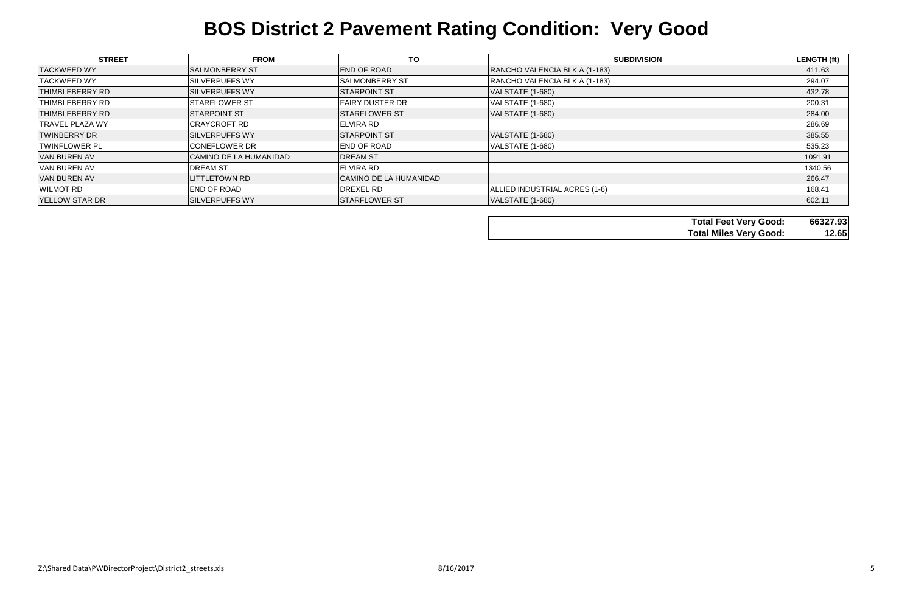# BOS District 2 Pavement Rating Condition: Very Good

| STREET | FROM | TO | SUBDIVISION | LENGTH (ft) |
|---|---|---|---|---|
| TACKWEED WY | SALMONBERRY ST | END OF ROAD | RANCHO VALENCIA BLK A (1-183) | 411.63 |
| TACKWEED WY | SILVERPUFFS WY | SALMONBERRY ST | RANCHO VALENCIA BLK A (1-183) | 294.07 |
| THIMBLEBERRY RD | SILVERPUFFS WY | STARPOINT ST | VALSTATE (1-680) | 432.78 |
| THIMBLEBERRY RD | STARFLOWER ST | FAIRY DUSTER DR | VALSTATE (1-680) | 200.31 |
| THIMBLEBERRY RD | STARPOINT ST | STARFLOWER ST | VALSTATE (1-680) | 284.00 |
| TRAVEL PLAZA WY | CRAYCROFT RD | ELVIRA RD | | 286.69 |
| TWINBERRY DR | SILVERPUFFS WY | STARPOINT ST | VALSTATE (1-680) | 385.55 |
| TWINFLOWER PL | CONEFLOWER DR | END OF ROAD | VALSTATE (1-680) | 535.23 |
| VAN BUREN AV | CAMINO DE LA HUMANIDAD | DREAM ST | | 1091.91 |
| VAN BUREN AV | DREAM ST | ELVIRA RD | | 1340.56 |
| VAN BUREN AV | LITTLETOWN RD | CAMINO DE LA HUMANIDAD | | 266.47 |
| WILMOT RD | END OF ROAD | DREXEL RD | ALLIED INDUSTRIAL ACRES (1-6) | 168.41 |
| YELLOW STAR DR | SILVERPUFFS WY | STARFLOWER ST | VALSTATE (1-680) | 602.11 |

| | |
|---|---|
| **Total Feet Very Good:** | **66327.93** |
| **Total Miles Very Good:** | **12.65** |

Z:\Shared Data\PWDirectorProject\District2_streets.xls 8/16/2017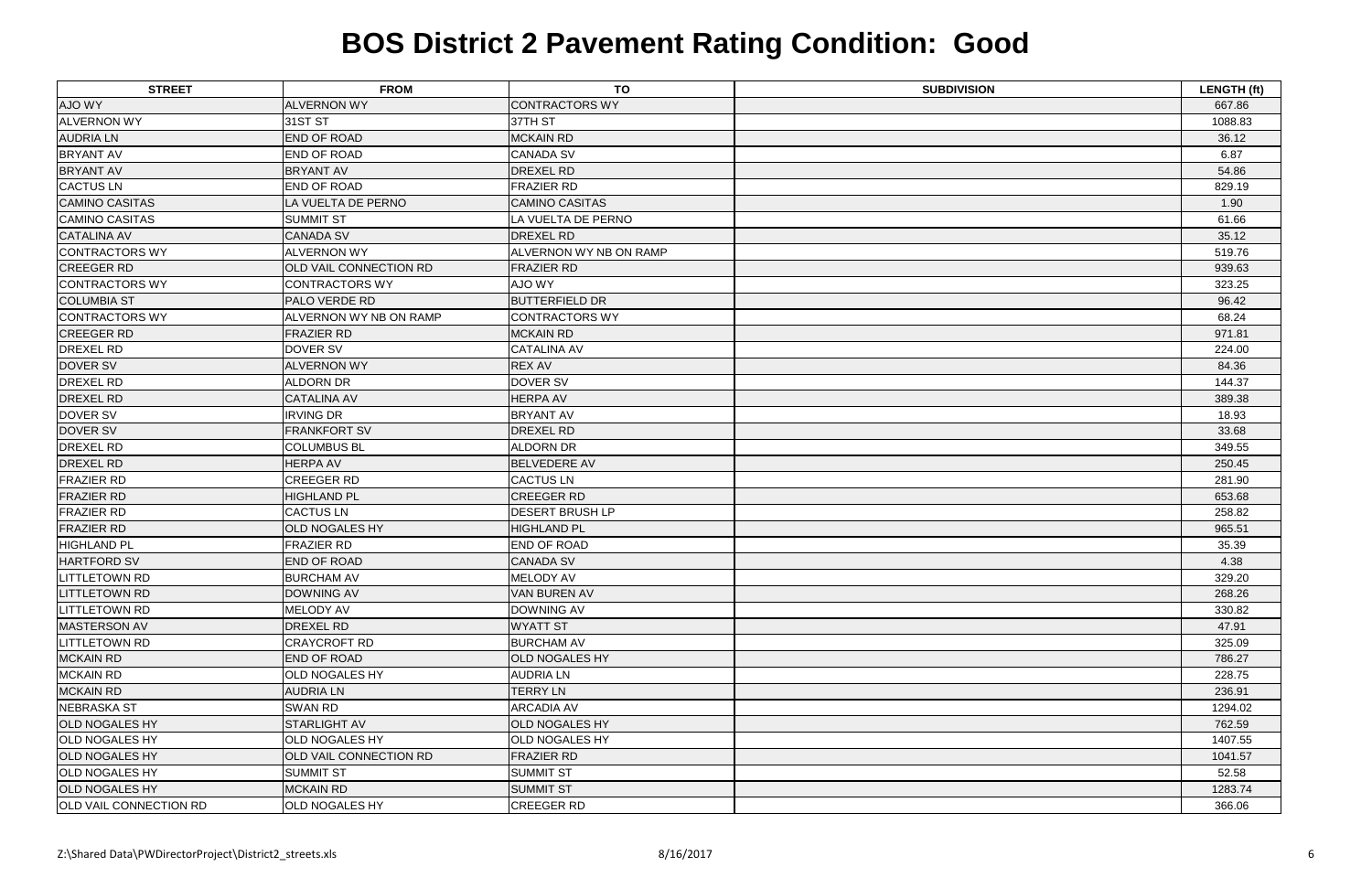# BOS District 2 Pavement Rating Condition: Good

| STREET | FROM | TO | SUBDIVISION | LENGTH (ft) |
|---|---|---|---|---|
| AJO WY | ALVERNON WY | CONTRACTORS WY | | 667.86 |
| ALVERNON WY | 31ST ST | 37TH ST | | 1088.83 |
| AUDRIA LN | END OF ROAD | MCKAIN RD | | 36.12 |
| BRYANT AV | END OF ROAD | CANADA SV | | 6.87 |
| BRYANT AV | BRYANT AV | DREXEL RD | | 54.86 |
| CACTUS LN | END OF ROAD | FRAZIER RD | | 829.19 |
| CAMINO CASITAS | LA VUELTA DE PERNO | CAMINO CASITAS | | 1.90 |
| CAMINO CASITAS | SUMMIT ST | LA VUELTA DE PERNO | | 61.66 |
| CATALINA AV | CANADA SV | DREXEL RD | | 35.12 |
| CONTRACTORS WY | ALVERNON WY | ALVERNON WY NB ON RAMP | | 519.76 |
| CREEGER RD | OLD VAIL CONNECTION RD | FRAZIER RD | | 939.63 |
| CONTRACTORS WY | CONTRACTORS WY | AJO WY | | 323.25 |
| COLUMBIA ST | PALO VERDE RD | BUTTERFIELD DR | | 96.42 |
| CONTRACTORS WY | ALVERNON WY NB ON RAMP | CONTRACTORS WY | | 68.24 |
| CREEGER RD | FRAZIER RD | MCKAIN RD | | 971.81 |
| DREXEL RD | DOVER SV | CATALINA AV | | 224.00 |
| DOVER SV | ALVERNON WY | REX AV | | 84.36 |
| DREXEL RD | ALDORN DR | DOVER SV | | 144.37 |
| DREXEL RD | CATALINA AV | HERPA AV | | 389.38 |
| DOVER SV | IRVING DR | BRYANT AV | | 18.93 |
| DOVER SV | FRANKFORT SV | DREXEL RD | | 33.68 |
| DREXEL RD | COLUMBUS BL | ALDORN DR | | 349.55 |
| DREXEL RD | HERPA AV | BELVEDERE AV | | 250.45 |
| FRAZIER RD | CREEGER RD | CACTUS LN | | 281.90 |
| FRAZIER RD | HIGHLAND PL | CREEGER RD | | 653.68 |
| FRAZIER RD | CACTUS LN | DESERT BRUSH LP | | 258.82 |
| FRAZIER RD | OLD NOGALES HY | HIGHLAND PL | | 965.51 |
| HIGHLAND PL | FRAZIER RD | END OF ROAD | | 35.39 |
| HARTFORD SV | END OF ROAD | CANADA SV | | 4.38 |
| LITTLETOWN RD | BURCHAM AV | MELODY AV | | 329.20 |
| LITTLETOWN RD | DOWNING AV | VAN BUREN AV | | 268.26 |
| LITTLETOWN RD | MELODY AV | DOWNING AV | | 330.82 |
| MASTERSON AV | DREXEL RD | WYATT ST | | 47.91 |
| LITTLETOWN RD | CRAYCROFT RD | BURCHAM AV | | 325.09 |
| MCKAIN RD | END OF ROAD | OLD NOGALES HY | | 786.27 |
| MCKAIN RD | OLD NOGALES HY | AUDRIA LN | | 228.75 |
| MCKAIN RD | AUDRIA LN | TERRY LN | | 236.91 |
| NEBRASKA ST | SWAN RD | ARCADIA AV | | 1294.02 |
| OLD NOGALES HY | STARLIGHT AV | OLD NOGALES HY | | 762.59 |
| OLD NOGALES HY | OLD NOGALES HY | OLD NOGALES HY | | 1407.55 |
| OLD NOGALES HY | OLD VAIL CONNECTION RD | FRAZIER RD | | 1041.57 |
| OLD NOGALES HY | SUMMIT ST | SUMMIT ST | | 52.58 |
| OLD NOGALES HY | MCKAIN RD | SUMMIT ST | | 1283.74 |
| OLD VAIL CONNECTION RD | OLD NOGALES HY | CREEGER RD | | 366.06 |

Z:\Shared Data\PWDirectorProject\District2_streets.xls 8/16/2017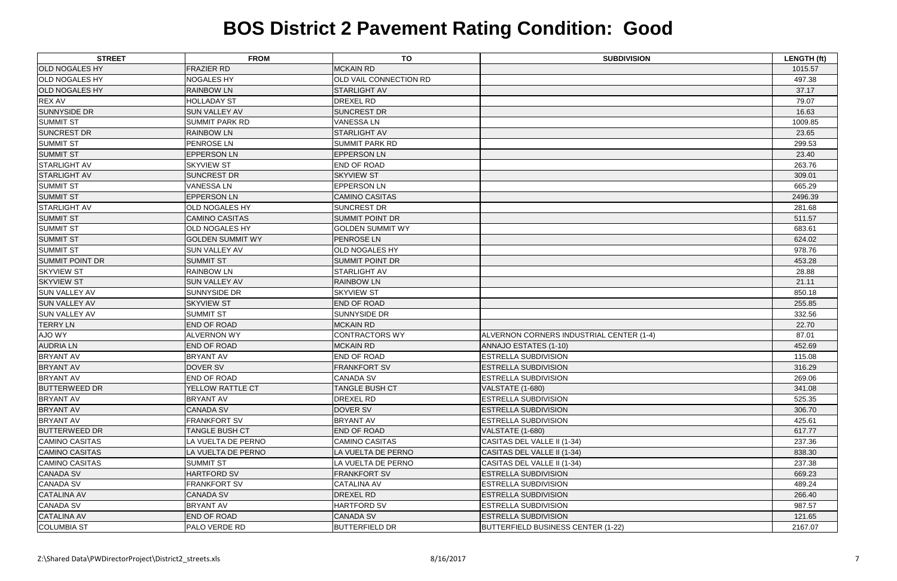# BOS District 2 Pavement Rating Condition: Good

| STREET | FROM | TO | SUBDIVISION | LENGTH (ft) |
|---|---|---|---|---|
| OLD NOGALES HY | FRAZIER RD | MCKAIN RD | | 1015.57 |
| OLD NOGALES HY | NOGALES HY | OLD VAIL CONNECTION RD | | 497.38 |
| OLD NOGALES HY | RAINBOW LN | STARLIGHT AV | | 37.17 |
| REX AV | HOLLADAY ST | DREXEL RD | | 79.07 |
| SUNNYSIDE DR | SUN VALLEY AV | SUNCREST DR | | 16.63 |
| SUMMIT ST | SUMMIT PARK RD | VANESSA LN | | 1009.85 |
| SUNCREST DR | RAINBOW LN | STARLIGHT AV | | 23.65 |
| SUMMIT ST | PENROSE LN | SUMMIT PARK RD | | 299.53 |
| SUMMIT ST | EPPERSON LN | EPPERSON LN | | 23.40 |
| STARLIGHT AV | SKYVIEW ST | END OF ROAD | | 263.76 |
| STARLIGHT AV | SUNCREST DR | SKYVIEW ST | | 309.01 |
| SUMMIT ST | VANESSA LN | EPPERSON LN | | 665.29 |
| SUMMIT ST | EPPERSON LN | CAMINO CASITAS | | 2496.39 |
| STARLIGHT AV | OLD NOGALES HY | SUNCREST DR | | 281.68 |
| SUMMIT ST | CAMINO CASITAS | SUMMIT POINT DR | | 511.57 |
| SUMMIT ST | OLD NOGALES HY | GOLDEN SUMMIT WY | | 683.61 |
| SUMMIT ST | GOLDEN SUMMIT WY | PENROSE LN | | 624.02 |
| SUMMIT ST | SUN VALLEY AV | OLD NOGALES HY | | 978.76 |
| SUMMIT POINT DR | SUMMIT ST | SUMMIT POINT DR | | 453.28 |
| SKYVIEW ST | RAINBOW LN | STARLIGHT AV | | 28.88 |
| SKYVIEW ST | SUN VALLEY AV | RAINBOW LN | | 21.11 |
| SUN VALLEY AV | SUNNYSIDE DR | SKYVIEW ST | | 850.18 |
| SUN VALLEY AV | SKYVIEW ST | END OF ROAD | | 255.85 |
| SUN VALLEY AV | SUMMIT ST | SUNNYSIDE DR | | 332.56 |
| TERRY LN | END OF ROAD | MCKAIN RD | | 22.70 |
| AJO WY | ALVERNON WY | CONTRACTORS WY | ALVERNON CORNERS INDUSTRIAL CENTER (1-4) | 87.01 |
| AUDRIA LN | END OF ROAD | MCKAIN RD | ANNAJO ESTATES (1-10) | 452.69 |
| BRYANT AV | BRYANT AV | END OF ROAD | ESTRELLA SUBDIVISION | 115.08 |
| BRYANT AV | DOVER SV | FRANKFORT SV | ESTRELLA SUBDIVISION | 316.29 |
| BRYANT AV | END OF ROAD | CANADA SV | ESTRELLA SUBDIVISION | 269.06 |
| BUTTERWEED DR | YELLOW RATTLE CT | TANGLE BUSH CT | VALSTATE (1-680) | 341.08 |
| BRYANT AV | BRYANT AV | DREXEL RD | ESTRELLA SUBDIVISION | 525.35 |
| BRYANT AV | CANADA SV | DOVER SV | ESTRELLA SUBDIVISION | 306.70 |
| BRYANT AV | FRANKFORT SV | BRYANT AV | ESTRELLA SUBDIVISION | 425.61 |
| BUTTERWEED DR | TANGLE BUSH CT | END OF ROAD | VALSTATE (1-680) | 617.77 |
| CAMINO CASITAS | LA VUELTA DE PERNO | CAMINO CASITAS | CASITAS DEL VALLE II (1-34) | 237.36 |
| CAMINO CASITAS | LA VUELTA DE PERNO | LA VUELTA DE PERNO | CASITAS DEL VALLE II (1-34) | 838.30 |
| CAMINO CASITAS | SUMMIT ST | LA VUELTA DE PERNO | CASITAS DEL VALLE II (1-34) | 237.38 |
| CANADA SV | HARTFORD SV | FRANKFORT SV | ESTRELLA SUBDIVISION | 669.23 |
| CANADA SV | FRANKFORT SV | CATALINA AV | ESTRELLA SUBDIVISION | 489.24 |
| CATALINA AV | CANADA SV | DREXEL RD | ESTRELLA SUBDIVISION | 266.40 |
| CANADA SV | BRYANT AV | HARTFORD SV | ESTRELLA SUBDIVISION | 987.57 |
| CATALINA AV | END OF ROAD | CANADA SV | ESTRELLA SUBDIVISION | 121.65 |
| COLUMBIA ST | PALO VERDE RD | BUTTERFIELD DR | BUTTERFIELD BUSINESS CENTER (1-22) | 2167.07 |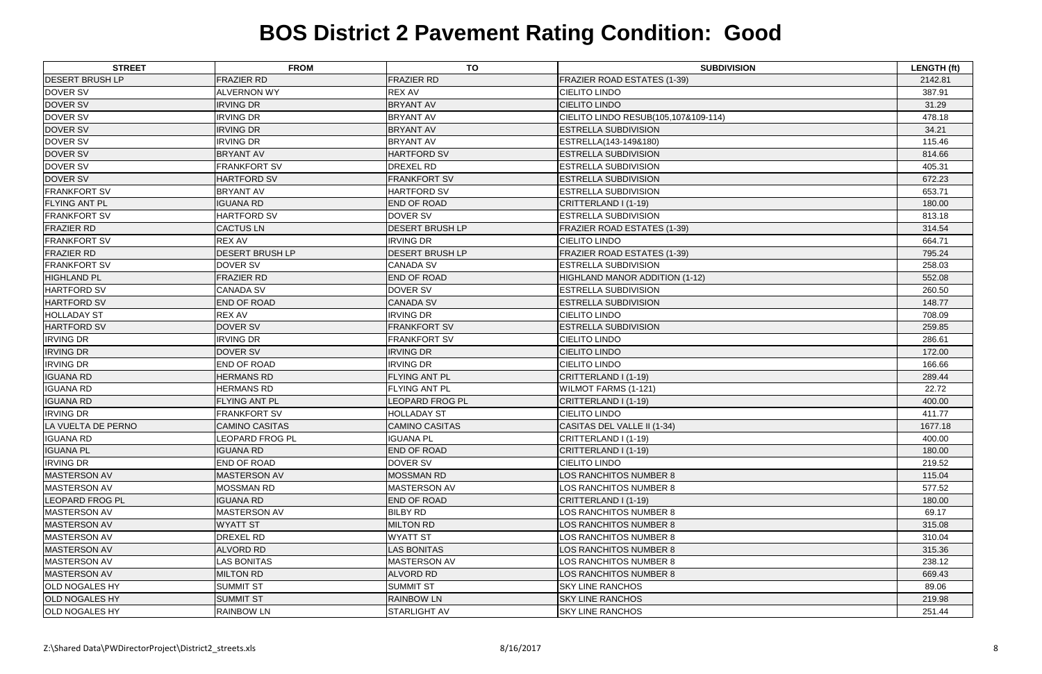# BOS District 2 Pavement Rating Condition: Good

| STREET | FROM | TO | SUBDIVISION | LENGTH (ft) |
|---|---|---|---|---|
| DESERT BRUSH LP | FRAZIER RD | FRAZIER RD | FRAZIER ROAD ESTATES (1-39) | 2142.81 |
| DOVER SV | ALVERNON WY | REX AV | CIELITO LINDO | 387.91 |
| DOVER SV | IRVING DR | BRYANT AV | CIELITO LINDO | 31.29 |
| DOVER SV | IRVING DR | BRYANT AV | CIELITO LINDO RESUB(105,107&109-114) | 478.18 |
| DOVER SV | IRVING DR | BRYANT AV | ESTRELLA SUBDIVISION | 34.21 |
| DOVER SV | IRVING DR | BRYANT AV | ESTRELLA(143-149&180) | 115.46 |
| DOVER SV | BRYANT AV | HARTFORD SV | ESTRELLA SUBDIVISION | 814.66 |
| DOVER SV | FRANKFORT SV | DREXEL RD | ESTRELLA SUBDIVISION | 405.31 |
| DOVER SV | HARTFORD SV | FRANKFORT SV | ESTRELLA SUBDIVISION | 672.23 |
| FRANKFORT SV | BRYANT AV | HARTFORD SV | ESTRELLA SUBDIVISION | 653.71 |
| FLYING ANT PL | IGUANA RD | END OF ROAD | CRITTERLAND I (1-19) | 180.00 |
| FRANKFORT SV | HARTFORD SV | DOVER SV | ESTRELLA SUBDIVISION | 813.18 |
| FRAZIER RD | CACTUS LN | DESERT BRUSH LP | FRAZIER ROAD ESTATES (1-39) | 314.54 |
| FRANKFORT SV | REX AV | IRVING DR | CIELITO LINDO | 664.71 |
| FRAZIER RD | DESERT BRUSH LP | DESERT BRUSH LP | FRAZIER ROAD ESTATES (1-39) | 795.24 |
| FRANKFORT SV | DOVER SV | CANADA SV | ESTRELLA SUBDIVISION | 258.03 |
| HIGHLAND PL | FRAZIER RD | END OF ROAD | HIGHLAND MANOR ADDITION (1-12) | 552.08 |
| HARTFORD SV | CANADA SV | DOVER SV | ESTRELLA SUBDIVISION | 260.50 |
| HARTFORD SV | END OF ROAD | CANADA SV | ESTRELLA SUBDIVISION | 148.77 |
| HOLLADAY ST | REX AV | IRVING DR | CIELITO LINDO | 708.09 |
| HARTFORD SV | DOVER SV | FRANKFORT SV | ESTRELLA SUBDIVISION | 259.85 |
| IRVING DR | IRVING DR | FRANKFORT SV | CIELITO LINDO | 286.61 |
| IRVING DR | DOVER SV | IRVING DR | CIELITO LINDO | 172.00 |
| IRVING DR | END OF ROAD | IRVING DR | CIELITO LINDO | 166.66 |
| IGUANA RD | HERMANS RD | FLYING ANT PL | CRITTERLAND I (1-19) | 289.44 |
| IGUANA RD | HERMANS RD | FLYING ANT PL | WILMOT FARMS (1-121) | 22.72 |
| IGUANA RD | FLYING ANT PL | LEOPARD FROG PL | CRITTERLAND I (1-19) | 400.00 |
| IRVING DR | FRANKFORT SV | HOLLADAY ST | CIELITO LINDO | 411.77 |
| LA VUELTA DE PERNO | CAMINO CASITAS | CAMINO CASITAS | CASITAS DEL VALLE II (1-34) | 1677.18 |
| IGUANA RD | LEOPARD FROG PL | IGUANA PL | CRITTERLAND I (1-19) | 400.00 |
| IGUANA PL | IGUANA RD | END OF ROAD | CRITTERLAND I (1-19) | 180.00 |
| IRVING DR | END OF ROAD | DOVER SV | CIELITO LINDO | 219.52 |
| MASTERSON AV | MASTERSON AV | MOSSMAN RD | LOS RANCHITOS NUMBER 8 | 115.04 |
| MASTERSON AV | MOSSMAN RD | MASTERSON AV | LOS RANCHITOS NUMBER 8 | 577.52 |
| LEOPARD FROG PL | IGUANA RD | END OF ROAD | CRITTERLAND I (1-19) | 180.00 |
| MASTERSON AV | MASTERSON AV | BILBY RD | LOS RANCHITOS NUMBER 8 | 69.17 |
| MASTERSON AV | WYATT ST | MILTON RD | LOS RANCHITOS NUMBER 8 | 315.08 |
| MASTERSON AV | DREXEL RD | WYATT ST | LOS RANCHITOS NUMBER 8 | 310.04 |
| MASTERSON AV | ALVORD RD | LAS BONITAS | LOS RANCHITOS NUMBER 8 | 315.36 |
| MASTERSON AV | LAS BONITAS | MASTERSON AV | LOS RANCHITOS NUMBER 8 | 238.12 |
| MASTERSON AV | MILTON RD | ALVORD RD | LOS RANCHITOS NUMBER 8 | 669.43 |
| OLD NOGALES HY | SUMMIT ST | SUMMIT ST | SKY LINE RANCHOS | 89.06 |
| OLD NOGALES HY | SUMMIT ST | RAINBOW LN | SKY LINE RANCHOS | 219.98 |
| OLD NOGALES HY | RAINBOW LN | STARLIGHT AV | SKY LINE RANCHOS | 251.44 |

Z:\Shared Data\PWDirectorProject\District2_streets.xls 8/16/2017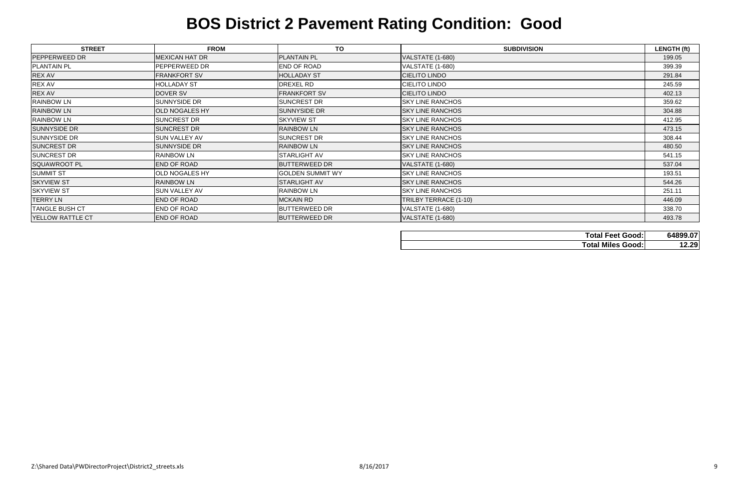# BOS District 2 Pavement Rating Condition: Good

| STREET | FROM | TO | SUBDIVISION | LENGTH (ft) |
| --- | --- | --- | --- | --- |
| PEPPERWEED DR | MEXICAN HAT DR | PLANTAIN PL | VALSTATE (1-680) | 199.05 |
| PLANTAIN PL | PEPPERWEED DR | END OF ROAD | VALSTATE (1-680) | 399.39 |
| REX AV | FRANKFORT SV | HOLLADAY ST | CIELITO LINDO | 291.84 |
| REX AV | HOLLADAY ST | DREXEL RD | CIELITO LINDO | 245.59 |
| REX AV | DOVER SV | FRANKFORT SV | CIELITO LINDO | 402.13 |
| RAINBOW LN | SUNNYSIDE DR | SUNCREST DR | SKY LINE RANCHOS | 359.62 |
| RAINBOW LN | OLD NOGALES HY | SUNNYSIDE DR | SKY LINE RANCHOS | 304.88 |
| RAINBOW LN | SUNCREST DR | SKYVIEW ST | SKY LINE RANCHOS | 412.95 |
| SUNNYSIDE DR | SUNCREST DR | RAINBOW LN | SKY LINE RANCHOS | 473.15 |
| SUNNYSIDE DR | SUN VALLEY AV | SUNCREST DR | SKY LINE RANCHOS | 308.44 |
| SUNCREST DR | SUNNYSIDE DR | RAINBOW LN | SKY LINE RANCHOS | 480.50 |
| SUNCREST DR | RAINBOW LN | STARLIGHT AV | SKY LINE RANCHOS | 541.15 |
| SQUAWROOT PL | END OF ROAD | BUTTERWEED DR | VALSTATE (1-680) | 537.04 |
| SUMMIT ST | OLD NOGALES HY | GOLDEN SUMMIT WY | SKY LINE RANCHOS | 193.51 |
| SKYVIEW ST | RAINBOW LN | STARLIGHT AV | SKY LINE RANCHOS | 544.26 |
| SKYVIEW ST | SUN VALLEY AV | RAINBOW LN | SKY LINE RANCHOS | 251.11 |
| TERRY LN | END OF ROAD | MCKAIN RD | TRILBY TERRACE (1-10) | 446.09 |
| TANGLE BUSH CT | END OF ROAD | BUTTERWEED DR | VALSTATE (1-680) | 338.70 |
| YELLOW RATTLE CT | END OF ROAD | BUTTERWEED DR | VALSTATE (1-680) | 493.78 |

| | |
| --- | --- |
| **Total Feet Good:** | **64899.07** |
| **Total Miles Good:** | **12.29** |

Z:\Shared Data\PWDirectorProject\District2_streets.xls 8/16/2017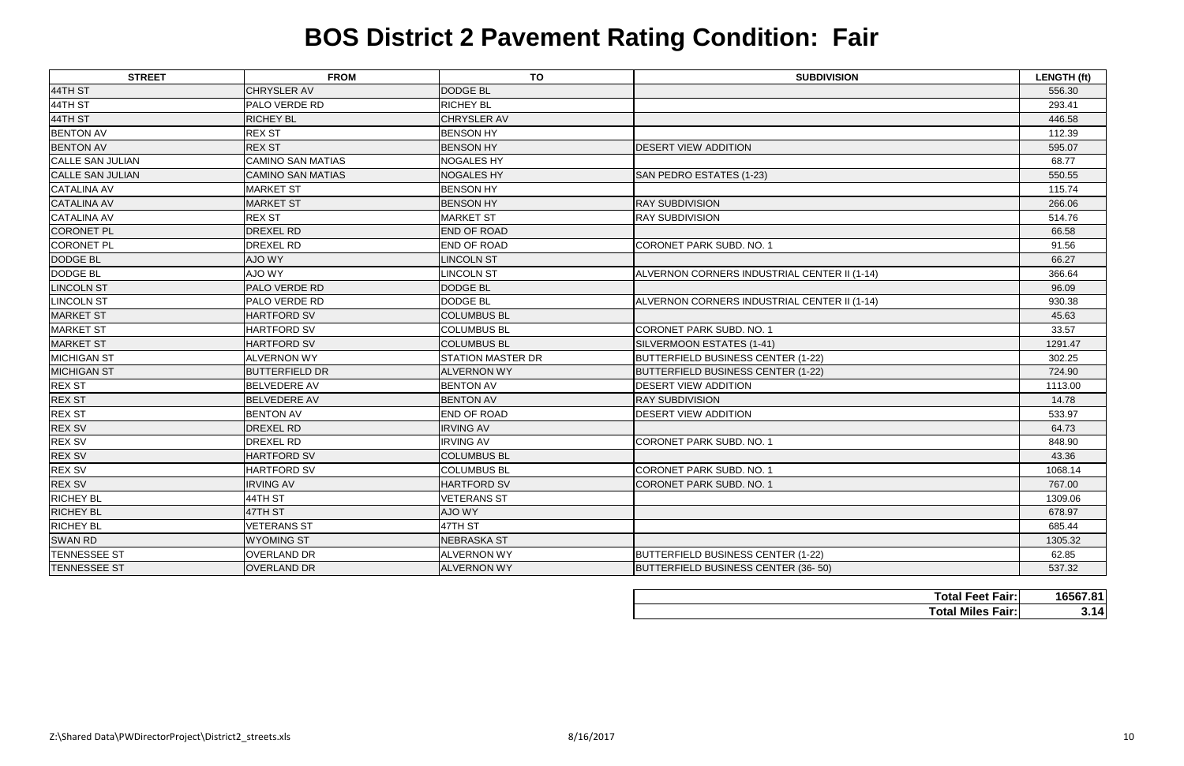# BOS District 2 Pavement Rating Condition: Fair

| STREET | FROM | TO | SUBDIVISION | LENGTH (ft) |
|---|---|---|---|---|
| 44TH ST | CHRYSLER AV | DODGE BL | | 556.30 |
| 44TH ST | PALO VERDE RD | RICHEY BL | | 293.41 |
| 44TH ST | RICHEY BL | CHRYSLER AV | | 446.58 |
| BENTON AV | REX ST | BENSON HY | | 112.39 |
| BENTON AV | REX ST | BENSON HY | DESERT VIEW ADDITION | 595.07 |
| CALLE SAN JULIAN | CAMINO SAN MATIAS | NOGALES HY | | 68.77 |
| CALLE SAN JULIAN | CAMINO SAN MATIAS | NOGALES HY | SAN PEDRO ESTATES (1-23) | 550.55 |
| CATALINA AV | MARKET ST | BENSON HY | | 115.74 |
| CATALINA AV | MARKET ST | BENSON HY | RAY SUBDIVISION | 266.06 |
| CATALINA AV | REX ST | MARKET ST | RAY SUBDIVISION | 514.76 |
| CORONET PL | DREXEL RD | END OF ROAD | | 66.58 |
| CORONET PL | DREXEL RD | END OF ROAD | CORONET PARK SUBD. NO. 1 | 91.56 |
| DODGE BL | AJO WY | LINCOLN ST | | 66.27 |
| DODGE BL | AJO WY | LINCOLN ST | ALVERNON CORNERS INDUSTRIAL CENTER II (1-14) | 366.64 |
| LINCOLN ST | PALO VERDE RD | DODGE BL | | 96.09 |
| LINCOLN ST | PALO VERDE RD | DODGE BL | ALVERNON CORNERS INDUSTRIAL CENTER II (1-14) | 930.38 |
| MARKET ST | HARTFORD SV | COLUMBUS BL | | 45.63 |
| MARKET ST | HARTFORD SV | COLUMBUS BL | CORONET PARK SUBD. NO. 1 | 33.57 |
| MARKET ST | HARTFORD SV | COLUMBUS BL | SILVERMOON ESTATES (1-41) | 1291.47 |
| MICHIGAN ST | ALVERNON WY | STATION MASTER DR | BUTTERFIELD BUSINESS CENTER (1-22) | 302.25 |
| MICHIGAN ST | BUTTERFIELD DR | ALVERNON WY | BUTTERFIELD BUSINESS CENTER (1-22) | 724.90 |
| REX ST | BELVEDERE AV | BENTON AV | DESERT VIEW ADDITION | 1113.00 |
| REX ST | BELVEDERE AV | BENTON AV | RAY SUBDIVISION | 14.78 |
| REX ST | BENTON AV | END OF ROAD | DESERT VIEW ADDITION | 533.97 |
| REX SV | DREXEL RD | IRVING AV | | 64.73 |
| REX SV | DREXEL RD | IRVING AV | CORONET PARK SUBD. NO. 1 | 848.90 |
| REX SV | HARTFORD SV | COLUMBUS BL | | 43.36 |
| REX SV | HARTFORD SV | COLUMBUS BL | CORONET PARK SUBD. NO. 1 | 1068.14 |
| REX SV | IRVING AV | HARTFORD SV | CORONET PARK SUBD. NO. 1 | 767.00 |
| RICHEY BL | 44TH ST | VETERANS ST | | 1309.06 |
| RICHEY BL | 47TH ST | AJO WY | | 678.97 |
| RICHEY BL | VETERANS ST | 47TH ST | | 685.44 |
| SWAN RD | WYOMING ST | NEBRASKA ST | | 1305.32 |
| TENNESSEE ST | OVERLAND DR | ALVERNON WY | BUTTERFIELD BUSINESS CENTER (1-22) | 62.85 |
| TENNESSEE ST | OVERLAND DR | ALVERNON WY | BUTTERFIELD BUSINESS CENTER (36- 50) | 537.32 |

| | |
|---|---|
| **Total Feet Fair:** | **16567.81** |
| **Total Miles Fair:** | **3.14** |

Z:\Shared Data\PWDirectorProject\District2_streets.xls 8/16/2017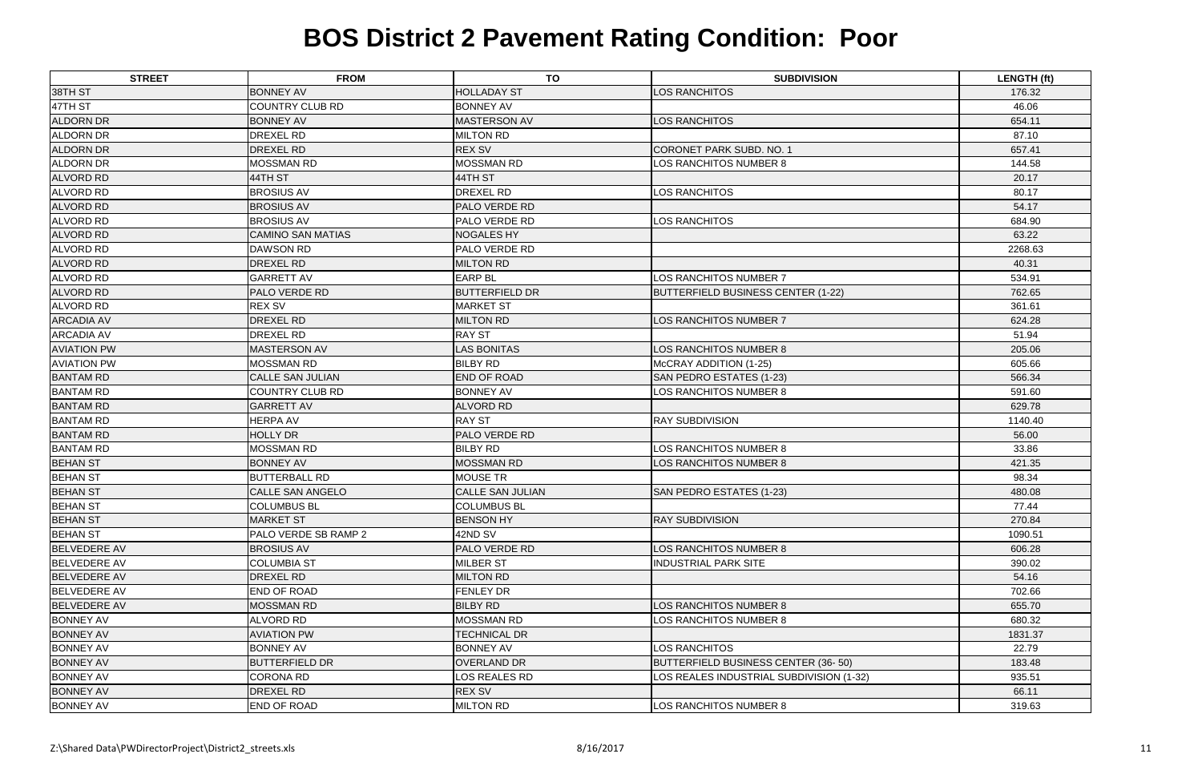# BOS District 2 Pavement Rating Condition: Poor

| STREET | FROM | TO | SUBDIVISION | LENGTH (ft) |
|---|---|---|---|---|
| 38TH ST | BONNEY AV | HOLLADAY ST | LOS RANCHITOS | 176.32 |
| 47TH ST | COUNTRY CLUB RD | BONNEY AV | | 46.06 |
| ALDORN DR | BONNEY AV | MASTERSON AV | LOS RANCHITOS | 654.11 |
| ALDORN DR | DREXEL RD | MILTON RD | | 87.10 |
| ALDORN DR | DREXEL RD | REX SV | CORONET PARK SUBD. NO. 1 | 657.41 |
| ALDORN DR | MOSSMAN RD | MOSSMAN RD | LOS RANCHITOS NUMBER 8 | 144.58 |
| ALVORD RD | 44TH ST | 44TH ST | | 20.17 |
| ALVORD RD | BROSIUS AV | DREXEL RD | LOS RANCHITOS | 80.17 |
| ALVORD RD | BROSIUS AV | PALO VERDE RD | | 54.17 |
| ALVORD RD | BROSIUS AV | PALO VERDE RD | LOS RANCHITOS | 684.90 |
| ALVORD RD | CAMINO SAN MATIAS | NOGALES HY | | 63.22 |
| ALVORD RD | DAWSON RD | PALO VERDE RD | | 2268.63 |
| ALVORD RD | DREXEL RD | MILTON RD | | 40.31 |
| ALVORD RD | GARRETT AV | EARP BL | LOS RANCHITOS NUMBER 7 | 534.91 |
| ALVORD RD | PALO VERDE RD | BUTTERFIELD DR | BUTTERFIELD BUSINESS CENTER (1-22) | 762.65 |
| ALVORD RD | REX SV | MARKET ST | | 361.61 |
| ARCADIA AV | DREXEL RD | MILTON RD | LOS RANCHITOS NUMBER 7 | 624.28 |
| ARCADIA AV | DREXEL RD | RAY ST | | 51.94 |
| AVIATION PW | MASTERSON AV | LAS BONITAS | LOS RANCHITOS NUMBER 8 | 205.06 |
| AVIATION PW | MOSSMAN RD | BILBY RD | McCRAY ADDITION (1-25) | 605.66 |
| BANTAM RD | CALLE SAN JULIAN | END OF ROAD | SAN PEDRO ESTATES (1-23) | 566.34 |
| BANTAM RD | COUNTRY CLUB RD | BONNEY AV | LOS RANCHITOS NUMBER 8 | 591.60 |
| BANTAM RD | GARRETT AV | ALVORD RD | | 629.78 |
| BANTAM RD | HERPA AV | RAY ST | RAY SUBDIVISION | 1140.40 |
| BANTAM RD | HOLLY DR | PALO VERDE RD | | 56.00 |
| BANTAM RD | MOSSMAN RD | BILBY RD | LOS RANCHITOS NUMBER 8 | 33.86 |
| BEHAN ST | BONNEY AV | MOSSMAN RD | LOS RANCHITOS NUMBER 8 | 421.35 |
| BEHAN ST | BUTTERBALL RD | MOUSE TR | | 98.34 |
| BEHAN ST | CALLE SAN ANGELO | CALLE SAN JULIAN | SAN PEDRO ESTATES (1-23) | 480.08 |
| BEHAN ST | COLUMBUS BL | COLUMBUS BL | | 77.44 |
| BEHAN ST | MARKET ST | BENSON HY | RAY SUBDIVISION | 270.84 |
| BEHAN ST | PALO VERDE SB RAMP 2 | 42ND SV | | 1090.51 |
| BELVEDERE AV | BROSIUS AV | PALO VERDE RD | LOS RANCHITOS NUMBER 8 | 606.28 |
| BELVEDERE AV | COLUMBIA ST | MILBER ST | INDUSTRIAL PARK SITE | 390.02 |
| BELVEDERE AV | DREXEL RD | MILTON RD | | 54.16 |
| BELVEDERE AV | END OF ROAD | FENLEY DR | | 702.66 |
| BELVEDERE AV | MOSSMAN RD | BILBY RD | LOS RANCHITOS NUMBER 8 | 655.70 |
| BONNEY AV | ALVORD RD | MOSSMAN RD | LOS RANCHITOS NUMBER 8 | 680.32 |
| BONNEY AV | AVIATION PW | TECHNICAL DR | | 1831.37 |
| BONNEY AV | BONNEY AV | BONNEY AV | LOS RANCHITOS | 22.79 |
| BONNEY AV | BUTTERFIELD DR | OVERLAND DR | BUTTERFIELD BUSINESS CENTER (36- 50) | 183.48 |
| BONNEY AV | CORONA RD | LOS REALES RD | LOS REALES INDUSTRIAL SUBDIVISION (1-32) | 935.51 |
| BONNEY AV | DREXEL RD | REX SV | | 66.11 |
| BONNEY AV | END OF ROAD | MILTON RD | LOS RANCHITOS NUMBER 8 | 319.63 |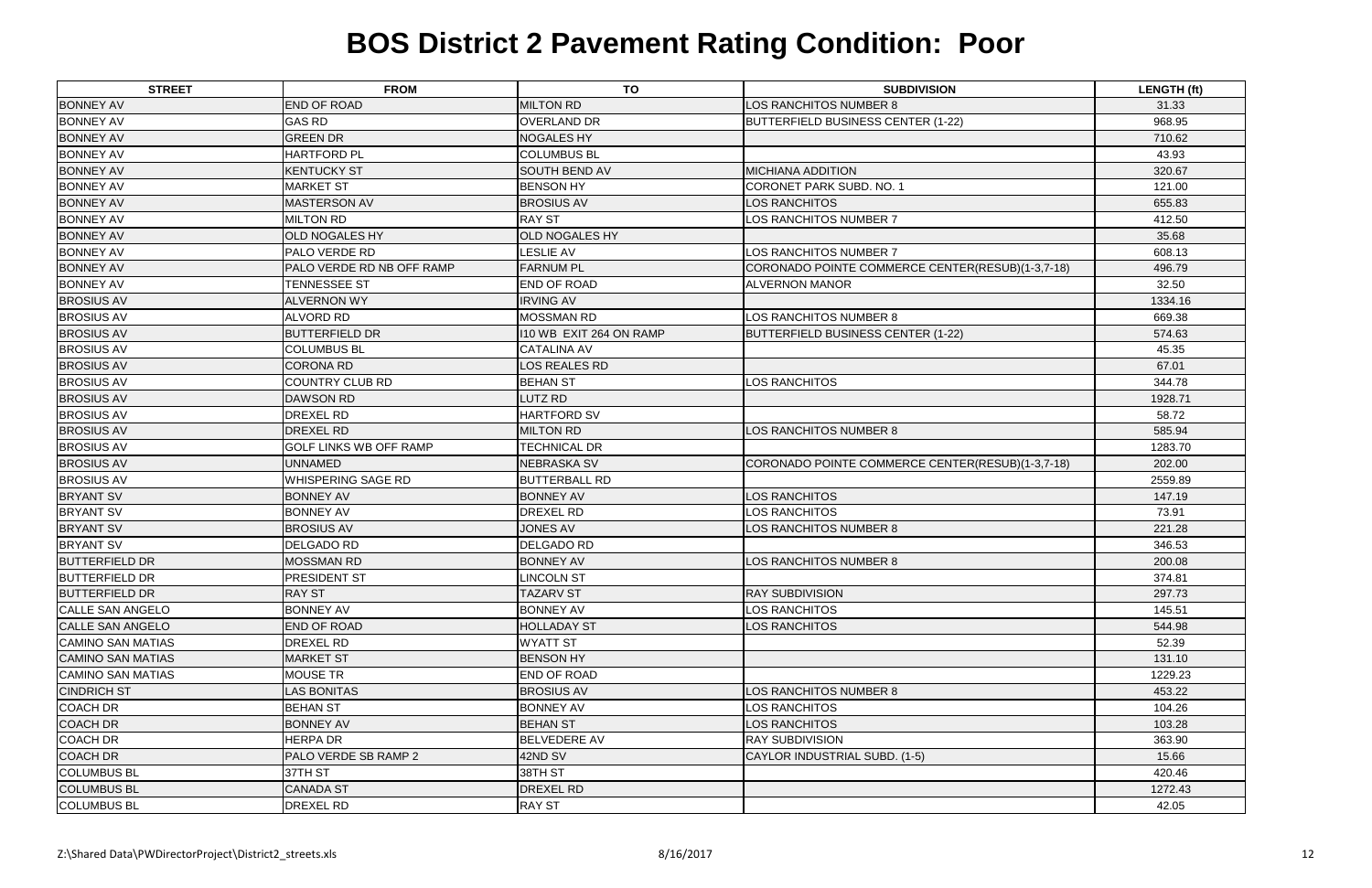# BOS District 2 Pavement Rating Condition: Poor

| STREET | FROM | TO | SUBDIVISION | LENGTH (ft) |
|---|---|---|---|---|
| BONNEY AV | END OF ROAD | MILTON RD | LOS RANCHITOS NUMBER 8 | 31.33 |
| BONNEY AV | GAS RD | OVERLAND DR | BUTTERFIELD BUSINESS CENTER (1-22) | 968.95 |
| BONNEY AV | GREEN DR | NOGALES HY | | 710.62 |
| BONNEY AV | HARTFORD PL | COLUMBUS BL | | 43.93 |
| BONNEY AV | KENTUCKY ST | SOUTH BEND AV | MICHIANA ADDITION | 320.67 |
| BONNEY AV | MARKET ST | BENSON HY | CORONET PARK SUBD. NO. 1 | 121.00 |
| BONNEY AV | MASTERSON AV | BROSIUS AV | LOS RANCHITOS | 655.83 |
| BONNEY AV | MILTON RD | RAY ST | LOS RANCHITOS NUMBER 7 | 412.50 |
| BONNEY AV | OLD NOGALES HY | OLD NOGALES HY | | 35.68 |
| BONNEY AV | PALO VERDE RD | LESLIE AV | LOS RANCHITOS NUMBER 7 | 608.13 |
| BONNEY AV | PALO VERDE RD NB OFF RAMP | FARNUM PL | CORONADO POINTE COMMERCE CENTER(RESUB)(1-3,7-18) | 496.79 |
| BONNEY AV | TENNESSEE ST | END OF ROAD | ALVERNON MANOR | 32.50 |
| BROSIUS AV | ALVERNON WY | IRVING AV | | 1334.16 |
| BROSIUS AV | ALVORD RD | MOSSMAN RD | LOS RANCHITOS NUMBER 8 | 669.38 |
| BROSIUS AV | BUTTERFIELD DR | I10 WB EXIT 264 ON RAMP | BUTTERFIELD BUSINESS CENTER (1-22) | 574.63 |
| BROSIUS AV | COLUMBUS BL | CATALINA AV | | 45.35 |
| BROSIUS AV | CORONA RD | LOS REALES RD | | 67.01 |
| BROSIUS AV | COUNTRY CLUB RD | BEHAN ST | LOS RANCHITOS | 344.78 |
| BROSIUS AV | DAWSON RD | LUTZ RD | | 1928.71 |
| BROSIUS AV | DREXEL RD | HARTFORD SV | | 58.72 |
| BROSIUS AV | DREXEL RD | MILTON RD | LOS RANCHITOS NUMBER 8 | 585.94 |
| BROSIUS AV | GOLF LINKS WB OFF RAMP | TECHNICAL DR | | 1283.70 |
| BROSIUS AV | UNNAMED | NEBRASKA SV | CORONADO POINTE COMMERCE CENTER(RESUB)(1-3,7-18) | 202.00 |
| BROSIUS AV | WHISPERING SAGE RD | BUTTERBALL RD | | 2559.89 |
| BRYANT SV | BONNEY AV | BONNEY AV | LOS RANCHITOS | 147.19 |
| BRYANT SV | BONNEY AV | DREXEL RD | LOS RANCHITOS | 73.91 |
| BRYANT SV | BROSIUS AV | JONES AV | LOS RANCHITOS NUMBER 8 | 221.28 |
| BRYANT SV | DELGADO RD | DELGADO RD | | 346.53 |
| BUTTERFIELD DR | MOSSMAN RD | BONNEY AV | LOS RANCHITOS NUMBER 8 | 200.08 |
| BUTTERFIELD DR | PRESIDENT ST | LINCOLN ST | | 374.81 |
| BUTTERFIELD DR | RAY ST | TAZARV ST | RAY SUBDIVISION | 297.73 |
| CALLE SAN ANGELO | BONNEY AV | BONNEY AV | LOS RANCHITOS | 145.51 |
| CALLE SAN ANGELO | END OF ROAD | HOLLADAY ST | LOS RANCHITOS | 544.98 |
| CAMINO SAN MATIAS | DREXEL RD | WYATT ST | | 52.39 |
| CAMINO SAN MATIAS | MARKET ST | BENSON HY | | 131.10 |
| CAMINO SAN MATIAS | MOUSE TR | END OF ROAD | | 1229.23 |
| CINDRICH ST | LAS BONITAS | BROSIUS AV | LOS RANCHITOS NUMBER 8 | 453.22 |
| COACH DR | BEHAN ST | BONNEY AV | LOS RANCHITOS | 104.26 |
| COACH DR | BONNEY AV | BEHAN ST | LOS RANCHITOS | 103.28 |
| COACH DR | HERPA DR | BELVEDERE AV | RAY SUBDIVISION | 363.90 |
| COACH DR | PALO VERDE SB RAMP 2 | 42ND SV | CAYLOR INDUSTRIAL SUBD. (1-5) | 15.66 |
| COLUMBUS BL | 37TH ST | 38TH ST | | 420.46 |
| COLUMBUS BL | CANADA ST | DREXEL RD | | 1272.43 |
| COLUMBUS BL | DREXEL RD | RAY ST | | 42.05 |

Z:\Shared Data\PWDirectorProject\District2_streets.xls 8/16/2017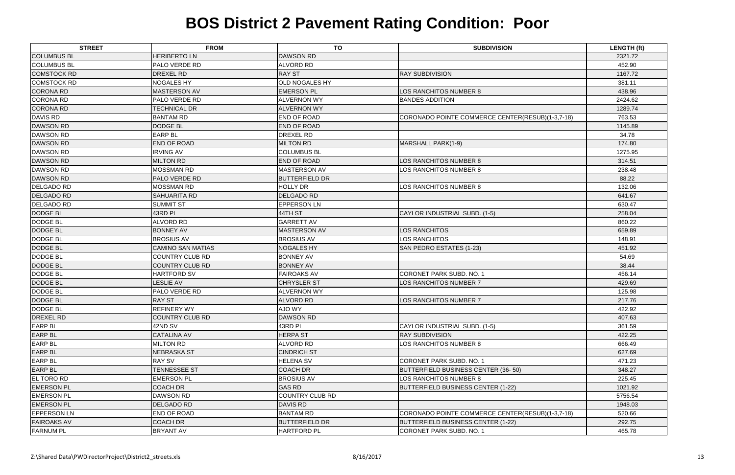# BOS District 2 Pavement Rating Condition: Poor

| STREET | FROM | TO | SUBDIVISION | LENGTH (ft) |
|---|---|---|---|---|
| COLUMBUS BL | HERIBERTO LN | DAWSON RD | | 2321.72 |
| COLUMBUS BL | PALO VERDE RD | ALVORD RD | | 452.90 |
| COMSTOCK RD | DREXEL RD | RAY ST | RAY SUBDIVISION | 1167.72 |
| COMSTOCK RD | NOGALES HY | OLD NOGALES HY | | 381.11 |
| CORONA RD | MASTERSON AV | EMERSON PL | LOS RANCHITOS NUMBER 8 | 438.96 |
| CORONA RD | PALO VERDE RD | ALVERNON WY | BANDES ADDITION | 2424.62 |
| CORONA RD | TECHNICAL DR | ALVERNON WY | | 1289.74 |
| DAVIS RD | BANTAM RD | END OF ROAD | CORONADO POINTE COMMERCE CENTER(RESUB)(1-3,7-18) | 763.53 |
| DAWSON RD | DODGE BL | END OF ROAD | | 1145.89 |
| DAWSON RD | EARP BL | DREXEL RD | | 34.78 |
| DAWSON RD | END OF ROAD | MILTON RD | MARSHALL PARK(1-9) | 174.80 |
| DAWSON RD | IRVING AV | COLUMBUS BL | | 1275.95 |
| DAWSON RD | MILTON RD | END OF ROAD | LOS RANCHITOS NUMBER 8 | 314.51 |
| DAWSON RD | MOSSMAN RD | MASTERSON AV | LOS RANCHITOS NUMBER 8 | 238.48 |
| DAWSON RD | PALO VERDE RD | BUTTERFIELD DR | | 88.22 |
| DELGADO RD | MOSSMAN RD | HOLLY DR | LOS RANCHITOS NUMBER 8 | 132.06 |
| DELGADO RD | SAHUARITA RD | DELGADO RD | | 641.67 |
| DELGADO RD | SUMMIT ST | EPPERSON LN | | 630.47 |
| DODGE BL | 43RD PL | 44TH ST | CAYLOR INDUSTRIAL SUBD. (1-5) | 258.04 |
| DODGE BL | ALVORD RD | GARRETT AV | | 860.22 |
| DODGE BL | BONNEY AV | MASTERSON AV | LOS RANCHITOS | 659.89 |
| DODGE BL | BROSIUS AV | BROSIUS AV | LOS RANCHITOS | 148.91 |
| DODGE BL | CAMINO SAN MATIAS | NOGALES HY | SAN PEDRO ESTATES (1-23) | 451.92 |
| DODGE BL | COUNTRY CLUB RD | BONNEY AV | | 54.69 |
| DODGE BL | COUNTRY CLUB RD | BONNEY AV | | 38.44 |
| DODGE BL | HARTFORD SV | FAIROAKS AV | CORONET PARK SUBD. NO. 1 | 456.14 |
| DODGE BL | LESLIE AV | CHRYSLER ST | LOS RANCHITOS NUMBER 7 | 429.69 |
| DODGE BL | PALO VERDE RD | ALVERNON WY | | 125.98 |
| DODGE BL | RAY ST | ALVORD RD | LOS RANCHITOS NUMBER 7 | 217.76 |
| DODGE BL | REFINERY WY | AJO WY | | 422.92 |
| DREXEL RD | COUNTRY CLUB RD | DAWSON RD | | 407.63 |
| EARP BL | 42ND SV | 43RD PL | CAYLOR INDUSTRIAL SUBD. (1-5) | 361.59 |
| EARP BL | CATALINA AV | HERPA ST | RAY SUBDIVISION | 422.25 |
| EARP BL | MILTON RD | ALVORD RD | LOS RANCHITOS NUMBER 8 | 666.49 |
| EARP BL | NEBRASKA ST | CINDRICH ST | | 627.69 |
| EARP BL | RAY SV | HELENA SV | CORONET PARK SUBD. NO. 1 | 471.23 |
| EARP BL | TENNESSEE ST | COACH DR | BUTTERFIELD BUSINESS CENTER (36- 50) | 348.27 |
| EL TORO RD | EMERSON PL | BROSIUS AV | LOS RANCHITOS NUMBER 8 | 225.45 |
| EMERSON PL | COACH DR | GAS RD | BUTTERFIELD BUSINESS CENTER (1-22) | 1021.92 |
| EMERSON PL | DAWSON RD | COUNTRY CLUB RD | | 5756.54 |
| EMERSON PL | DELGADO RD | DAVIS RD | | 1948.03 |
| EPPERSON LN | END OF ROAD | BANTAM RD | CORONADO POINTE COMMERCE CENTER(RESUB)(1-3,7-18) | 520.66 |
| FAIROAKS AV | COACH DR | BUTTERFIELD DR | BUTTERFIELD BUSINESS CENTER (1-22) | 292.75 |
| FARNUM PL | BRYANT AV | HARTFORD PL | CORONET PARK SUBD. NO. 1 | 465.78 |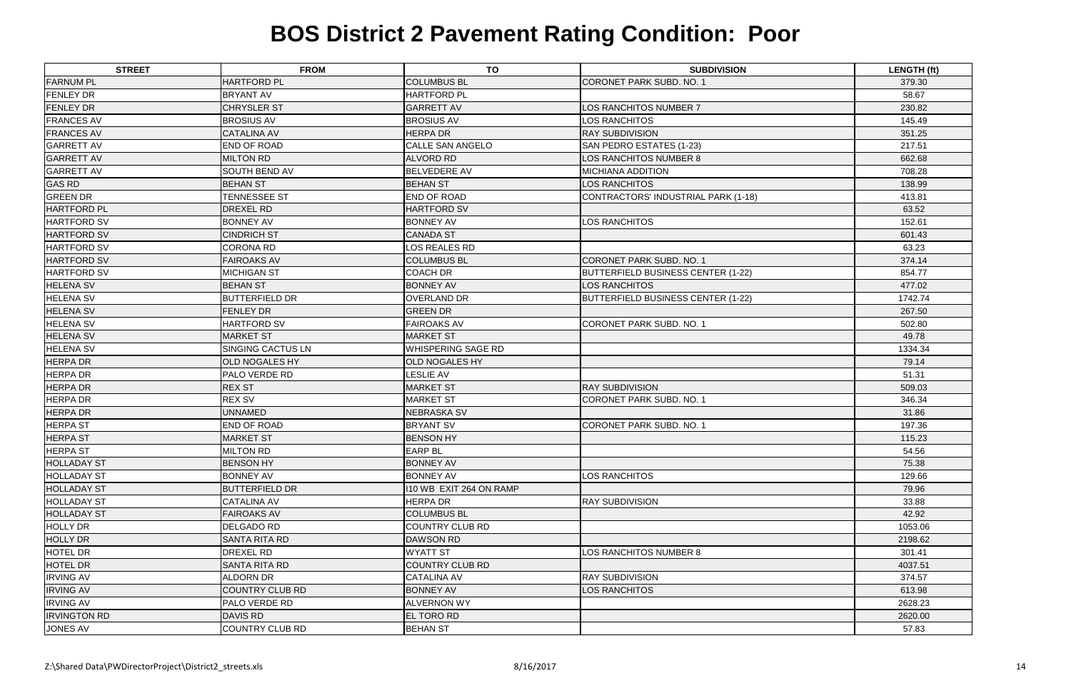# BOS District 2 Pavement Rating Condition: Poor

| STREET | FROM | TO | SUBDIVISION | LENGTH (ft) |
|---|---|---|---|---|
| FARNUM PL | HARTFORD PL | COLUMBUS BL | CORONET PARK SUBD. NO. 1 | 379.30 |
| FENLEY DR | BRYANT AV | HARTFORD PL | | 58.67 |
| FENLEY DR | CHRYSLER ST | GARRETT AV | LOS RANCHITOS NUMBER 7 | 230.82 |
| FRANCES AV | BROSIUS AV | BROSIUS AV | LOS RANCHITOS | 145.49 |
| FRANCES AV | CATALINA AV | HERPA DR | RAY SUBDIVISION | 351.25 |
| GARRETT AV | END OF ROAD | CALLE SAN ANGELO | SAN PEDRO ESTATES (1-23) | 217.51 |
| GARRETT AV | MILTON RD | ALVORD RD | LOS RANCHITOS NUMBER 8 | 662.68 |
| GARRETT AV | SOUTH BEND AV | BELVEDERE AV | MICHIANA ADDITION | 708.28 |
| GAS RD | BEHAN ST | BEHAN ST | LOS RANCHITOS | 138.99 |
| GREEN DR | TENNESSEE ST | END OF ROAD | CONTRACTORS' INDUSTRIAL PARK (1-18) | 413.81 |
| HARTFORD PL | DREXEL RD | HARTFORD SV | | 63.52 |
| HARTFORD SV | BONNEY AV | BONNEY AV | LOS RANCHITOS | 152.61 |
| HARTFORD SV | CINDRICH ST | CANADA ST | | 601.43 |
| HARTFORD SV | CORONA RD | LOS REALES RD | | 63.23 |
| HARTFORD SV | FAIROAKS AV | COLUMBUS BL | CORONET PARK SUBD. NO. 1 | 374.14 |
| HARTFORD SV | MICHIGAN ST | COACH DR | BUTTERFIELD BUSINESS CENTER (1-22) | 854.77 |
| HELENA SV | BEHAN ST | BONNEY AV | LOS RANCHITOS | 477.02 |
| HELENA SV | BUTTERFIELD DR | OVERLAND DR | BUTTERFIELD BUSINESS CENTER (1-22) | 1742.74 |
| HELENA SV | FENLEY DR | GREEN DR | | 267.50 |
| HELENA SV | HARTFORD SV | FAIROAKS AV | CORONET PARK SUBD. NO. 1 | 502.80 |
| HELENA SV | MARKET ST | MARKET ST | | 49.78 |
| HELENA SV | SINGING CACTUS LN | WHISPERING SAGE RD | | 1334.34 |
| HERPA DR | OLD NOGALES HY | OLD NOGALES HY | | 79.14 |
| HERPA DR | PALO VERDE RD | LESLIE AV | | 51.31 |
| HERPA DR | REX ST | MARKET ST | RAY SUBDIVISION | 509.03 |
| HERPA DR | REX SV | MARKET ST | CORONET PARK SUBD. NO. 1 | 346.34 |
| HERPA DR | UNNAMED | NEBRASKA SV | | 31.86 |
| HERPA ST | END OF ROAD | BRYANT SV | CORONET PARK SUBD. NO. 1 | 197.36 |
| HERPA ST | MARKET ST | BENSON HY | | 115.23 |
| HERPA ST | MILTON RD | EARP BL | | 54.56 |
| HOLLADAY ST | BENSON HY | BONNEY AV | | 75.38 |
| HOLLADAY ST | BONNEY AV | BONNEY AV | LOS RANCHITOS | 129.66 |
| HOLLADAY ST | BUTTERFIELD DR | I10 WB EXIT 264 ON RAMP | | 79.96 |
| HOLLADAY ST | CATALINA AV | HERPA DR | RAY SUBDIVISION | 33.88 |
| HOLLADAY ST | FAIROAKS AV | COLUMBUS BL | | 42.92 |
| HOLLY DR | DELGADO RD | COUNTRY CLUB RD | | 1053.06 |
| HOLLY DR | SANTA RITA RD | DAWSON RD | | 2198.62 |
| HOTEL DR | DREXEL RD | WYATT ST | LOS RANCHITOS NUMBER 8 | 301.41 |
| HOTEL DR | SANTA RITA RD | COUNTRY CLUB RD | | 4037.51 |
| IRVING AV | ALDORN DR | CATALINA AV | RAY SUBDIVISION | 374.57 |
| IRVING AV | COUNTRY CLUB RD | BONNEY AV | LOS RANCHITOS | 613.98 |
| IRVING AV | PALO VERDE RD | ALVERNON WY | | 2628.23 |
| IRVINGTON RD | DAVIS RD | EL TORO RD | | 2620.00 |
| JONES AV | COUNTRY CLUB RD | BEHAN ST | | 57.83 |

Z:\Shared Data\PWDirectorProject\District2_streets.xls 8/16/2017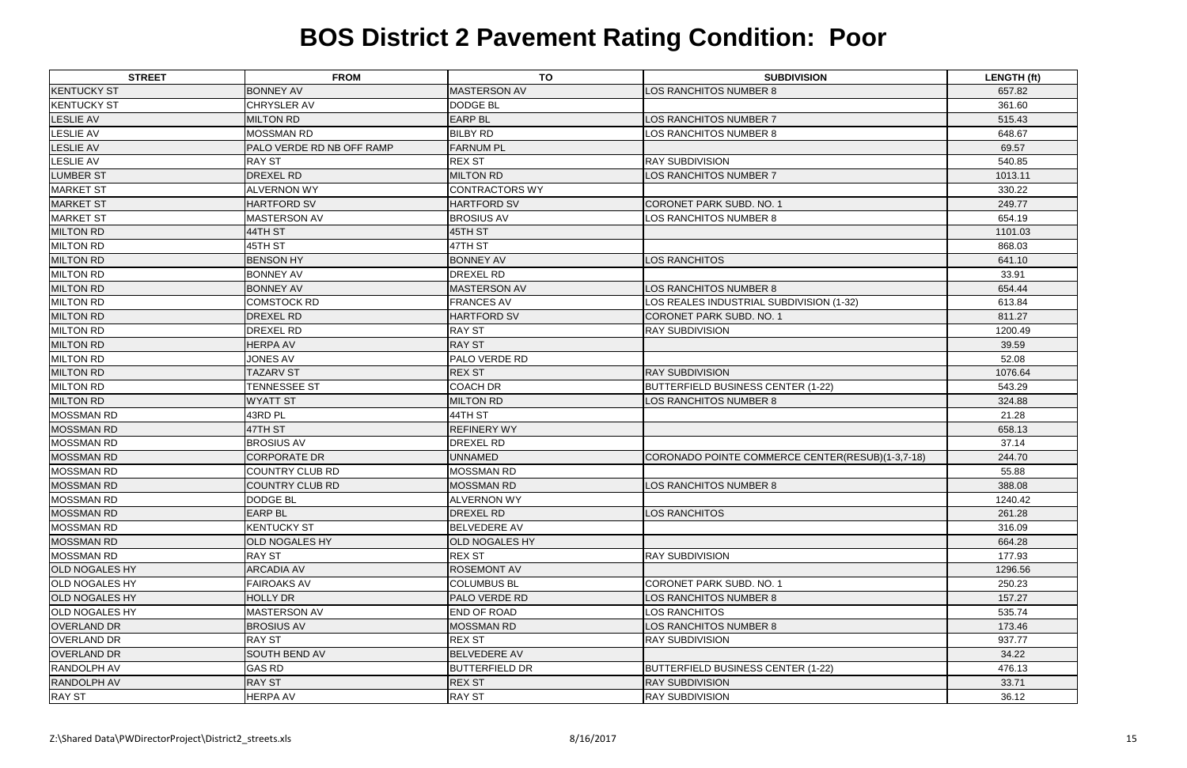# BOS District 2 Pavement Rating Condition: Poor

| STREET | FROM | TO | SUBDIVISION | LENGTH (ft) |
|---|---|---|---|---|
| KENTUCKY ST | BONNEY AV | MASTERSON AV | LOS RANCHITOS NUMBER 8 | 657.82 |
| KENTUCKY ST | CHRYSLER AV | DODGE BL | | 361.60 |
| LESLIE AV | MILTON RD | EARP BL | LOS RANCHITOS NUMBER 7 | 515.43 |
| LESLIE AV | MOSSMAN RD | BILBY RD | LOS RANCHITOS NUMBER 8 | 648.67 |
| LESLIE AV | PALO VERDE RD NB OFF RAMP | FARNUM PL | | 69.57 |
| LESLIE AV | RAY ST | REX ST | RAY SUBDIVISION | 540.85 |
| LUMBER ST | DREXEL RD | MILTON RD | LOS RANCHITOS NUMBER 7 | 1013.11 |
| MARKET ST | ALVERNON WY | CONTRACTORS WY | | 330.22 |
| MARKET ST | HARTFORD SV | HARTFORD SV | CORONET PARK SUBD. NO. 1 | 249.77 |
| MARKET ST | MASTERSON AV | BROSIUS AV | LOS RANCHITOS NUMBER 8 | 654.19 |
| MILTON RD | 44TH ST | 45TH ST | | 1101.03 |
| MILTON RD | 45TH ST | 47TH ST | | 868.03 |
| MILTON RD | BENSON HY | BONNEY AV | LOS RANCHITOS | 641.10 |
| MILTON RD | BONNEY AV | DREXEL RD | | 33.91 |
| MILTON RD | BONNEY AV | MASTERSON AV | LOS RANCHITOS NUMBER 8 | 654.44 |
| MILTON RD | COMSTOCK RD | FRANCES AV | LOS REALES INDUSTRIAL SUBDIVISION (1-32) | 613.84 |
| MILTON RD | DREXEL RD | HARTFORD SV | CORONET PARK SUBD. NO. 1 | 811.27 |
| MILTON RD | DREXEL RD | RAY ST | RAY SUBDIVISION | 1200.49 |
| MILTON RD | HERPA AV | RAY ST | | 39.59 |
| MILTON RD | JONES AV | PALO VERDE RD | | 52.08 |
| MILTON RD | TAZARV ST | REX ST | RAY SUBDIVISION | 1076.64 |
| MILTON RD | TENNESSEE ST | COACH DR | BUTTERFIELD BUSINESS CENTER (1-22) | 543.29 |
| MILTON RD | WYATT ST | MILTON RD | LOS RANCHITOS NUMBER 8 | 324.88 |
| MOSSMAN RD | 43RD PL | 44TH ST | | 21.28 |
| MOSSMAN RD | 47TH ST | REFINERY WY | | 658.13 |
| MOSSMAN RD | BROSIUS AV | DREXEL RD | | 37.14 |
| MOSSMAN RD | CORPORATE DR | UNNAMED | CORONADO POINTE COMMERCE CENTER(RESUB)(1-3,7-18) | 244.70 |
| MOSSMAN RD | COUNTRY CLUB RD | MOSSMAN RD | | 55.88 |
| MOSSMAN RD | COUNTRY CLUB RD | MOSSMAN RD | LOS RANCHITOS NUMBER 8 | 388.08 |
| MOSSMAN RD | DODGE BL | ALVERNON WY | | 1240.42 |
| MOSSMAN RD | EARP BL | DREXEL RD | LOS RANCHITOS | 261.28 |
| MOSSMAN RD | KENTUCKY ST | BELVEDERE AV | | 316.09 |
| MOSSMAN RD | OLD NOGALES HY | OLD NOGALES HY | | 664.28 |
| MOSSMAN RD | RAY ST | REX ST | RAY SUBDIVISION | 177.93 |
| OLD NOGALES HY | ARCADIA AV | ROSEMONT AV | | 1296.56 |
| OLD NOGALES HY | FAIROAKS AV | COLUMBUS BL | CORONET PARK SUBD. NO. 1 | 250.23 |
| OLD NOGALES HY | HOLLY DR | PALO VERDE RD | LOS RANCHITOS NUMBER 8 | 157.27 |
| OLD NOGALES HY | MASTERSON AV | END OF ROAD | LOS RANCHITOS | 535.74 |
| OVERLAND DR | BROSIUS AV | MOSSMAN RD | LOS RANCHITOS NUMBER 8 | 173.46 |
| OVERLAND DR | RAY ST | REX ST | RAY SUBDIVISION | 937.77 |
| OVERLAND DR | SOUTH BEND AV | BELVEDERE AV | | 34.22 |
| RANDOLPH AV | GAS RD | BUTTERFIELD DR | BUTTERFIELD BUSINESS CENTER (1-22) | 476.13 |
| RANDOLPH AV | RAY ST | REX ST | RAY SUBDIVISION | 33.71 |
| RAY ST | HERPA AV | RAY ST | RAY SUBDIVISION | 36.12 |

Z:\Shared Data\PWDirectorProject\District2_streets.xls 8/16/2017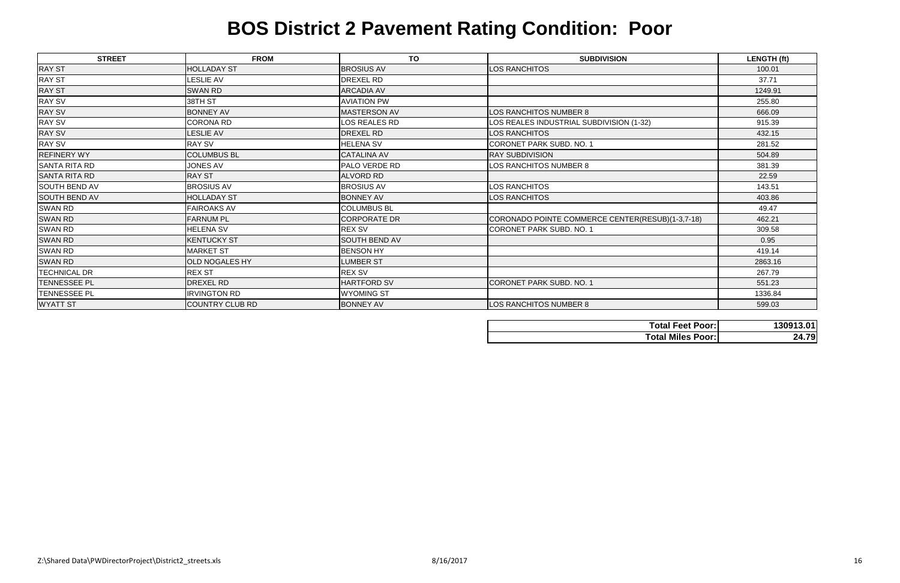# BOS District 2 Pavement Rating Condition: Poor

| STREET | FROM | TO | SUBDIVISION | LENGTH (ft) |
|---|---|---|---|---|
| RAY ST | HOLLADAY ST | BROSIUS AV | LOS RANCHITOS | 100.01 |
| RAY ST | LESLIE AV | DREXEL RD | | 37.71 |
| RAY ST | SWAN RD | ARCADIA AV | | 1249.91 |
| RAY SV | 38TH ST | AVIATION PW | | 255.80 |
| RAY SV | BONNEY AV | MASTERSON AV | LOS RANCHITOS NUMBER 8 | 666.09 |
| RAY SV | CORONA RD | LOS REALES RD | LOS REALES INDUSTRIAL SUBDIVISION (1-32) | 915.39 |
| RAY SV | LESLIE AV | DREXEL RD | LOS RANCHITOS | 432.15 |
| RAY SV | RAY SV | HELENA SV | CORONET PARK SUBD. NO. 1 | 281.52 |
| REFINERY WY | COLUMBUS BL | CATALINA AV | RAY SUBDIVISION | 504.89 |
| SANTA RITA RD | JONES AV | PALO VERDE RD | LOS RANCHITOS NUMBER 8 | 381.39 |
| SANTA RITA RD | RAY ST | ALVORD RD | | 22.59 |
| SOUTH BEND AV | BROSIUS AV | BROSIUS AV | LOS RANCHITOS | 143.51 |
| SOUTH BEND AV | HOLLADAY ST | BONNEY AV | LOS RANCHITOS | 403.86 |
| SWAN RD | FAIROAKS AV | COLUMBUS BL | | 49.47 |
| SWAN RD | FARNUM PL | CORPORATE DR | CORONADO POINTE COMMERCE CENTER(RESUB)(1-3,7-18) | 462.21 |
| SWAN RD | HELENA SV | REX SV | CORONET PARK SUBD. NO. 1 | 309.58 |
| SWAN RD | KENTUCKY ST | SOUTH BEND AV | | 0.95 |
| SWAN RD | MARKET ST | BENSON HY | | 419.14 |
| SWAN RD | OLD NOGALES HY | LUMBER ST | | 2863.16 |
| TECHNICAL DR | REX ST | REX SV | | 267.79 |
| TENNESSEE PL | DREXEL RD | HARTFORD SV | CORONET PARK SUBD. NO. 1 | 551.23 |
| TENNESSEE PL | IRVINGTON RD | WYOMING ST | | 1336.84 |
| WYATT ST | COUNTRY CLUB RD | BONNEY AV | LOS RANCHITOS NUMBER 8 | 599.03 |

| | |
|---|---|
| **Total Feet Poor:** | **130913.01** |
| **Total Miles Poor:** | **24.79** |

Z:\Shared Data\PWDirectorProject\District2_streets.xls 8/16/2017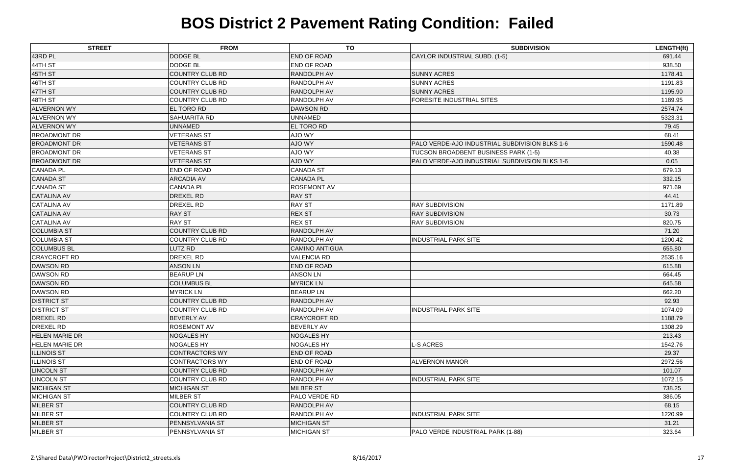# BOS District 2 Pavement Rating Condition: Failed

| STREET | FROM | TO | SUBDIVISION | LENGTH(ft) |
|---|---|---|---|---|
| 43RD PL | DODGE BL | END OF ROAD | CAYLOR INDUSTRIAL SUBD. (1-5) | 691.44 |
| 44TH ST | DODGE BL | END OF ROAD | | 938.50 |
| 45TH ST | COUNTRY CLUB RD | RANDOLPH AV | SUNNY ACRES | 1178.41 |
| 46TH ST | COUNTRY CLUB RD | RANDOLPH AV | SUNNY ACRES | 1191.83 |
| 47TH ST | COUNTRY CLUB RD | RANDOLPH AV | SUNNY ACRES | 1195.90 |
| 48TH ST | COUNTRY CLUB RD | RANDOLPH AV | FORESITE INDUSTRIAL SITES | 1189.95 |
| ALVERNON WY | EL TORO RD | DAWSON RD | | 2574.74 |
| ALVERNON WY | SAHUARITA RD | UNNAMED | | 5323.31 |
| ALVERNON WY | UNNAMED | EL TORO RD | | 79.45 |
| BROADMONT DR | VETERANS ST | AJO WY | | 68.41 |
| BROADMONT DR | VETERANS ST | AJO WY | PALO VERDE-AJO INDUSTRIAL SUBDIVISION BLKS 1-6 | 1590.48 |
| BROADMONT DR | VETERANS ST | AJO WY | TUCSON BROADBENT BUSINESS PARK (1-5) | 40.38 |
| BROADMONT DR | VETERANS ST | AJO WY | PALO VERDE-AJO INDUSTRIAL SUBDIVISION BLKS 1-6 | 0.05 |
| CANADA PL | END OF ROAD | CANADA ST | | 679.13 |
| CANADA ST | ARCADIA AV | CANADA PL | | 332.15 |
| CANADA ST | CANADA PL | ROSEMONT AV | | 971.69 |
| CATALINA AV | DREXEL RD | RAY ST | | 44.41 |
| CATALINA AV | DREXEL RD | RAY ST | RAY SUBDIVISION | 1171.89 |
| CATALINA AV | RAY ST | REX ST | RAY SUBDIVISION | 30.73 |
| CATALINA AV | RAY ST | REX ST | RAY SUBDIVISION | 820.75 |
| COLUMBIA ST | COUNTRY CLUB RD | RANDOLPH AV | | 71.20 |
| COLUMBIA ST | COUNTRY CLUB RD | RANDOLPH AV | INDUSTRIAL PARK SITE | 1200.42 |
| COLUMBUS BL | LUTZ RD | CAMINO ANTIGUA | | 655.80 |
| CRAYCROFT RD | DREXEL RD | VALENCIA RD | | 2535.16 |
| DAWSON RD | ANSON LN | END OF ROAD | | 615.88 |
| DAWSON RD | BEARUP LN | ANSON LN | | 664.45 |
| DAWSON RD | COLUMBUS BL | MYRICK LN | | 645.58 |
| DAWSON RD | MYRICK LN | BEARUP LN | | 662.20 |
| DISTRICT ST | COUNTRY CLUB RD | RANDOLPH AV | | 92.93 |
| DISTRICT ST | COUNTRY CLUB RD | RANDOLPH AV | INDUSTRIAL PARK SITE | 1074.09 |
| DREXEL RD | BEVERLY AV | CRAYCROFT RD | | 1188.79 |
| DREXEL RD | ROSEMONT AV | BEVERLY AV | | 1308.29 |
| HELEN MARIE DR | NOGALES HY | NOGALES HY | | 213.43 |
| HELEN MARIE DR | NOGALES HY | NOGALES HY | L-S ACRES | 1542.76 |
| ILLINOIS ST | CONTRACTORS WY | END OF ROAD | | 29.37 |
| ILLINOIS ST | CONTRACTORS WY | END OF ROAD | ALVERNON MANOR | 2972.56 |
| LINCOLN ST | COUNTRY CLUB RD | RANDOLPH AV | | 101.07 |
| LINCOLN ST | COUNTRY CLUB RD | RANDOLPH AV | INDUSTRIAL PARK SITE | 1072.15 |
| MICHIGAN ST | MICHIGAN ST | MILBER ST | | 738.25 |
| MICHIGAN ST | MILBER ST | PALO VERDE RD | | 386.05 |
| MILBER ST | COUNTRY CLUB RD | RANDOLPH AV | | 68.15 |
| MILBER ST | COUNTRY CLUB RD | RANDOLPH AV | INDUSTRIAL PARK SITE | 1220.99 |
| MILBER ST | PENNSYLVANIA ST | MICHIGAN ST | | 31.21 |
| MILBER ST | PENNSYLVANIA ST | MICHIGAN ST | PALO VERDE INDUSTRIAL PARK (1-88) | 323.64 |

Z:\Shared Data\PWDirectorProject\District2_streets.xls 8/16/2017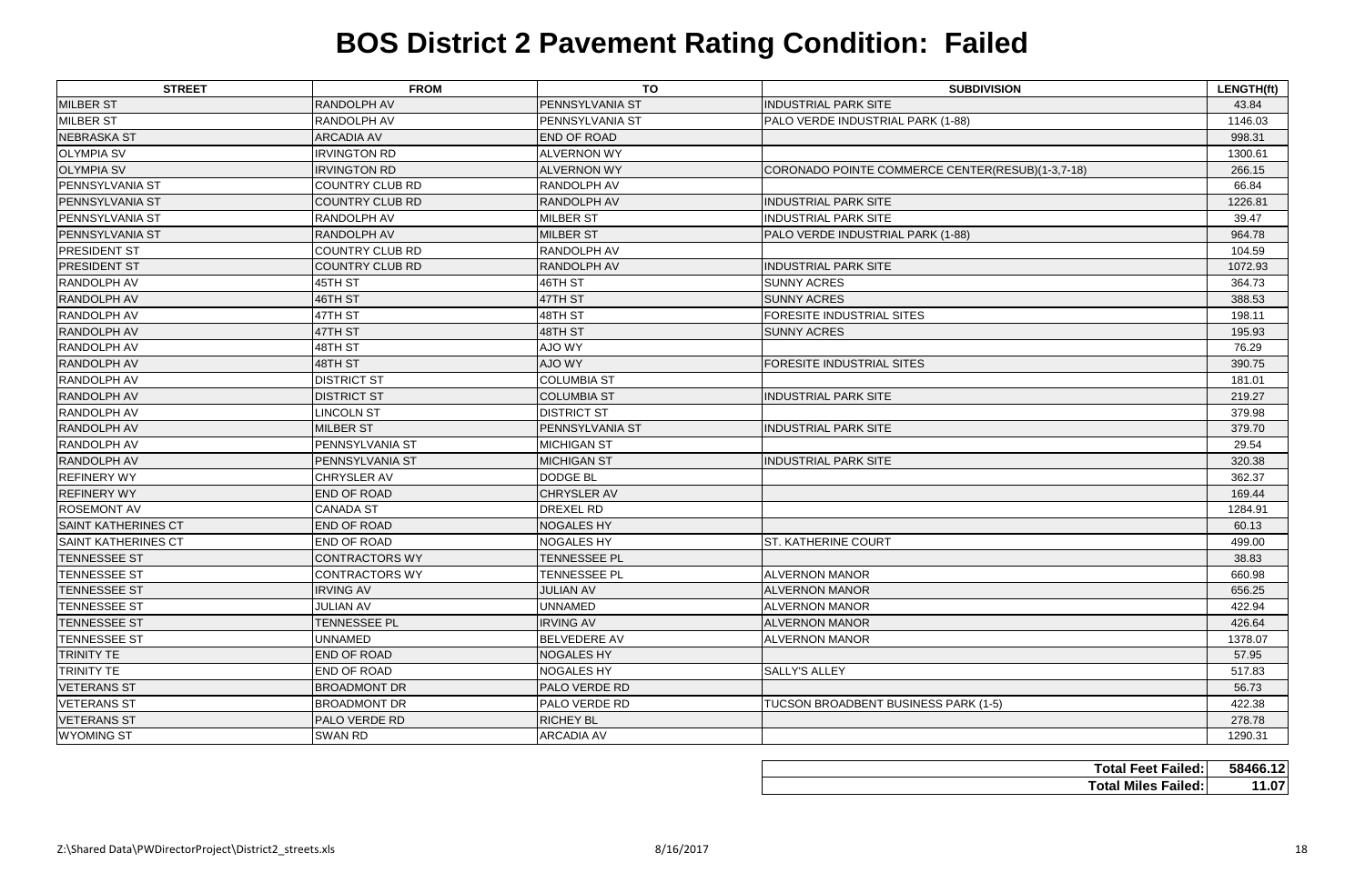# BOS District 2 Pavement Rating Condition: Failed

| STREET | FROM | TO | SUBDIVISION | LENGTH(ft) |
|---|---|---|---|---|
| MILBER ST | RANDOLPH AV | PENNSYLVANIA ST | INDUSTRIAL PARK SITE | 43.84 |
| MILBER ST | RANDOLPH AV | PENNSYLVANIA ST | PALO VERDE INDUSTRIAL PARK (1-88) | 1146.03 |
| NEBRASKA ST | ARCADIA AV | END OF ROAD | | 998.31 |
| OLYMPIA SV | IRVINGTON RD | ALVERNON WY | | 1300.61 |
| OLYMPIA SV | IRVINGTON RD | ALVERNON WY | CORONADO POINTE COMMERCE CENTER(RESUB)(1-3,7-18) | 266.15 |
| PENNSYLVANIA ST | COUNTRY CLUB RD | RANDOLPH AV | | 66.84 |
| PENNSYLVANIA ST | COUNTRY CLUB RD | RANDOLPH AV | INDUSTRIAL PARK SITE | 1226.81 |
| PENNSYLVANIA ST | RANDOLPH AV | MILBER ST | INDUSTRIAL PARK SITE | 39.47 |
| PENNSYLVANIA ST | RANDOLPH AV | MILBER ST | PALO VERDE INDUSTRIAL PARK (1-88) | 964.78 |
| PRESIDENT ST | COUNTRY CLUB RD | RANDOLPH AV | | 104.59 |
| PRESIDENT ST | COUNTRY CLUB RD | RANDOLPH AV | INDUSTRIAL PARK SITE | 1072.93 |
| RANDOLPH AV | 45TH ST | 46TH ST | SUNNY ACRES | 364.73 |
| RANDOLPH AV | 46TH ST | 47TH ST | SUNNY ACRES | 388.53 |
| RANDOLPH AV | 47TH ST | 48TH ST | FORESITE INDUSTRIAL SITES | 198.11 |
| RANDOLPH AV | 47TH ST | 48TH ST | SUNNY ACRES | 195.93 |
| RANDOLPH AV | 48TH ST | AJO WY | | 76.29 |
| RANDOLPH AV | 48TH ST | AJO WY | FORESITE INDUSTRIAL SITES | 390.75 |
| RANDOLPH AV | DISTRICT ST | COLUMBIA ST | | 181.01 |
| RANDOLPH AV | DISTRICT ST | COLUMBIA ST | INDUSTRIAL PARK SITE | 219.27 |
| RANDOLPH AV | LINCOLN ST | DISTRICT ST | | 379.98 |
| RANDOLPH AV | MILBER ST | PENNSYLVANIA ST | INDUSTRIAL PARK SITE | 379.70 |
| RANDOLPH AV | PENNSYLVANIA ST | MICHIGAN ST | | 29.54 |
| RANDOLPH AV | PENNSYLVANIA ST | MICHIGAN ST | INDUSTRIAL PARK SITE | 320.38 |
| REFINERY WY | CHRYSLER AV | DODGE BL | | 362.37 |
| REFINERY WY | END OF ROAD | CHRYSLER AV | | 169.44 |
| ROSEMONT AV | CANADA ST | DREXEL RD | | 1284.91 |
| SAINT KATHERINES CT | END OF ROAD | NOGALES HY | | 60.13 |
| SAINT KATHERINES CT | END OF ROAD | NOGALES HY | ST. KATHERINE COURT | 499.00 |
| TENNESSEE ST | CONTRACTORS WY | TENNESSEE PL | | 38.83 |
| TENNESSEE ST | CONTRACTORS WY | TENNESSEE PL | ALVERNON MANOR | 660.98 |
| TENNESSEE ST | IRVING AV | JULIAN AV | ALVERNON MANOR | 656.25 |
| TENNESSEE ST | JULIAN AV | UNNAMED | ALVERNON MANOR | 422.94 |
| TENNESSEE ST | TENNESSEE PL | IRVING AV | ALVERNON MANOR | 426.64 |
| TENNESSEE ST | UNNAMED | BELVEDERE AV | ALVERNON MANOR | 1378.07 |
| TRINITY TE | END OF ROAD | NOGALES HY | | 57.95 |
| TRINITY TE | END OF ROAD | NOGALES HY | SALLY'S ALLEY | 517.83 |
| VETERANS ST | BROADMONT DR | PALO VERDE RD | | 56.73 |
| VETERANS ST | BROADMONT DR | PALO VERDE RD | TUCSON BROADBENT BUSINESS PARK (1-5) | 422.38 |
| VETERANS ST | PALO VERDE RD | RICHEY BL | | 278.78 |
| WYOMING ST | SWAN RD | ARCADIA AV | | 1290.31 |

| | |
|---|---|
| **Total Feet Failed:** | **58466.12** |
| **Total Miles Failed:** | **11.07** |

Z:\Shared Data\PWDirectorProject\District2_streets.xls 8/16/2017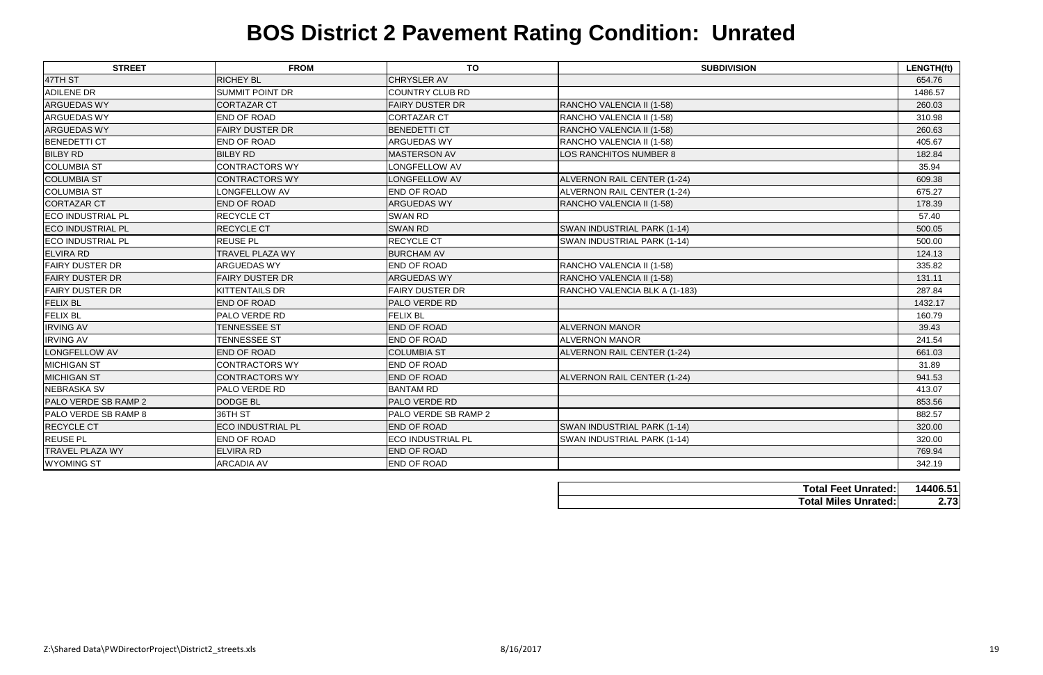# BOS District 2 Pavement Rating Condition: Unrated

| STREET | FROM | TO | SUBDIVISION | LENGTH(ft) |
|---|---|---|---|---|
| 47TH ST | RICHEY BL | CHRYSLER AV | | 654.76 |
| ADILENE DR | SUMMIT POINT DR | COUNTRY CLUB RD | | 1486.57 |
| ARGUEDAS WY | CORTAZAR CT | FAIRY DUSTER DR | RANCHO VALENCIA II (1-58) | 260.03 |
| ARGUEDAS WY | END OF ROAD | CORTAZAR CT | RANCHO VALENCIA II (1-58) | 310.98 |
| ARGUEDAS WY | FAIRY DUSTER DR | BENEDETTI CT | RANCHO VALENCIA II (1-58) | 260.63 |
| BENEDETTI CT | END OF ROAD | ARGUEDAS WY | RANCHO VALENCIA II (1-58) | 405.67 |
| BILBY RD | BILBY RD | MASTERSON AV | LOS RANCHITOS NUMBER 8 | 182.84 |
| COLUMBIA ST | CONTRACTORS WY | LONGFELLOW AV | | 35.94 |
| COLUMBIA ST | CONTRACTORS WY | LONGFELLOW AV | ALVERNON RAIL CENTER (1-24) | 609.38 |
| COLUMBIA ST | LONGFELLOW AV | END OF ROAD | ALVERNON RAIL CENTER (1-24) | 675.27 |
| CORTAZAR CT | END OF ROAD | ARGUEDAS WY | RANCHO VALENCIA II (1-58) | 178.39 |
| ECO INDUSTRIAL PL | RECYCLE CT | SWAN RD | | 57.40 |
| ECO INDUSTRIAL PL | RECYCLE CT | SWAN RD | SWAN INDUSTRIAL PARK (1-14) | 500.05 |
| ECO INDUSTRIAL PL | REUSE PL | RECYCLE CT | SWAN INDUSTRIAL PARK (1-14) | 500.00 |
| ELVIRA RD | TRAVEL PLAZA WY | BURCHAM AV | | 124.13 |
| FAIRY DUSTER DR | ARGUEDAS WY | END OF ROAD | RANCHO VALENCIA II (1-58) | 335.82 |
| FAIRY DUSTER DR | FAIRY DUSTER DR | ARGUEDAS WY | RANCHO VALENCIA II (1-58) | 131.11 |
| FAIRY DUSTER DR | KITTENTAILS DR | FAIRY DUSTER DR | RANCHO VALENCIA BLK A (1-183) | 287.84 |
| FELIX BL | END OF ROAD | PALO VERDE RD | | 1432.17 |
| FELIX BL | PALO VERDE RD | FELIX BL | | 160.79 |
| IRVING AV | TENNESSEE ST | END OF ROAD | ALVERNON MANOR | 39.43 |
| IRVING AV | TENNESSEE ST | END OF ROAD | ALVERNON MANOR | 241.54 |
| LONGFELLOW AV | END OF ROAD | COLUMBIA ST | ALVERNON RAIL CENTER (1-24) | 661.03 |
| MICHIGAN ST | CONTRACTORS WY | END OF ROAD | | 31.89 |
| MICHIGAN ST | CONTRACTORS WY | END OF ROAD | ALVERNON RAIL CENTER (1-24) | 941.53 |
| NEBRASKA SV | PALO VERDE RD | BANTAM RD | | 413.07 |
| PALO VERDE SB RAMP 2 | DODGE BL | PALO VERDE RD | | 853.56 |
| PALO VERDE SB RAMP 8 | 36TH ST | PALO VERDE SB RAMP 2 | | 882.57 |
| RECYCLE CT | ECO INDUSTRIAL PL | END OF ROAD | SWAN INDUSTRIAL PARK (1-14) | 320.00 |
| REUSE PL | END OF ROAD | ECO INDUSTRIAL PL | SWAN INDUSTRIAL PARK (1-14) | 320.00 |
| TRAVEL PLAZA WY | ELVIRA RD | END OF ROAD | | 769.94 |
| WYOMING ST | ARCADIA AV | END OF ROAD | | 342.19 |

| | |
|---|---|
| **Total Feet Unrated:** | **14406.51** |
| **Total Miles Unrated:** | **2.73** |

Z:\Shared Data\PWDirectorProject\District2_streets.xls 8/16/2017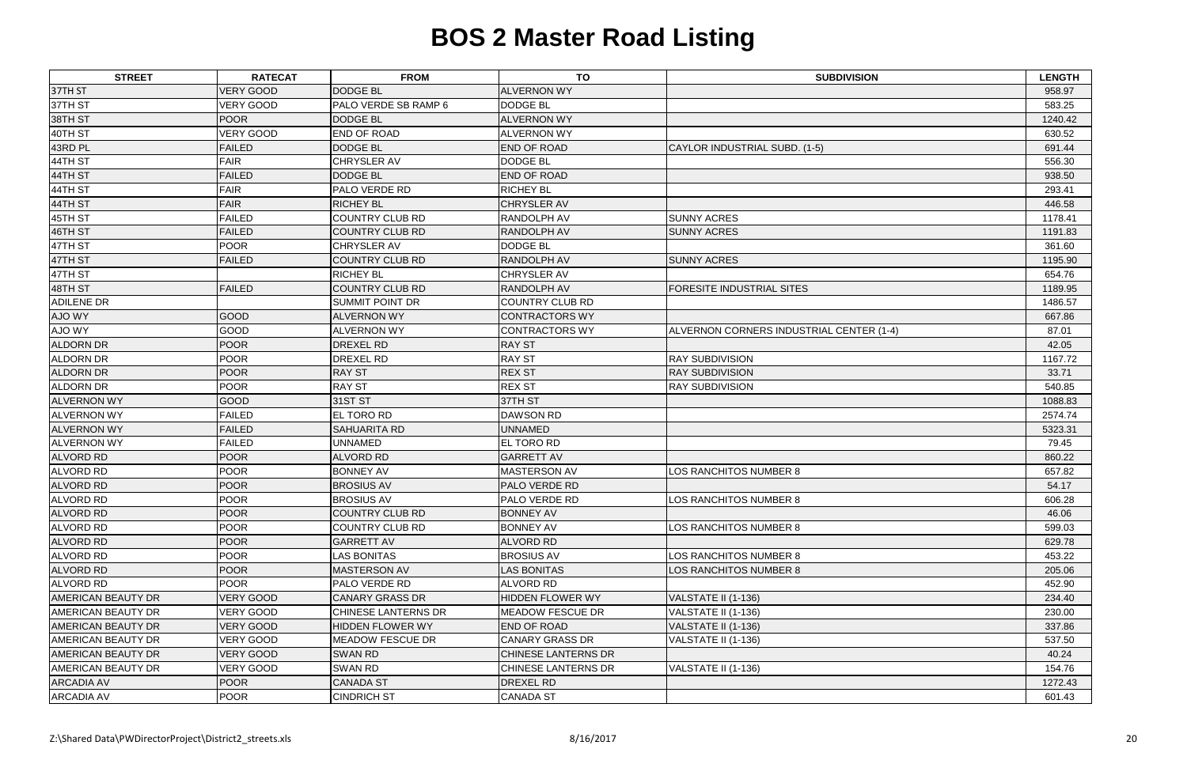# BOS 2 Master Road Listing

| STREET | RATECAT | FROM | TO | SUBDIVISION | LENGTH |
|---|---|---|---|---|---|
| 37TH ST | VERY GOOD | DODGE BL | ALVERNON WY | | 958.97 |
| 37TH ST | VERY GOOD | PALO VERDE SB RAMP 6 | DODGE BL | | 583.25 |
| 38TH ST | POOR | DODGE BL | ALVERNON WY | | 1240.42 |
| 40TH ST | VERY GOOD | END OF ROAD | ALVERNON WY | | 630.52 |
| 43RD PL | FAILED | DODGE BL | END OF ROAD | CAYLOR INDUSTRIAL SUBD. (1-5) | 691.44 |
| 44TH ST | FAIR | CHRYSLER AV | DODGE BL | | 556.30 |
| 44TH ST | FAILED | DODGE BL | END OF ROAD | | 938.50 |
| 44TH ST | FAIR | PALO VERDE RD | RICHEY BL | | 293.41 |
| 44TH ST | FAIR | RICHEY BL | CHRYSLER AV | | 446.58 |
| 45TH ST | FAILED | COUNTRY CLUB RD | RANDOLPH AV | SUNNY ACRES | 1178.41 |
| 46TH ST | FAILED | COUNTRY CLUB RD | RANDOLPH AV | SUNNY ACRES | 1191.83 |
| 47TH ST | POOR | CHRYSLER AV | DODGE BL | | 361.60 |
| 47TH ST | FAILED | COUNTRY CLUB RD | RANDOLPH AV | SUNNY ACRES | 1195.90 |
| 47TH ST | | RICHEY BL | CHRYSLER AV | | 654.76 |
| 48TH ST | FAILED | COUNTRY CLUB RD | RANDOLPH AV | FORESITE INDUSTRIAL SITES | 1189.95 |
| ADILENE DR | | SUMMIT POINT DR | COUNTRY CLUB RD | | 1486.57 |
| AJO WY | GOOD | ALVERNON WY | CONTRACTORS WY | | 667.86 |
| AJO WY | GOOD | ALVERNON WY | CONTRACTORS WY | ALVERNON CORNERS INDUSTRIAL CENTER (1-4) | 87.01 |
| ALDORN DR | POOR | DREXEL RD | RAY ST | | 42.05 |
| ALDORN DR | POOR | DREXEL RD | RAY ST | RAY SUBDIVISION | 1167.72 |
| ALDORN DR | POOR | RAY ST | REX ST | RAY SUBDIVISION | 33.71 |
| ALDORN DR | POOR | RAY ST | REX ST | RAY SUBDIVISION | 540.85 |
| ALVERNON WY | GOOD | 31ST ST | 37TH ST | | 1088.83 |
| ALVERNON WY | FAILED | EL TORO RD | DAWSON RD | | 2574.74 |
| ALVERNON WY | FAILED | SAHUARITA RD | UNNAMED | | 5323.31 |
| ALVERNON WY | FAILED | UNNAMED | EL TORO RD | | 79.45 |
| ALVORD RD | POOR | ALVORD RD | GARRETT AV | | 860.22 |
| ALVORD RD | POOR | BONNEY AV | MASTERSON AV | LOS RANCHITOS NUMBER 8 | 657.82 |
| ALVORD RD | POOR | BROSIUS AV | PALO VERDE RD | | 54.17 |
| ALVORD RD | POOR | BROSIUS AV | PALO VERDE RD | LOS RANCHITOS NUMBER 8 | 606.28 |
| ALVORD RD | POOR | COUNTRY CLUB RD | BONNEY AV | | 46.06 |
| ALVORD RD | POOR | COUNTRY CLUB RD | BONNEY AV | LOS RANCHITOS NUMBER 8 | 599.03 |
| ALVORD RD | POOR | GARRETT AV | ALVORD RD | | 629.78 |
| ALVORD RD | POOR | LAS BONITAS | BROSIUS AV | LOS RANCHITOS NUMBER 8 | 453.22 |
| ALVORD RD | POOR | MASTERSON AV | LAS BONITAS | LOS RANCHITOS NUMBER 8 | 205.06 |
| ALVORD RD | POOR | PALO VERDE RD | ALVORD RD | | 452.90 |
| AMERICAN BEAUTY DR | VERY GOOD | CANARY GRASS DR | HIDDEN FLOWER WY | VALSTATE II (1-136) | 234.40 |
| AMERICAN BEAUTY DR | VERY GOOD | CHINESE LANTERNS DR | MEADOW FESCUE DR | VALSTATE II (1-136) | 230.00 |
| AMERICAN BEAUTY DR | VERY GOOD | HIDDEN FLOWER WY | END OF ROAD | VALSTATE II (1-136) | 337.86 |
| AMERICAN BEAUTY DR | VERY GOOD | MEADOW FESCUE DR | CANARY GRASS DR | VALSTATE II (1-136) | 537.50 |
| AMERICAN BEAUTY DR | VERY GOOD | SWAN RD | CHINESE LANTERNS DR | | 40.24 |
| AMERICAN BEAUTY DR | VERY GOOD | SWAN RD | CHINESE LANTERNS DR | VALSTATE II (1-136) | 154.76 |
| ARCADIA AV | POOR | CANADA ST | DREXEL RD | | 1272.43 |
| ARCADIA AV | POOR | CINDRICH ST | CANADA ST | | 601.43 |

Z:\Shared Data\PWDirectorProject\District2_streets.xls — 8/16/2017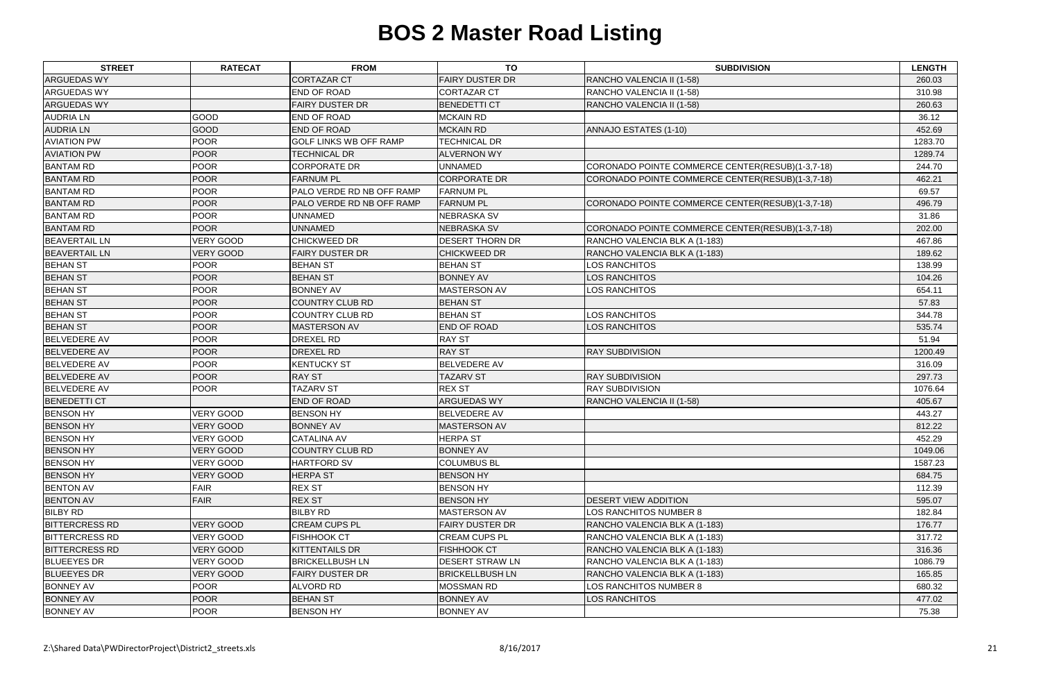# BOS 2 Master Road Listing

| STREET | RATECAT | FROM | TO | SUBDIVISION | LENGTH |
|---|---|---|---|---|---|
| ARGUEDAS WY | | CORTAZAR CT | FAIRY DUSTER DR | RANCHO VALENCIA II (1-58) | 260.03 |
| ARGUEDAS WY | | END OF ROAD | CORTAZAR CT | RANCHO VALENCIA II (1-58) | 310.98 |
| ARGUEDAS WY | | FAIRY DUSTER DR | BENEDETTI CT | RANCHO VALENCIA II (1-58) | 260.63 |
| AUDRIA LN | GOOD | END OF ROAD | MCKAIN RD | | 36.12 |
| AUDRIA LN | GOOD | END OF ROAD | MCKAIN RD | ANNAJO ESTATES (1-10) | 452.69 |
| AVIATION PW | POOR | GOLF LINKS WB OFF RAMP | TECHNICAL DR | | 1283.70 |
| AVIATION PW | POOR | TECHNICAL DR | ALVERNON WY | | 1289.74 |
| BANTAM RD | POOR | CORPORATE DR | UNNAMED | CORONADO POINTE COMMERCE CENTER(RESUB)(1-3,7-18) | 244.70 |
| BANTAM RD | POOR | FARNUM PL | CORPORATE DR | CORONADO POINTE COMMERCE CENTER(RESUB)(1-3,7-18) | 462.21 |
| BANTAM RD | POOR | PALO VERDE RD NB OFF RAMP | FARNUM PL | | 69.57 |
| BANTAM RD | POOR | PALO VERDE RD NB OFF RAMP | FARNUM PL | CORONADO POINTE COMMERCE CENTER(RESUB)(1-3,7-18) | 496.79 |
| BANTAM RD | POOR | UNNAMED | NEBRASKA SV | | 31.86 |
| BANTAM RD | POOR | UNNAMED | NEBRASKA SV | CORONADO POINTE COMMERCE CENTER(RESUB)(1-3,7-18) | 202.00 |
| BEAVERTAIL LN | VERY GOOD | CHICKWEED DR | DESERT THORN DR | RANCHO VALENCIA BLK A (1-183) | 467.86 |
| BEAVERTAIL LN | VERY GOOD | FAIRY DUSTER DR | CHICKWEED DR | RANCHO VALENCIA BLK A (1-183) | 189.62 |
| BEHAN ST | POOR | BEHAN ST | BEHAN ST | LOS RANCHITOS | 138.99 |
| BEHAN ST | POOR | BEHAN ST | BONNEY AV | LOS RANCHITOS | 104.26 |
| BEHAN ST | POOR | BONNEY AV | MASTERSON AV | LOS RANCHITOS | 654.11 |
| BEHAN ST | POOR | COUNTRY CLUB RD | BEHAN ST | | 57.83 |
| BEHAN ST | POOR | COUNTRY CLUB RD | BEHAN ST | LOS RANCHITOS | 344.78 |
| BEHAN ST | POOR | MASTERSON AV | END OF ROAD | LOS RANCHITOS | 535.74 |
| BELVEDERE AV | POOR | DREXEL RD | RAY ST | | 51.94 |
| BELVEDERE AV | POOR | DREXEL RD | RAY ST | RAY SUBDIVISION | 1200.49 |
| BELVEDERE AV | POOR | KENTUCKY ST | BELVEDERE AV | | 316.09 |
| BELVEDERE AV | POOR | RAY ST | TAZARV ST | RAY SUBDIVISION | 297.73 |
| BELVEDERE AV | POOR | TAZARV ST | REX ST | RAY SUBDIVISION | 1076.64 |
| BENEDETTI CT | | END OF ROAD | ARGUEDAS WY | RANCHO VALENCIA II (1-58) | 405.67 |
| BENSON HY | VERY GOOD | BENSON HY | BELVEDERE AV | | 443.27 |
| BENSON HY | VERY GOOD | BONNEY AV | MASTERSON AV | | 812.22 |
| BENSON HY | VERY GOOD | CATALINA AV | HERPA ST | | 452.29 |
| BENSON HY | VERY GOOD | COUNTRY CLUB RD | BONNEY AV | | 1049.06 |
| BENSON HY | VERY GOOD | HARTFORD SV | COLUMBUS BL | | 1587.23 |
| BENSON HY | VERY GOOD | HERPA ST | BENSON HY | | 684.75 |
| BENTON AV | FAIR | REX ST | BENSON HY | | 112.39 |
| BENTON AV | FAIR | REX ST | BENSON HY | DESERT VIEW ADDITION | 595.07 |
| BILBY RD | | BILBY RD | MASTERSON AV | LOS RANCHITOS NUMBER 8 | 182.84 |
| BITTERCRESS RD | VERY GOOD | CREAM CUPS PL | FAIRY DUSTER DR | RANCHO VALENCIA BLK A (1-183) | 176.77 |
| BITTERCRESS RD | VERY GOOD | FISHHOOK CT | CREAM CUPS PL | RANCHO VALENCIA BLK A (1-183) | 317.72 |
| BITTERCRESS RD | VERY GOOD | KITTENTAILS DR | FISHHOOK CT | RANCHO VALENCIA BLK A (1-183) | 316.36 |
| BLUEEYES DR | VERY GOOD | BRICKELLBUSH LN | DESERT STRAW LN | RANCHO VALENCIA BLK A (1-183) | 1086.79 |
| BLUEEYES DR | VERY GOOD | FAIRY DUSTER DR | BRICKELLBUSH LN | RANCHO VALENCIA BLK A (1-183) | 165.85 |
| BONNEY AV | POOR | ALVORD RD | MOSSMAN RD | LOS RANCHITOS NUMBER 8 | 680.32 |
| BONNEY AV | POOR | BEHAN ST | BONNEY AV | LOS RANCHITOS | 477.02 |
| BONNEY AV | POOR | BENSON HY | BONNEY AV | | 75.38 |

Z:\Shared Data\PWDirectorProject\District2_streets.xls 8/16/2017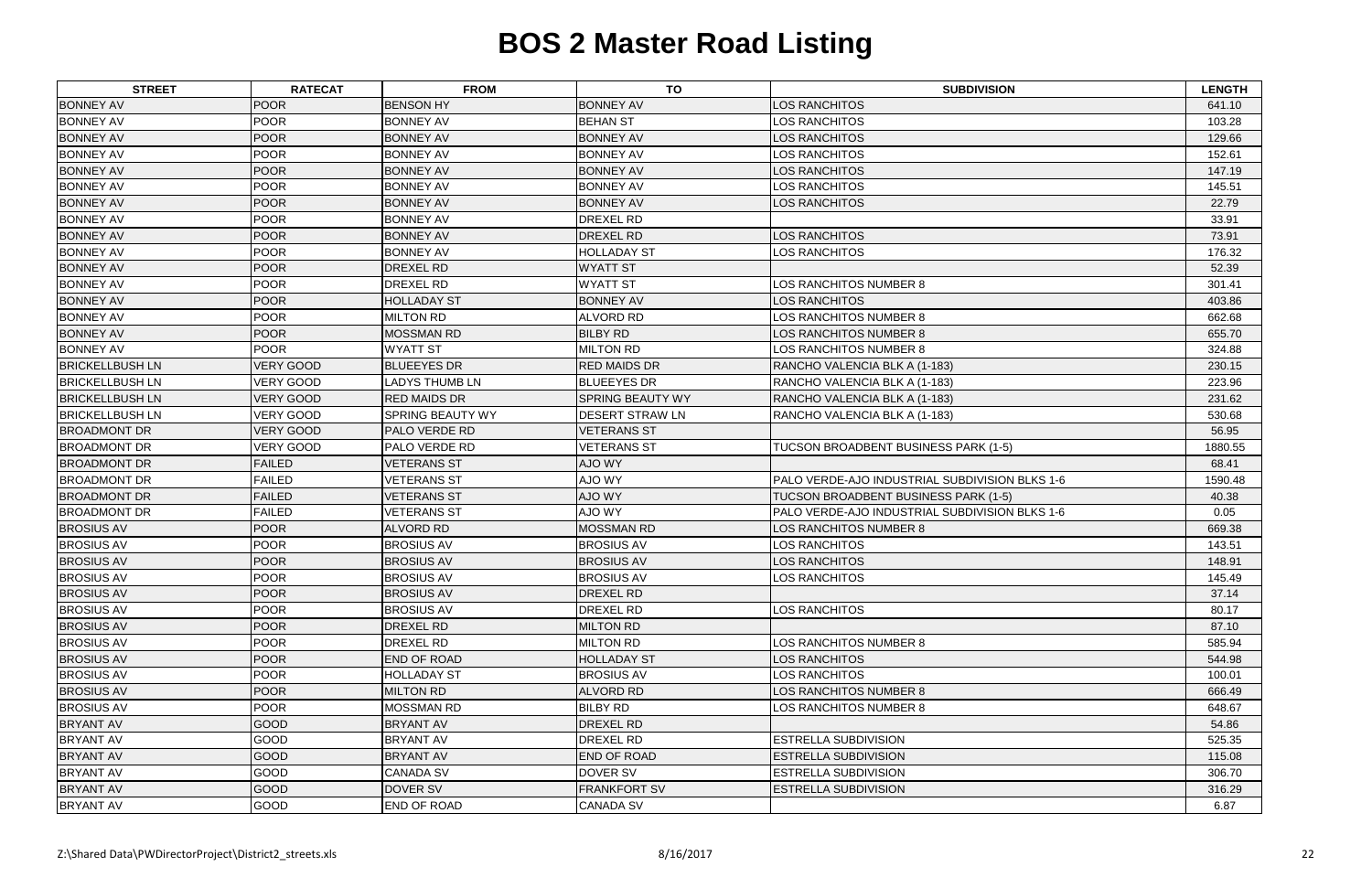# BOS 2 Master Road Listing

| STREET | RATECAT | FROM | TO | SUBDIVISION | LENGTH |
|---|---|---|---|---|---|
| BONNEY AV | POOR | BENSON HY | BONNEY AV | LOS RANCHITOS | 641.10 |
| BONNEY AV | POOR | BONNEY AV | BEHAN ST | LOS RANCHITOS | 103.28 |
| BONNEY AV | POOR | BONNEY AV | BONNEY AV | LOS RANCHITOS | 129.66 |
| BONNEY AV | POOR | BONNEY AV | BONNEY AV | LOS RANCHITOS | 152.61 |
| BONNEY AV | POOR | BONNEY AV | BONNEY AV | LOS RANCHITOS | 147.19 |
| BONNEY AV | POOR | BONNEY AV | BONNEY AV | LOS RANCHITOS | 145.51 |
| BONNEY AV | POOR | BONNEY AV | BONNEY AV | LOS RANCHITOS | 22.79 |
| BONNEY AV | POOR | BONNEY AV | DREXEL RD | | 33.91 |
| BONNEY AV | POOR | BONNEY AV | DREXEL RD | LOS RANCHITOS | 73.91 |
| BONNEY AV | POOR | BONNEY AV | HOLLADAY ST | LOS RANCHITOS | 176.32 |
| BONNEY AV | POOR | DREXEL RD | WYATT ST | | 52.39 |
| BONNEY AV | POOR | DREXEL RD | WYATT ST | LOS RANCHITOS NUMBER 8 | 301.41 |
| BONNEY AV | POOR | HOLLADAY ST | BONNEY AV | LOS RANCHITOS | 403.86 |
| BONNEY AV | POOR | MILTON RD | ALVORD RD | LOS RANCHITOS NUMBER 8 | 662.68 |
| BONNEY AV | POOR | MOSSMAN RD | BILBY RD | LOS RANCHITOS NUMBER 8 | 655.70 |
| BONNEY AV | POOR | WYATT ST | MILTON RD | LOS RANCHITOS NUMBER 8 | 324.88 |
| BRICKELLBUSH LN | VERY GOOD | BLUEEYES DR | RED MAIDS DR | RANCHO VALENCIA BLK A (1-183) | 230.15 |
| BRICKELLBUSH LN | VERY GOOD | LADYS THUMB LN | BLUEEYES DR | RANCHO VALENCIA BLK A (1-183) | 223.96 |
| BRICKELLBUSH LN | VERY GOOD | RED MAIDS DR | SPRING BEAUTY WY | RANCHO VALENCIA BLK A (1-183) | 231.62 |
| BRICKELLBUSH LN | VERY GOOD | SPRING BEAUTY WY | DESERT STRAW LN | RANCHO VALENCIA BLK A (1-183) | 530.68 |
| BROADMONT DR | VERY GOOD | PALO VERDE RD | VETERANS ST | | 56.95 |
| BROADMONT DR | VERY GOOD | PALO VERDE RD | VETERANS ST | TUCSON BROADBENT BUSINESS PARK (1-5) | 1880.55 |
| BROADMONT DR | FAILED | VETERANS ST | AJO WY | | 68.41 |
| BROADMONT DR | FAILED | VETERANS ST | AJO WY | PALO VERDE-AJO INDUSTRIAL SUBDIVISION BLKS 1-6 | 1590.48 |
| BROADMONT DR | FAILED | VETERANS ST | AJO WY | TUCSON BROADBENT BUSINESS PARK (1-5) | 40.38 |
| BROADMONT DR | FAILED | VETERANS ST | AJO WY | PALO VERDE-AJO INDUSTRIAL SUBDIVISION BLKS 1-6 | 0.05 |
| BROSIUS AV | POOR | ALVORD RD | MOSSMAN RD | LOS RANCHITOS NUMBER 8 | 669.38 |
| BROSIUS AV | POOR | BROSIUS AV | BROSIUS AV | LOS RANCHITOS | 143.51 |
| BROSIUS AV | POOR | BROSIUS AV | BROSIUS AV | LOS RANCHITOS | 148.91 |
| BROSIUS AV | POOR | BROSIUS AV | BROSIUS AV | LOS RANCHITOS | 145.49 |
| BROSIUS AV | POOR | BROSIUS AV | DREXEL RD | | 37.14 |
| BROSIUS AV | POOR | BROSIUS AV | DREXEL RD | LOS RANCHITOS | 80.17 |
| BROSIUS AV | POOR | DREXEL RD | MILTON RD | | 87.10 |
| BROSIUS AV | POOR | DREXEL RD | MILTON RD | LOS RANCHITOS NUMBER 8 | 585.94 |
| BROSIUS AV | POOR | END OF ROAD | HOLLADAY ST | LOS RANCHITOS | 544.98 |
| BROSIUS AV | POOR | HOLLADAY ST | BROSIUS AV | LOS RANCHITOS | 100.01 |
| BROSIUS AV | POOR | MILTON RD | ALVORD RD | LOS RANCHITOS NUMBER 8 | 666.49 |
| BROSIUS AV | POOR | MOSSMAN RD | BILBY RD | LOS RANCHITOS NUMBER 8 | 648.67 |
| BRYANT AV | GOOD | BRYANT AV | DREXEL RD | | 54.86 |
| BRYANT AV | GOOD | BRYANT AV | DREXEL RD | ESTRELLA SUBDIVISION | 525.35 |
| BRYANT AV | GOOD | BRYANT AV | END OF ROAD | ESTRELLA SUBDIVISION | 115.08 |
| BRYANT AV | GOOD | CANADA SV | DOVER SV | ESTRELLA SUBDIVISION | 306.70 |
| BRYANT AV | GOOD | DOVER SV | FRANKFORT SV | ESTRELLA SUBDIVISION | 316.29 |
| BRYANT AV | GOOD | END OF ROAD | CANADA SV | | 6.87 |

Z:\Shared Data\PWDirectorProject\District2_streets.xls 8/16/2017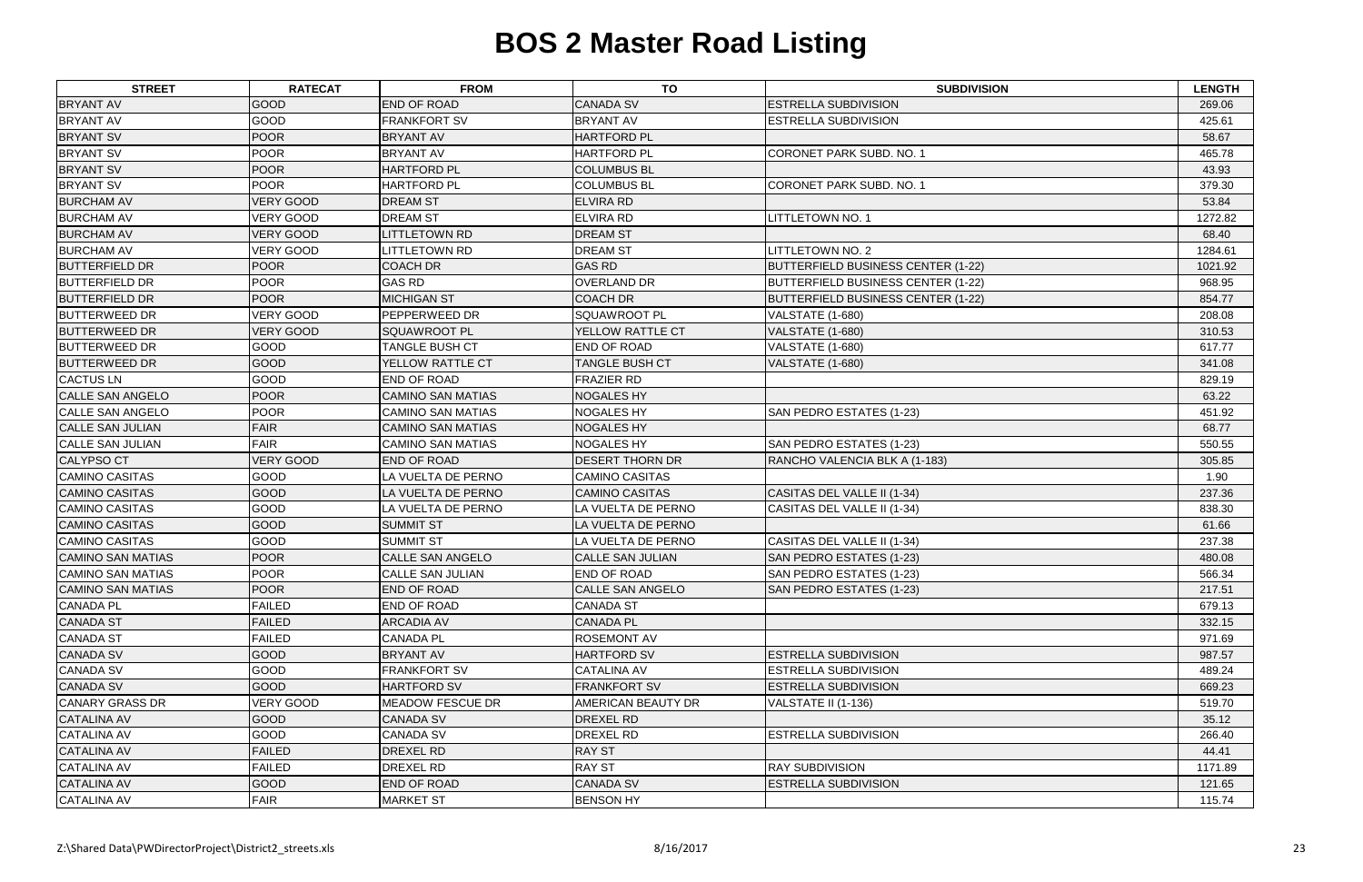# BOS 2 Master Road Listing

| STREET | RATECAT | FROM | TO | SUBDIVISION | LENGTH |
|---|---|---|---|---|---|
| BRYANT AV | GOOD | END OF ROAD | CANADA SV | ESTRELLA SUBDIVISION | 269.06 |
| BRYANT AV | GOOD | FRANKFORT SV | BRYANT AV | ESTRELLA SUBDIVISION | 425.61 |
| BRYANT SV | POOR | BRYANT AV | HARTFORD PL | | 58.67 |
| BRYANT SV | POOR | BRYANT AV | HARTFORD PL | CORONET PARK SUBD. NO. 1 | 465.78 |
| BRYANT SV | POOR | HARTFORD PL | COLUMBUS BL | | 43.93 |
| BRYANT SV | POOR | HARTFORD PL | COLUMBUS BL | CORONET PARK SUBD. NO. 1 | 379.30 |
| BURCHAM AV | VERY GOOD | DREAM ST | ELVIRA RD | | 53.84 |
| BURCHAM AV | VERY GOOD | DREAM ST | ELVIRA RD | LITTLETOWN NO. 1 | 1272.82 |
| BURCHAM AV | VERY GOOD | LITTLETOWN RD | DREAM ST | | 68.40 |
| BURCHAM AV | VERY GOOD | LITTLETOWN RD | DREAM ST | LITTLETOWN NO. 2 | 1284.61 |
| BUTTERFIELD DR | POOR | COACH DR | GAS RD | BUTTERFIELD BUSINESS CENTER (1-22) | 1021.92 |
| BUTTERFIELD DR | POOR | GAS RD | OVERLAND DR | BUTTERFIELD BUSINESS CENTER (1-22) | 968.95 |
| BUTTERFIELD DR | POOR | MICHIGAN ST | COACH DR | BUTTERFIELD BUSINESS CENTER (1-22) | 854.77 |
| BUTTERWEED DR | VERY GOOD | PEPPERWEED DR | SQUAWROOT PL | VALSTATE (1-680) | 208.08 |
| BUTTERWEED DR | VERY GOOD | SQUAWROOT PL | YELLOW RATTLE CT | VALSTATE (1-680) | 310.53 |
| BUTTERWEED DR | GOOD | TANGLE BUSH CT | END OF ROAD | VALSTATE (1-680) | 617.77 |
| BUTTERWEED DR | GOOD | YELLOW RATTLE CT | TANGLE BUSH CT | VALSTATE (1-680) | 341.08 |
| CACTUS LN | GOOD | END OF ROAD | FRAZIER RD | | 829.19 |
| CALLE SAN ANGELO | POOR | CAMINO SAN MATIAS | NOGALES HY | | 63.22 |
| CALLE SAN ANGELO | POOR | CAMINO SAN MATIAS | NOGALES HY | SAN PEDRO ESTATES (1-23) | 451.92 |
| CALLE SAN JULIAN | FAIR | CAMINO SAN MATIAS | NOGALES HY | | 68.77 |
| CALLE SAN JULIAN | FAIR | CAMINO SAN MATIAS | NOGALES HY | SAN PEDRO ESTATES (1-23) | 550.55 |
| CALYPSO CT | VERY GOOD | END OF ROAD | DESERT THORN DR | RANCHO VALENCIA BLK A (1-183) | 305.85 |
| CAMINO CASITAS | GOOD | LA VUELTA DE PERNO | CAMINO CASITAS | | 1.90 |
| CAMINO CASITAS | GOOD | LA VUELTA DE PERNO | CAMINO CASITAS | CASITAS DEL VALLE II (1-34) | 237.36 |
| CAMINO CASITAS | GOOD | LA VUELTA DE PERNO | LA VUELTA DE PERNO | CASITAS DEL VALLE II (1-34) | 838.30 |
| CAMINO CASITAS | GOOD | SUMMIT ST | LA VUELTA DE PERNO | | 61.66 |
| CAMINO CASITAS | GOOD | SUMMIT ST | LA VUELTA DE PERNO | CASITAS DEL VALLE II (1-34) | 237.38 |
| CAMINO SAN MATIAS | POOR | CALLE SAN ANGELO | CALLE SAN JULIAN | SAN PEDRO ESTATES (1-23) | 480.08 |
| CAMINO SAN MATIAS | POOR | CALLE SAN JULIAN | END OF ROAD | SAN PEDRO ESTATES (1-23) | 566.34 |
| CAMINO SAN MATIAS | POOR | END OF ROAD | CALLE SAN ANGELO | SAN PEDRO ESTATES (1-23) | 217.51 |
| CANADA PL | FAILED | END OF ROAD | CANADA ST | | 679.13 |
| CANADA ST | FAILED | ARCADIA AV | CANADA PL | | 332.15 |
| CANADA ST | FAILED | CANADA PL | ROSEMONT AV | | 971.69 |
| CANADA SV | GOOD | BRYANT AV | HARTFORD SV | ESTRELLA SUBDIVISION | 987.57 |
| CANADA SV | GOOD | FRANKFORT SV | CATALINA AV | ESTRELLA SUBDIVISION | 489.24 |
| CANADA SV | GOOD | HARTFORD SV | FRANKFORT SV | ESTRELLA SUBDIVISION | 669.23 |
| CANARY GRASS DR | VERY GOOD | MEADOW FESCUE DR | AMERICAN BEAUTY DR | VALSTATE II (1-136) | 519.70 |
| CATALINA AV | GOOD | CANADA SV | DREXEL RD | | 35.12 |
| CATALINA AV | GOOD | CANADA SV | DREXEL RD | ESTRELLA SUBDIVISION | 266.40 |
| CATALINA AV | FAILED | DREXEL RD | RAY ST | | 44.41 |
| CATALINA AV | FAILED | DREXEL RD | RAY ST | RAY SUBDIVISION | 1171.89 |
| CATALINA AV | GOOD | END OF ROAD | CANADA SV | ESTRELLA SUBDIVISION | 121.65 |
| CATALINA AV | FAIR | MARKET ST | BENSON HY | | 115.74 |

Z:\Shared Data\PWDirectorProject\District2_streets.xls    8/16/2017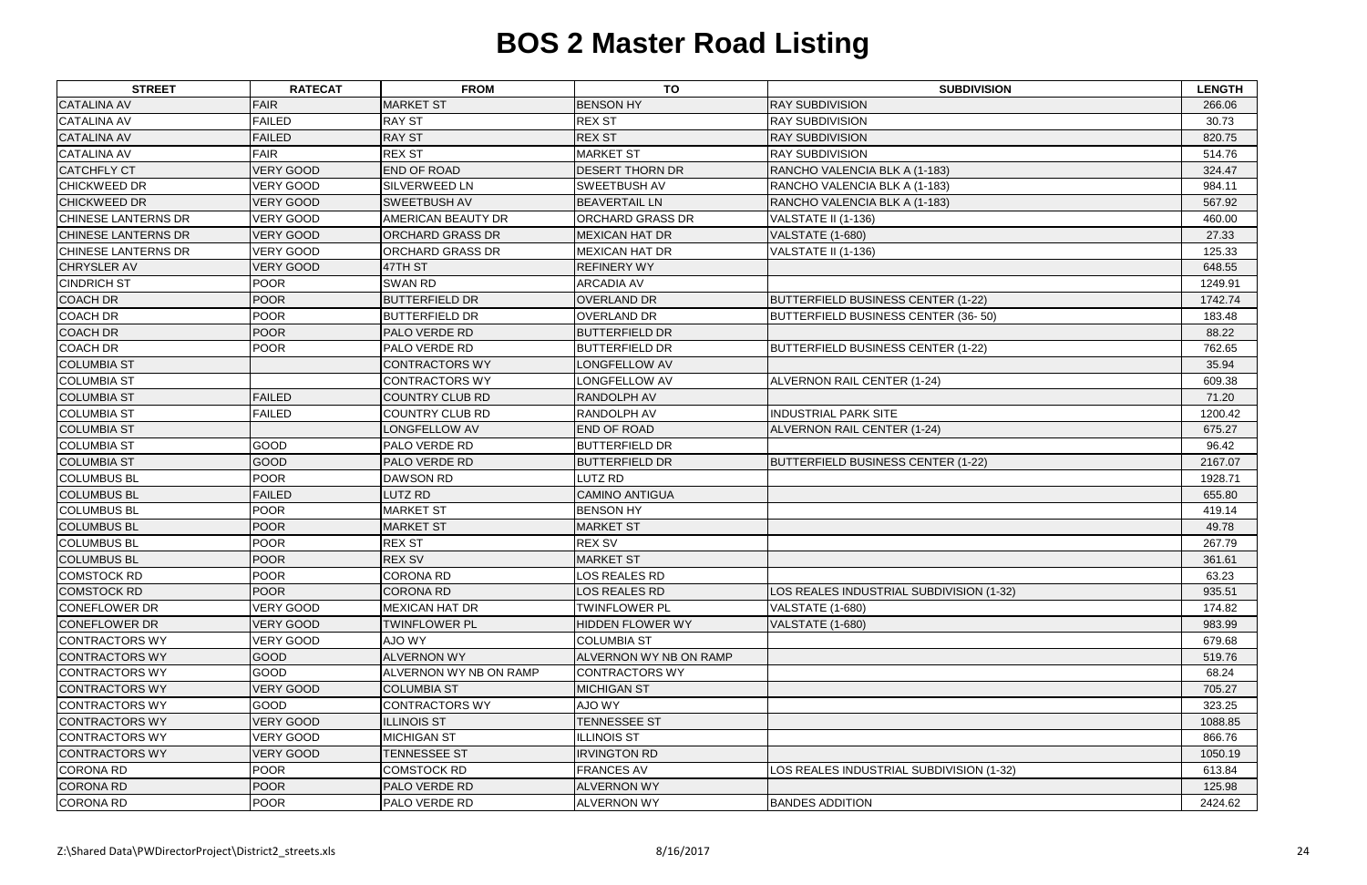# BOS 2 Master Road Listing

| STREET | RATECAT | FROM | TO | SUBDIVISION | LENGTH |
|---|---|---|---|---|---|
| CATALINA AV | FAIR | MARKET ST | BENSON HY | RAY SUBDIVISION | 266.06 |
| CATALINA AV | FAILED | RAY ST | REX ST | RAY SUBDIVISION | 30.73 |
| CATALINA AV | FAILED | RAY ST | REX ST | RAY SUBDIVISION | 820.75 |
| CATALINA AV | FAIR | REX ST | MARKET ST | RAY SUBDIVISION | 514.76 |
| CATCHFLY CT | VERY GOOD | END OF ROAD | DESERT THORN DR | RANCHO VALENCIA BLK A (1-183) | 324.47 |
| CHICKWEED DR | VERY GOOD | SILVERWEED LN | SWEETBUSH AV | RANCHO VALENCIA BLK A (1-183) | 984.11 |
| CHICKWEED DR | VERY GOOD | SWEETBUSH AV | BEAVERTAIL LN | RANCHO VALENCIA BLK A (1-183) | 567.92 |
| CHINESE LANTERNS DR | VERY GOOD | AMERICAN BEAUTY DR | ORCHARD GRASS DR | VALSTATE II (1-136) | 460.00 |
| CHINESE LANTERNS DR | VERY GOOD | ORCHARD GRASS DR | MEXICAN HAT DR | VALSTATE (1-680) | 27.33 |
| CHINESE LANTERNS DR | VERY GOOD | ORCHARD GRASS DR | MEXICAN HAT DR | VALSTATE II (1-136) | 125.33 |
| CHRYSLER AV | VERY GOOD | 47TH ST | REFINERY WY | | 648.55 |
| CINDRICH ST | POOR | SWAN RD | ARCADIA AV | | 1249.91 |
| COACH DR | POOR | BUTTERFIELD DR | OVERLAND DR | BUTTERFIELD BUSINESS CENTER (1-22) | 1742.74 |
| COACH DR | POOR | BUTTERFIELD DR | OVERLAND DR | BUTTERFIELD BUSINESS CENTER (36- 50) | 183.48 |
| COACH DR | POOR | PALO VERDE RD | BUTTERFIELD DR | | 88.22 |
| COACH DR | POOR | PALO VERDE RD | BUTTERFIELD DR | BUTTERFIELD BUSINESS CENTER (1-22) | 762.65 |
| COLUMBIA ST | | CONTRACTORS WY | LONGFELLOW AV | | 35.94 |
| COLUMBIA ST | | CONTRACTORS WY | LONGFELLOW AV | ALVERNON RAIL CENTER (1-24) | 609.38 |
| COLUMBIA ST | FAILED | COUNTRY CLUB RD | RANDOLPH AV | | 71.20 |
| COLUMBIA ST | FAILED | COUNTRY CLUB RD | RANDOLPH AV | INDUSTRIAL PARK SITE | 1200.42 |
| COLUMBIA ST | | LONGFELLOW AV | END OF ROAD | ALVERNON RAIL CENTER (1-24) | 675.27 |
| COLUMBIA ST | GOOD | PALO VERDE RD | BUTTERFIELD DR | | 96.42 |
| COLUMBIA ST | GOOD | PALO VERDE RD | BUTTERFIELD DR | BUTTERFIELD BUSINESS CENTER (1-22) | 2167.07 |
| COLUMBUS BL | POOR | DAWSON RD | LUTZ RD | | 1928.71 |
| COLUMBUS BL | FAILED | LUTZ RD | CAMINO ANTIGUA | | 655.80 |
| COLUMBUS BL | POOR | MARKET ST | BENSON HY | | 419.14 |
| COLUMBUS BL | POOR | MARKET ST | MARKET ST | | 49.78 |
| COLUMBUS BL | POOR | REX ST | REX SV | | 267.79 |
| COLUMBUS BL | POOR | REX SV | MARKET ST | | 361.61 |
| COMSTOCK RD | POOR | CORONA RD | LOS REALES RD | | 63.23 |
| COMSTOCK RD | POOR | CORONA RD | LOS REALES RD | LOS REALES INDUSTRIAL SUBDIVISION (1-32) | 935.51 |
| CONEFLOWER DR | VERY GOOD | MEXICAN HAT DR | TWINFLOWER PL | VALSTATE (1-680) | 174.82 |
| CONEFLOWER DR | VERY GOOD | TWINFLOWER PL | HIDDEN FLOWER WY | VALSTATE (1-680) | 983.99 |
| CONTRACTORS WY | VERY GOOD | AJO WY | COLUMBIA ST | | 679.68 |
| CONTRACTORS WY | GOOD | ALVERNON WY | ALVERNON WY NB ON RAMP | | 519.76 |
| CONTRACTORS WY | GOOD | ALVERNON WY NB ON RAMP | CONTRACTORS WY | | 68.24 |
| CONTRACTORS WY | VERY GOOD | COLUMBIA ST | MICHIGAN ST | | 705.27 |
| CONTRACTORS WY | GOOD | CONTRACTORS WY | AJO WY | | 323.25 |
| CONTRACTORS WY | VERY GOOD | ILLINOIS ST | TENNESSEE ST | | 1088.85 |
| CONTRACTORS WY | VERY GOOD | MICHIGAN ST | ILLINOIS ST | | 866.76 |
| CONTRACTORS WY | VERY GOOD | TENNESSEE ST | IRVINGTON RD | | 1050.19 |
| CORONA RD | POOR | COMSTOCK RD | FRANCES AV | LOS REALES INDUSTRIAL SUBDIVISION (1-32) | 613.84 |
| CORONA RD | POOR | PALO VERDE RD | ALVERNON WY | | 125.98 |
| CORONA RD | POOR | PALO VERDE RD | ALVERNON WY | BANDES ADDITION | 2424.62 |

Z:\Shared Data\PWDirectorProject\District2_streets.xls 8/16/2017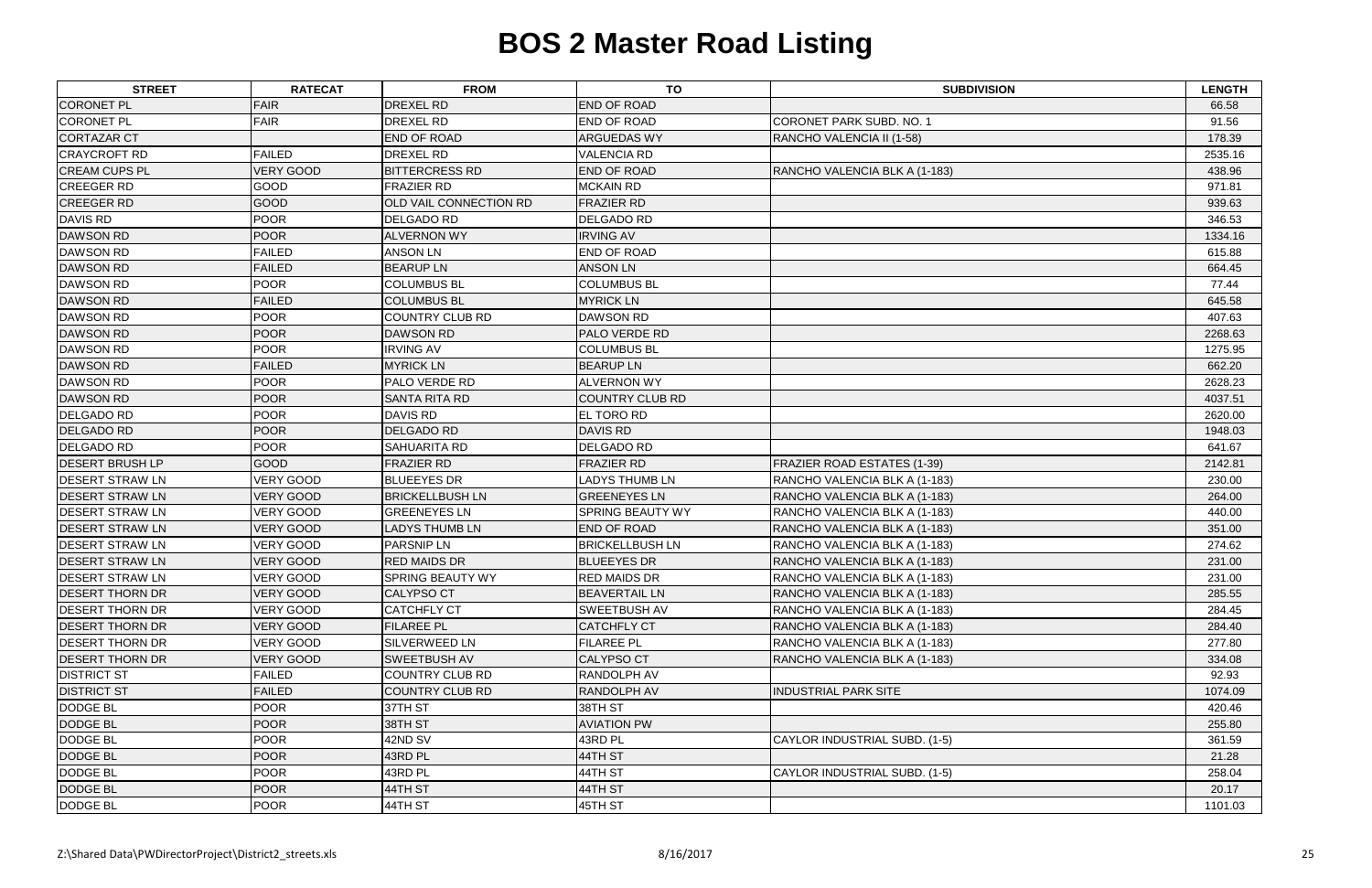# BOS 2 Master Road Listing

| STREET | RATECAT | FROM | TO | SUBDIVISION | LENGTH |
|---|---|---|---|---|---|
| CORONET PL | FAIR | DREXEL RD | END OF ROAD | | 66.58 |
| CORONET PL | FAIR | DREXEL RD | END OF ROAD | CORONET PARK SUBD. NO. 1 | 91.56 |
| CORTAZAR CT | | END OF ROAD | ARGUEDAS WY | RANCHO VALENCIA II (1-58) | 178.39 |
| CRAYCROFT RD | FAILED | DREXEL RD | VALENCIA RD | | 2535.16 |
| CREAM CUPS PL | VERY GOOD | BITTERCRESS RD | END OF ROAD | RANCHO VALENCIA BLK A (1-183) | 438.96 |
| CREEGER RD | GOOD | FRAZIER RD | MCKAIN RD | | 971.81 |
| CREEGER RD | GOOD | OLD VAIL CONNECTION RD | FRAZIER RD | | 939.63 |
| DAVIS RD | POOR | DELGADO RD | DELGADO RD | | 346.53 |
| DAWSON RD | POOR | ALVERNON WY | IRVING AV | | 1334.16 |
| DAWSON RD | FAILED | ANSON LN | END OF ROAD | | 615.88 |
| DAWSON RD | FAILED | BEARUP LN | ANSON LN | | 664.45 |
| DAWSON RD | POOR | COLUMBUS BL | COLUMBUS BL | | 77.44 |
| DAWSON RD | FAILED | COLUMBUS BL | MYRICK LN | | 645.58 |
| DAWSON RD | POOR | COUNTRY CLUB RD | DAWSON RD | | 407.63 |
| DAWSON RD | POOR | DAWSON RD | PALO VERDE RD | | 2268.63 |
| DAWSON RD | POOR | IRVING AV | COLUMBUS BL | | 1275.95 |
| DAWSON RD | FAILED | MYRICK LN | BEARUP LN | | 662.20 |
| DAWSON RD | POOR | PALO VERDE RD | ALVERNON WY | | 2628.23 |
| DAWSON RD | POOR | SANTA RITA RD | COUNTRY CLUB RD | | 4037.51 |
| DELGADO RD | POOR | DAVIS RD | EL TORO RD | | 2620.00 |
| DELGADO RD | POOR | DELGADO RD | DAVIS RD | | 1948.03 |
| DELGADO RD | POOR | SAHUARITA RD | DELGADO RD | | 641.67 |
| DESERT BRUSH LP | GOOD | FRAZIER RD | FRAZIER RD | FRAZIER ROAD ESTATES (1-39) | 2142.81 |
| DESERT STRAW LN | VERY GOOD | BLUEEYES DR | LADYS THUMB LN | RANCHO VALENCIA BLK A (1-183) | 230.00 |
| DESERT STRAW LN | VERY GOOD | BRICKELLBUSH LN | GREENEYES LN | RANCHO VALENCIA BLK A (1-183) | 264.00 |
| DESERT STRAW LN | VERY GOOD | GREENEYES LN | SPRING BEAUTY WY | RANCHO VALENCIA BLK A (1-183) | 440.00 |
| DESERT STRAW LN | VERY GOOD | LADYS THUMB LN | END OF ROAD | RANCHO VALENCIA BLK A (1-183) | 351.00 |
| DESERT STRAW LN | VERY GOOD | PARSNIP LN | BRICKELLBUSH LN | RANCHO VALENCIA BLK A (1-183) | 274.62 |
| DESERT STRAW LN | VERY GOOD | RED MAIDS DR | BLUEEYES DR | RANCHO VALENCIA BLK A (1-183) | 231.00 |
| DESERT STRAW LN | VERY GOOD | SPRING BEAUTY WY | RED MAIDS DR | RANCHO VALENCIA BLK A (1-183) | 231.00 |
| DESERT THORN DR | VERY GOOD | CALYPSO CT | BEAVERTAIL LN | RANCHO VALENCIA BLK A (1-183) | 285.55 |
| DESERT THORN DR | VERY GOOD | CATCHFLY CT | SWEETBUSH AV | RANCHO VALENCIA BLK A (1-183) | 284.45 |
| DESERT THORN DR | VERY GOOD | FILAREE PL | CATCHFLY CT | RANCHO VALENCIA BLK A (1-183) | 284.40 |
| DESERT THORN DR | VERY GOOD | SILVERWEED LN | FILAREE PL | RANCHO VALENCIA BLK A (1-183) | 277.80 |
| DESERT THORN DR | VERY GOOD | SWEETBUSH AV | CALYPSO CT | RANCHO VALENCIA BLK A (1-183) | 334.08 |
| DISTRICT ST | FAILED | COUNTRY CLUB RD | RANDOLPH AV | | 92.93 |
| DISTRICT ST | FAILED | COUNTRY CLUB RD | RANDOLPH AV | INDUSTRIAL PARK SITE | 1074.09 |
| DODGE BL | POOR | 37TH ST | 38TH ST | | 420.46 |
| DODGE BL | POOR | 38TH ST | AVIATION PW | | 255.80 |
| DODGE BL | POOR | 42ND SV | 43RD PL | CAYLOR INDUSTRIAL SUBD. (1-5) | 361.59 |
| DODGE BL | POOR | 43RD PL | 44TH ST | | 21.28 |
| DODGE BL | POOR | 43RD PL | 44TH ST | CAYLOR INDUSTRIAL SUBD. (1-5) | 258.04 |
| DODGE BL | POOR | 44TH ST | 44TH ST | | 20.17 |
| DODGE BL | POOR | 44TH ST | 45TH ST | | 1101.03 |

Z:\Shared Data\PWDirectorProject\District2_streets.xls 8/16/2017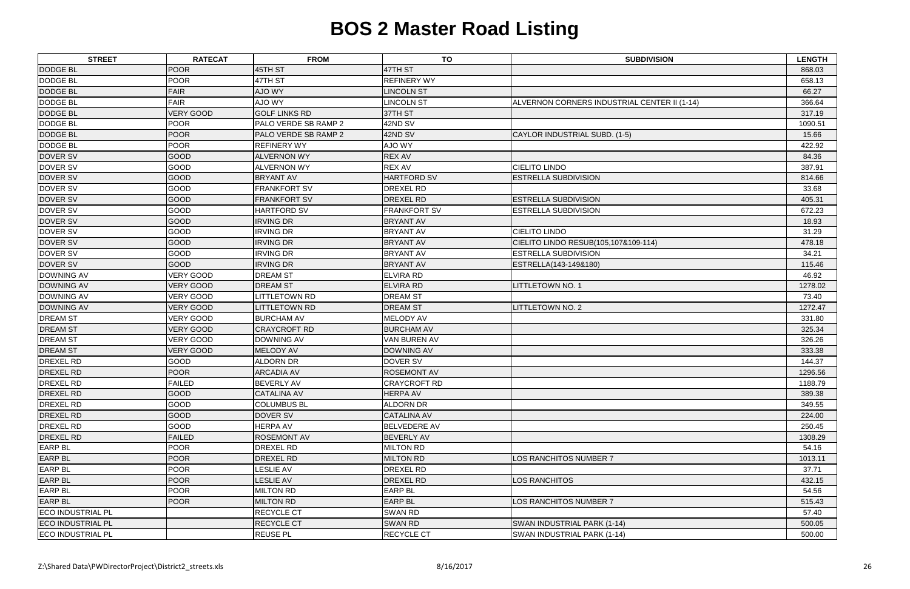# BOS 2 Master Road Listing

| STREET | RATECAT | FROM | TO | SUBDIVISION | LENGTH |
|---|---|---|---|---|---|
| DODGE BL | POOR | 45TH ST | 47TH ST | | 868.03 |
| DODGE BL | POOR | 47TH ST | REFINERY WY | | 658.13 |
| DODGE BL | FAIR | AJO WY | LINCOLN ST | | 66.27 |
| DODGE BL | FAIR | AJO WY | LINCOLN ST | ALVERNON CORNERS INDUSTRIAL CENTER II (1-14) | 366.64 |
| DODGE BL | VERY GOOD | GOLF LINKS RD | 37TH ST | | 317.19 |
| DODGE BL | POOR | PALO VERDE SB RAMP 2 | 42ND SV | | 1090.51 |
| DODGE BL | POOR | PALO VERDE SB RAMP 2 | 42ND SV | CAYLOR INDUSTRIAL SUBD. (1-5) | 15.66 |
| DODGE BL | POOR | REFINERY WY | AJO WY | | 422.92 |
| DOVER SV | GOOD | ALVERNON WY | REX AV | | 84.36 |
| DOVER SV | GOOD | ALVERNON WY | REX AV | CIELITO LINDO | 387.91 |
| DOVER SV | GOOD | BRYANT AV | HARTFORD SV | ESTRELLA SUBDIVISION | 814.66 |
| DOVER SV | GOOD | FRANKFORT SV | DREXEL RD | | 33.68 |
| DOVER SV | GOOD | FRANKFORT SV | DREXEL RD | ESTRELLA SUBDIVISION | 405.31 |
| DOVER SV | GOOD | HARTFORD SV | FRANKFORT SV | ESTRELLA SUBDIVISION | 672.23 |
| DOVER SV | GOOD | IRVING DR | BRYANT AV | | 18.93 |
| DOVER SV | GOOD | IRVING DR | BRYANT AV | CIELITO LINDO | 31.29 |
| DOVER SV | GOOD | IRVING DR | BRYANT AV | CIELITO LINDO RESUB(105,107&109-114) | 478.18 |
| DOVER SV | GOOD | IRVING DR | BRYANT AV | ESTRELLA SUBDIVISION | 34.21 |
| DOVER SV | GOOD | IRVING DR | BRYANT AV | ESTRELLA(143-149&180) | 115.46 |
| DOWNING AV | VERY GOOD | DREAM ST | ELVIRA RD | | 46.92 |
| DOWNING AV | VERY GOOD | DREAM ST | ELVIRA RD | LITTLETOWN NO. 1 | 1278.02 |
| DOWNING AV | VERY GOOD | LITTLETOWN RD | DREAM ST | | 73.40 |
| DOWNING AV | VERY GOOD | LITTLETOWN RD | DREAM ST | LITTLETOWN NO. 2 | 1272.47 |
| DREAM ST | VERY GOOD | BURCHAM AV | MELODY AV | | 331.80 |
| DREAM ST | VERY GOOD | CRAYCROFT RD | BURCHAM AV | | 325.34 |
| DREAM ST | VERY GOOD | DOWNING AV | VAN BUREN AV | | 326.26 |
| DREAM ST | VERY GOOD | MELODY AV | DOWNING AV | | 333.38 |
| DREXEL RD | GOOD | ALDORN DR | DOVER SV | | 144.37 |
| DREXEL RD | POOR | ARCADIA AV | ROSEMONT AV | | 1296.56 |
| DREXEL RD | FAILED | BEVERLY AV | CRAYCROFT RD | | 1188.79 |
| DREXEL RD | GOOD | CATALINA AV | HERPA AV | | 389.38 |
| DREXEL RD | GOOD | COLUMBUS BL | ALDORN DR | | 349.55 |
| DREXEL RD | GOOD | DOVER SV | CATALINA AV | | 224.00 |
| DREXEL RD | GOOD | HERPA AV | BELVEDERE AV | | 250.45 |
| DREXEL RD | FAILED | ROSEMONT AV | BEVERLY AV | | 1308.29 |
| EARP BL | POOR | DREXEL RD | MILTON RD | | 54.16 |
| EARP BL | POOR | DREXEL RD | MILTON RD | LOS RANCHITOS NUMBER 7 | 1013.11 |
| EARP BL | POOR | LESLIE AV | DREXEL RD | | 37.71 |
| EARP BL | POOR | LESLIE AV | DREXEL RD | LOS RANCHITOS | 432.15 |
| EARP BL | POOR | MILTON RD | EARP BL | | 54.56 |
| EARP BL | POOR | MILTON RD | EARP BL | LOS RANCHITOS NUMBER 7 | 515.43 |
| ECO INDUSTRIAL PL | | RECYCLE CT | SWAN RD | | 57.40 |
| ECO INDUSTRIAL PL | | RECYCLE CT | SWAN RD | SWAN INDUSTRIAL PARK (1-14) | 500.05 |
| ECO INDUSTRIAL PL | | REUSE PL | RECYCLE CT | SWAN INDUSTRIAL PARK (1-14) | 500.00 |

Z:\Shared Data\PWDirectorProject\District2_streets.xls 8/16/2017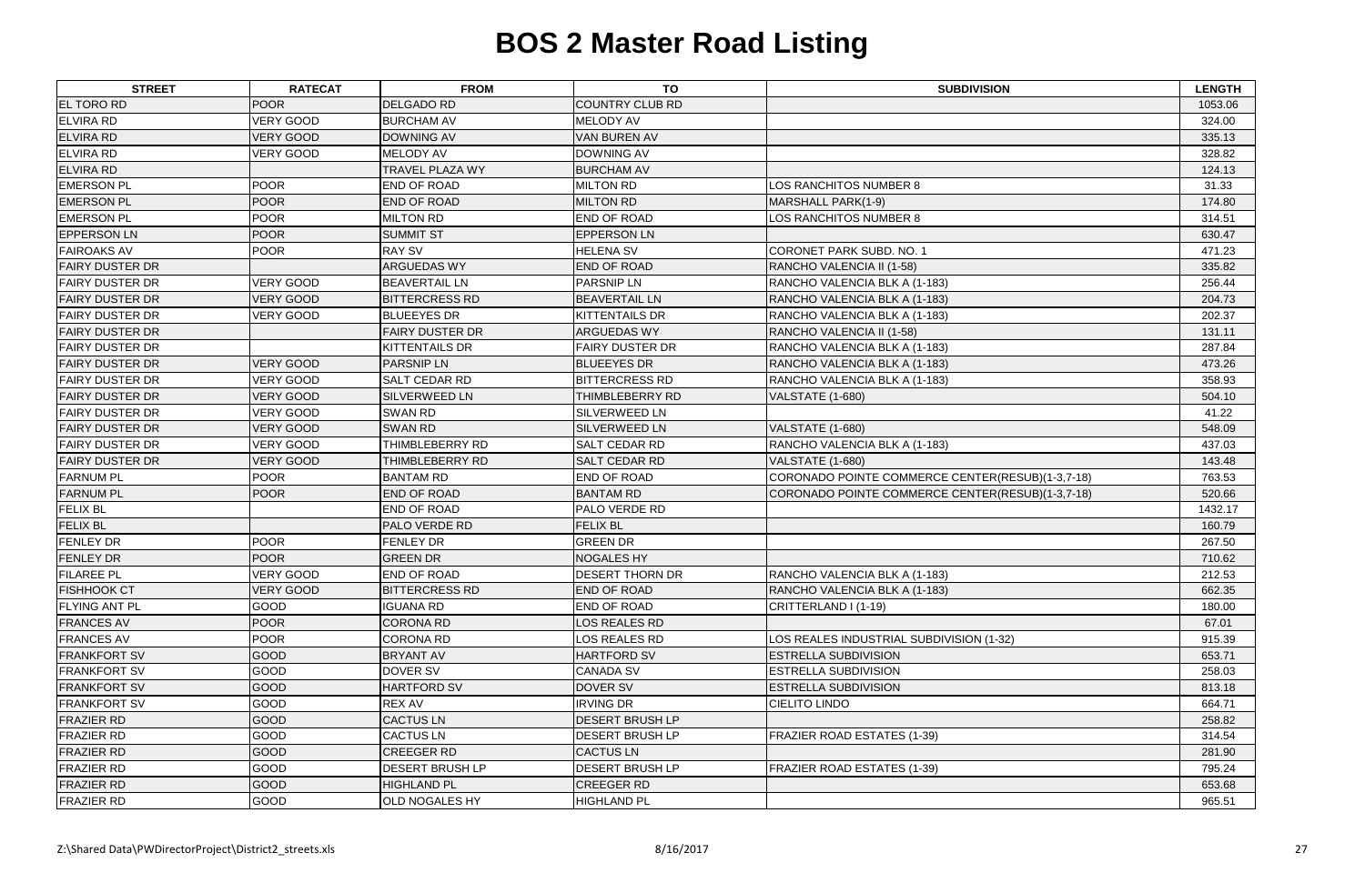# BOS 2 Master Road Listing

| STREET | RATECAT | FROM | TO | SUBDIVISION | LENGTH |
|---|---|---|---|---|---|
| EL TORO RD | POOR | DELGADO RD | COUNTRY CLUB RD | | 1053.06 |
| ELVIRA RD | VERY GOOD | BURCHAM AV | MELODY AV | | 324.00 |
| ELVIRA RD | VERY GOOD | DOWNING AV | VAN BUREN AV | | 335.13 |
| ELVIRA RD | VERY GOOD | MELODY AV | DOWNING AV | | 328.82 |
| ELVIRA RD | | TRAVEL PLAZA WY | BURCHAM AV | | 124.13 |
| EMERSON PL | POOR | END OF ROAD | MILTON RD | LOS RANCHITOS NUMBER 8 | 31.33 |
| EMERSON PL | POOR | END OF ROAD | MILTON RD | MARSHALL PARK(1-9) | 174.80 |
| EMERSON PL | POOR | MILTON RD | END OF ROAD | LOS RANCHITOS NUMBER 8 | 314.51 |
| EPPERSON LN | POOR | SUMMIT ST | EPPERSON LN | | 630.47 |
| FAIROAKS AV | POOR | RAY SV | HELENA SV | CORONET PARK SUBD. NO. 1 | 471.23 |
| FAIRY DUSTER DR | | ARGUEDAS WY | END OF ROAD | RANCHO VALENCIA II (1-58) | 335.82 |
| FAIRY DUSTER DR | VERY GOOD | BEAVERTAIL LN | PARSNIP LN | RANCHO VALENCIA BLK A (1-183) | 256.44 |
| FAIRY DUSTER DR | VERY GOOD | BITTERCRESS RD | BEAVERTAIL LN | RANCHO VALENCIA BLK A (1-183) | 204.73 |
| FAIRY DUSTER DR | VERY GOOD | BLUEEYES DR | KITTENTAILS DR | RANCHO VALENCIA BLK A (1-183) | 202.37 |
| FAIRY DUSTER DR | | FAIRY DUSTER DR | ARGUEDAS WY | RANCHO VALENCIA II (1-58) | 131.11 |
| FAIRY DUSTER DR | | KITTENTAILS DR | FAIRY DUSTER DR | RANCHO VALENCIA BLK A (1-183) | 287.84 |
| FAIRY DUSTER DR | VERY GOOD | PARSNIP LN | BLUEEYES DR | RANCHO VALENCIA BLK A (1-183) | 473.26 |
| FAIRY DUSTER DR | VERY GOOD | SALT CEDAR RD | BITTERCRESS RD | RANCHO VALENCIA BLK A (1-183) | 358.93 |
| FAIRY DUSTER DR | VERY GOOD | SILVERWEED LN | THIMBLEBERRY RD | VALSTATE (1-680) | 504.10 |
| FAIRY DUSTER DR | VERY GOOD | SWAN RD | SILVERWEED LN | | 41.22 |
| FAIRY DUSTER DR | VERY GOOD | SWAN RD | SILVERWEED LN | VALSTATE (1-680) | 548.09 |
| FAIRY DUSTER DR | VERY GOOD | THIMBLEBERRY RD | SALT CEDAR RD | RANCHO VALENCIA BLK A (1-183) | 437.03 |
| FAIRY DUSTER DR | VERY GOOD | THIMBLEBERRY RD | SALT CEDAR RD | VALSTATE (1-680) | 143.48 |
| FARNUM PL | POOR | BANTAM RD | END OF ROAD | CORONADO POINTE COMMERCE CENTER(RESUB)(1-3,7-18) | 763.53 |
| FARNUM PL | POOR | END OF ROAD | BANTAM RD | CORONADO POINTE COMMERCE CENTER(RESUB)(1-3,7-18) | 520.66 |
| FELIX BL | | END OF ROAD | PALO VERDE RD | | 1432.17 |
| FELIX BL | | PALO VERDE RD | FELIX BL | | 160.79 |
| FENLEY DR | POOR | FENLEY DR | GREEN DR | | 267.50 |
| FENLEY DR | POOR | GREEN DR | NOGALES HY | | 710.62 |
| FILAREE PL | VERY GOOD | END OF ROAD | DESERT THORN DR | RANCHO VALENCIA BLK A (1-183) | 212.53 |
| FISHHOOK CT | VERY GOOD | BITTERCRESS RD | END OF ROAD | RANCHO VALENCIA BLK A (1-183) | 662.35 |
| FLYING ANT PL | GOOD | IGUANA RD | END OF ROAD | CRITTERLAND I (1-19) | 180.00 |
| FRANCES AV | POOR | CORONA RD | LOS REALES RD | | 67.01 |
| FRANCES AV | POOR | CORONA RD | LOS REALES RD | LOS REALES INDUSTRIAL SUBDIVISION (1-32) | 915.39 |
| FRANKFORT SV | GOOD | BRYANT AV | HARTFORD SV | ESTRELLA SUBDIVISION | 653.71 |
| FRANKFORT SV | GOOD | DOVER SV | CANADA SV | ESTRELLA SUBDIVISION | 258.03 |
| FRANKFORT SV | GOOD | HARTFORD SV | DOVER SV | ESTRELLA SUBDIVISION | 813.18 |
| FRANKFORT SV | GOOD | REX AV | IRVING DR | CIELITO LINDO | 664.71 |
| FRAZIER RD | GOOD | CACTUS LN | DESERT BRUSH LP | | 258.82 |
| FRAZIER RD | GOOD | CACTUS LN | DESERT BRUSH LP | FRAZIER ROAD ESTATES (1-39) | 314.54 |
| FRAZIER RD | GOOD | CREEGER RD | CACTUS LN | | 281.90 |
| FRAZIER RD | GOOD | DESERT BRUSH LP | DESERT BRUSH LP | FRAZIER ROAD ESTATES (1-39) | 795.24 |
| FRAZIER RD | GOOD | HIGHLAND PL | CREEGER RD | | 653.68 |
| FRAZIER RD | GOOD | OLD NOGALES HY | HIGHLAND PL | | 965.51 |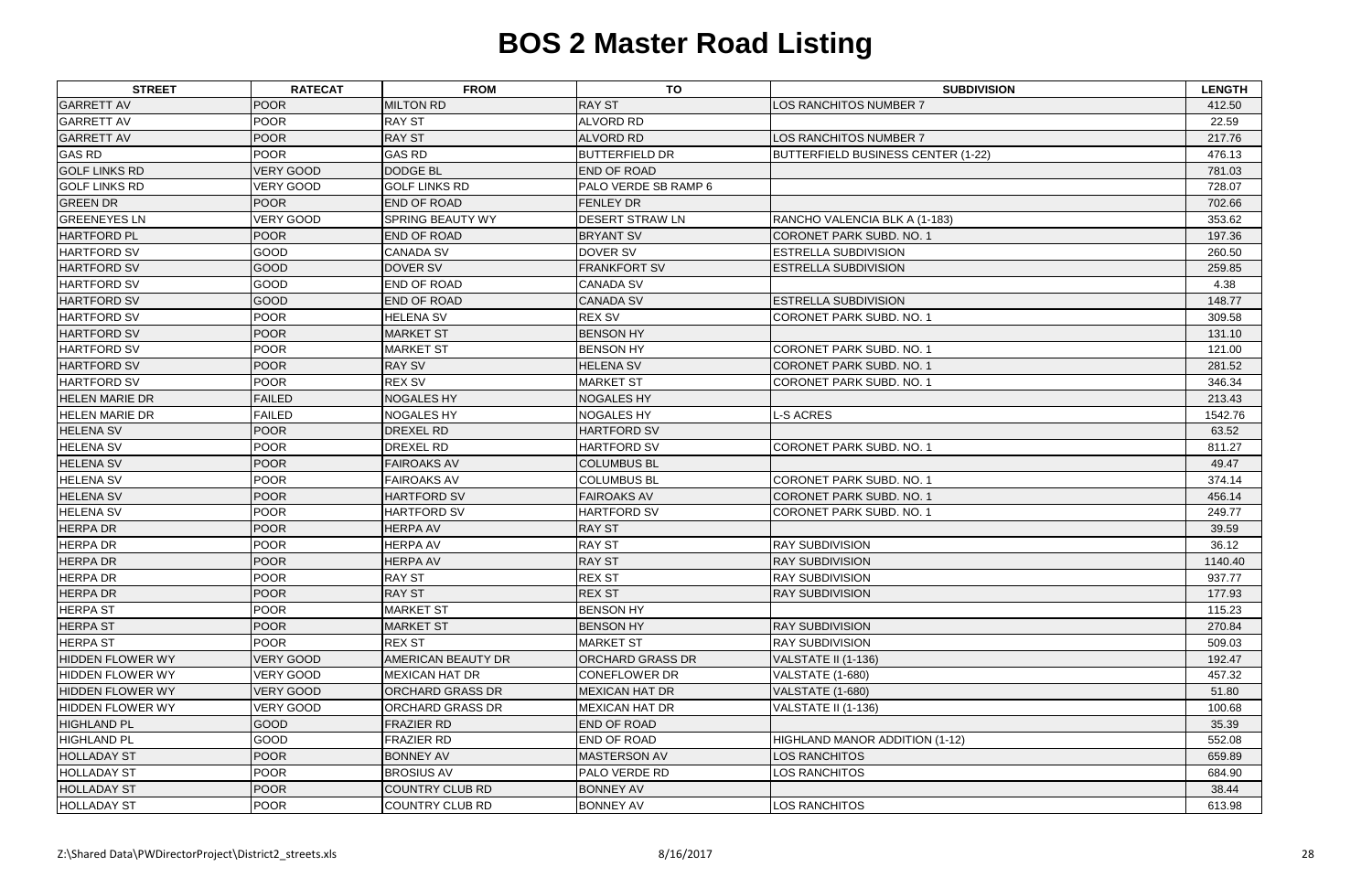# BOS 2 Master Road Listing

| STREET | RATECAT | FROM | TO | SUBDIVISION | LENGTH |
|---|---|---|---|---|---|
| GARRETT AV | POOR | MILTON RD | RAY ST | LOS RANCHITOS NUMBER 7 | 412.50 |
| GARRETT AV | POOR | RAY ST | ALVORD RD | | 22.59 |
| GARRETT AV | POOR | RAY ST | ALVORD RD | LOS RANCHITOS NUMBER 7 | 217.76 |
| GAS RD | POOR | GAS RD | BUTTERFIELD DR | BUTTERFIELD BUSINESS CENTER (1-22) | 476.13 |
| GOLF LINKS RD | VERY GOOD | DODGE BL | END OF ROAD | | 781.03 |
| GOLF LINKS RD | VERY GOOD | GOLF LINKS RD | PALO VERDE SB RAMP 6 | | 728.07 |
| GREEN DR | POOR | END OF ROAD | FENLEY DR | | 702.66 |
| GREENEYES LN | VERY GOOD | SPRING BEAUTY WY | DESERT STRAW LN | RANCHO VALENCIA BLK A (1-183) | 353.62 |
| HARTFORD PL | POOR | END OF ROAD | BRYANT SV | CORONET PARK SUBD. NO. 1 | 197.36 |
| HARTFORD SV | GOOD | CANADA SV | DOVER SV | ESTRELLA SUBDIVISION | 260.50 |
| HARTFORD SV | GOOD | DOVER SV | FRANKFORT SV | ESTRELLA SUBDIVISION | 259.85 |
| HARTFORD SV | GOOD | END OF ROAD | CANADA SV | | 4.38 |
| HARTFORD SV | GOOD | END OF ROAD | CANADA SV | ESTRELLA SUBDIVISION | 148.77 |
| HARTFORD SV | POOR | HELENA SV | REX SV | CORONET PARK SUBD. NO. 1 | 309.58 |
| HARTFORD SV | POOR | MARKET ST | BENSON HY | | 131.10 |
| HARTFORD SV | POOR | MARKET ST | BENSON HY | CORONET PARK SUBD. NO. 1 | 121.00 |
| HARTFORD SV | POOR | RAY SV | HELENA SV | CORONET PARK SUBD. NO. 1 | 281.52 |
| HARTFORD SV | POOR | REX SV | MARKET ST | CORONET PARK SUBD. NO. 1 | 346.34 |
| HELEN MARIE DR | FAILED | NOGALES HY | NOGALES HY | | 213.43 |
| HELEN MARIE DR | FAILED | NOGALES HY | NOGALES HY | L-S ACRES | 1542.76 |
| HELENA SV | POOR | DREXEL RD | HARTFORD SV | | 63.52 |
| HELENA SV | POOR | DREXEL RD | HARTFORD SV | CORONET PARK SUBD. NO. 1 | 811.27 |
| HELENA SV | POOR | FAIROAKS AV | COLUMBUS BL | | 49.47 |
| HELENA SV | POOR | FAIROAKS AV | COLUMBUS BL | CORONET PARK SUBD. NO. 1 | 374.14 |
| HELENA SV | POOR | HARTFORD SV | FAIROAKS AV | CORONET PARK SUBD. NO. 1 | 456.14 |
| HELENA SV | POOR | HARTFORD SV | HARTFORD SV | CORONET PARK SUBD. NO. 1 | 249.77 |
| HERPA DR | POOR | HERPA AV | RAY ST | | 39.59 |
| HERPA DR | POOR | HERPA AV | RAY ST | RAY SUBDIVISION | 36.12 |
| HERPA DR | POOR | HERPA AV | RAY ST | RAY SUBDIVISION | 1140.40 |
| HERPA DR | POOR | RAY ST | REX ST | RAY SUBDIVISION | 937.77 |
| HERPA DR | POOR | RAY ST | REX ST | RAY SUBDIVISION | 177.93 |
| HERPA ST | POOR | MARKET ST | BENSON HY | | 115.23 |
| HERPA ST | POOR | MARKET ST | BENSON HY | RAY SUBDIVISION | 270.84 |
| HERPA ST | POOR | REX ST | MARKET ST | RAY SUBDIVISION | 509.03 |
| HIDDEN FLOWER WY | VERY GOOD | AMERICAN BEAUTY DR | ORCHARD GRASS DR | VALSTATE II (1-136) | 192.47 |
| HIDDEN FLOWER WY | VERY GOOD | MEXICAN HAT DR | CONEFLOWER DR | VALSTATE (1-680) | 457.32 |
| HIDDEN FLOWER WY | VERY GOOD | ORCHARD GRASS DR | MEXICAN HAT DR | VALSTATE (1-680) | 51.80 |
| HIDDEN FLOWER WY | VERY GOOD | ORCHARD GRASS DR | MEXICAN HAT DR | VALSTATE II (1-136) | 100.68 |
| HIGHLAND PL | GOOD | FRAZIER RD | END OF ROAD | | 35.39 |
| HIGHLAND PL | GOOD | FRAZIER RD | END OF ROAD | HIGHLAND MANOR ADDITION (1-12) | 552.08 |
| HOLLADAY ST | POOR | BONNEY AV | MASTERSON AV | LOS RANCHITOS | 659.89 |
| HOLLADAY ST | POOR | BROSIUS AV | PALO VERDE RD | LOS RANCHITOS | 684.90 |
| HOLLADAY ST | POOR | COUNTRY CLUB RD | BONNEY AV | | 38.44 |
| HOLLADAY ST | POOR | COUNTRY CLUB RD | BONNEY AV | LOS RANCHITOS | 613.98 |

Z:\Shared Data\PWDirectorProject\District2_streets.xls 8/16/2017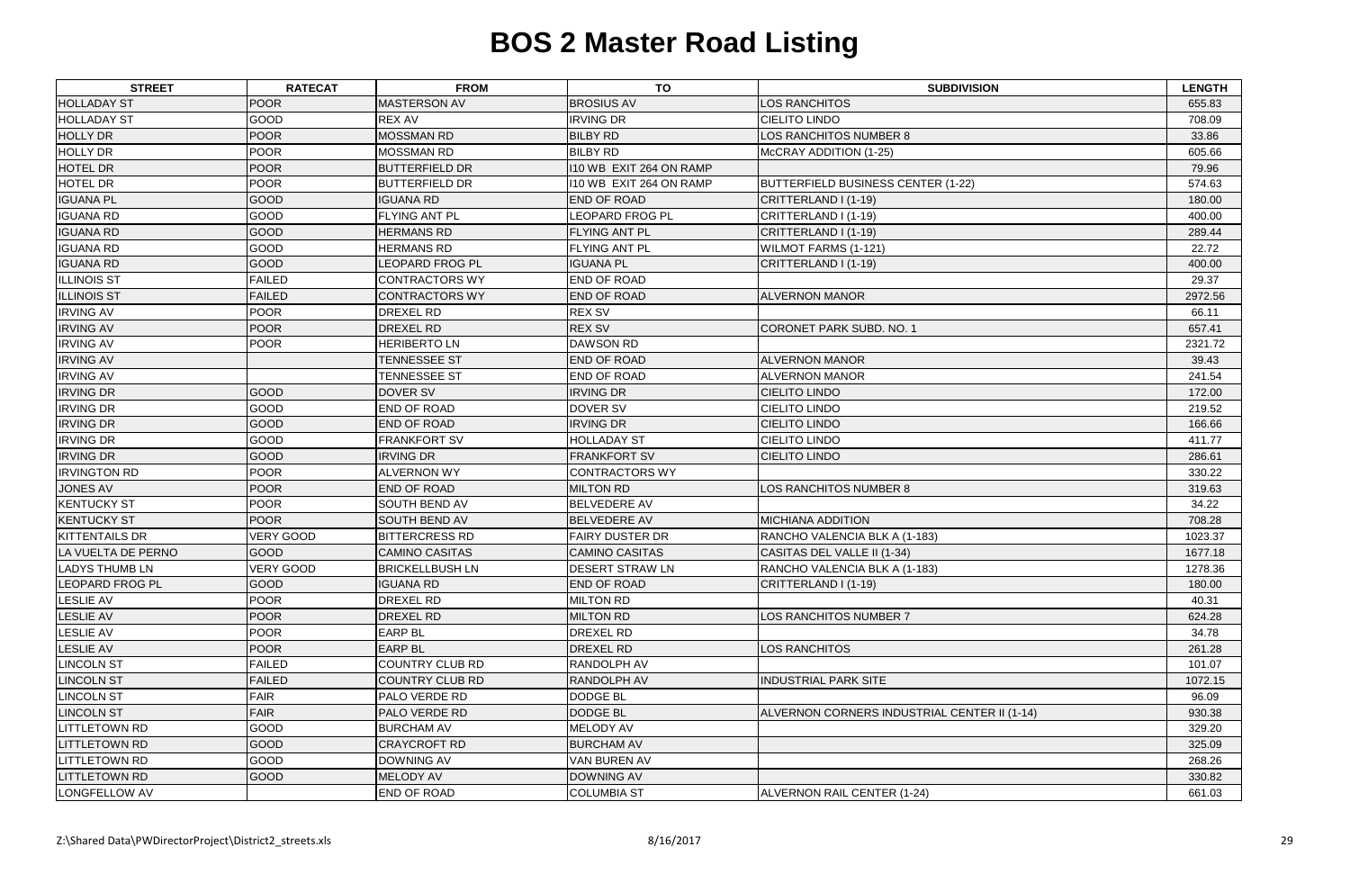# BOS 2 Master Road Listing

| STREET | RATECAT | FROM | TO | SUBDIVISION | LENGTH |
|---|---|---|---|---|---|
| HOLLADAY ST | POOR | MASTERSON AV | BROSIUS AV | LOS RANCHITOS | 655.83 |
| HOLLADAY ST | GOOD | REX AV | IRVING DR | CIELITO LINDO | 708.09 |
| HOLLY DR | POOR | MOSSMAN RD | BILBY RD | LOS RANCHITOS NUMBER 8 | 33.86 |
| HOLLY DR | POOR | MOSSMAN RD | BILBY RD | McCRAY ADDITION (1-25) | 605.66 |
| HOTEL DR | POOR | BUTTERFIELD DR | I10 WB EXIT 264 ON RAMP | | 79.96 |
| HOTEL DR | POOR | BUTTERFIELD DR | I10 WB EXIT 264 ON RAMP | BUTTERFIELD BUSINESS CENTER (1-22) | 574.63 |
| IGUANA PL | GOOD | IGUANA RD | END OF ROAD | CRITTERLAND I (1-19) | 180.00 |
| IGUANA RD | GOOD | FLYING ANT PL | LEOPARD FROG PL | CRITTERLAND I (1-19) | 400.00 |
| IGUANA RD | GOOD | HERMANS RD | FLYING ANT PL | CRITTERLAND I (1-19) | 289.44 |
| IGUANA RD | GOOD | HERMANS RD | FLYING ANT PL | WILMOT FARMS (1-121) | 22.72 |
| IGUANA RD | GOOD | LEOPARD FROG PL | IGUANA PL | CRITTERLAND I (1-19) | 400.00 |
| ILLINOIS ST | FAILED | CONTRACTORS WY | END OF ROAD | | 29.37 |
| ILLINOIS ST | FAILED | CONTRACTORS WY | END OF ROAD | ALVERNON MANOR | 2972.56 |
| IRVING AV | POOR | DREXEL RD | REX SV | | 66.11 |
| IRVING AV | POOR | DREXEL RD | REX SV | CORONET PARK SUBD. NO. 1 | 657.41 |
| IRVING AV | POOR | HERIBERTO LN | DAWSON RD | | 2321.72 |
| IRVING AV | | TENNESSEE ST | END OF ROAD | ALVERNON MANOR | 39.43 |
| IRVING AV | | TENNESSEE ST | END OF ROAD | ALVERNON MANOR | 241.54 |
| IRVING DR | GOOD | DOVER SV | IRVING DR | CIELITO LINDO | 172.00 |
| IRVING DR | GOOD | END OF ROAD | DOVER SV | CIELITO LINDO | 219.52 |
| IRVING DR | GOOD | END OF ROAD | IRVING DR | CIELITO LINDO | 166.66 |
| IRVING DR | GOOD | FRANKFORT SV | HOLLADAY ST | CIELITO LINDO | 411.77 |
| IRVING DR | GOOD | IRVING DR | FRANKFORT SV | CIELITO LINDO | 286.61 |
| IRVINGTON RD | POOR | ALVERNON WY | CONTRACTORS WY | | 330.22 |
| JONES AV | POOR | END OF ROAD | MILTON RD | LOS RANCHITOS NUMBER 8 | 319.63 |
| KENTUCKY ST | POOR | SOUTH BEND AV | BELVEDERE AV | | 34.22 |
| KENTUCKY ST | POOR | SOUTH BEND AV | BELVEDERE AV | MICHIANA ADDITION | 708.28 |
| KITTENTAILS DR | VERY GOOD | BITTERCRESS RD | FAIRY DUSTER DR | RANCHO VALENCIA BLK A (1-183) | 1023.37 |
| LA VUELTA DE PERNO | GOOD | CAMINO CASITAS | CAMINO CASITAS | CASITAS DEL VALLE II (1-34) | 1677.18 |
| LADYS THUMB LN | VERY GOOD | BRICKELLBUSH LN | DESERT STRAW LN | RANCHO VALENCIA BLK A (1-183) | 1278.36 |
| LEOPARD FROG PL | GOOD | IGUANA RD | END OF ROAD | CRITTERLAND I (1-19) | 180.00 |
| LESLIE AV | POOR | DREXEL RD | MILTON RD | | 40.31 |
| LESLIE AV | POOR | DREXEL RD | MILTON RD | LOS RANCHITOS NUMBER 7 | 624.28 |
| LESLIE AV | POOR | EARP BL | DREXEL RD | | 34.78 |
| LESLIE AV | POOR | EARP BL | DREXEL RD | LOS RANCHITOS | 261.28 |
| LINCOLN ST | FAILED | COUNTRY CLUB RD | RANDOLPH AV | | 101.07 |
| LINCOLN ST | FAILED | COUNTRY CLUB RD | RANDOLPH AV | INDUSTRIAL PARK SITE | 1072.15 |
| LINCOLN ST | FAIR | PALO VERDE RD | DODGE BL | | 96.09 |
| LINCOLN ST | FAIR | PALO VERDE RD | DODGE BL | ALVERNON CORNERS INDUSTRIAL CENTER II (1-14) | 930.38 |
| LITTLETOWN RD | GOOD | BURCHAM AV | MELODY AV | | 329.20 |
| LITTLETOWN RD | GOOD | CRAYCROFT RD | BURCHAM AV | | 325.09 |
| LITTLETOWN RD | GOOD | DOWNING AV | VAN BUREN AV | | 268.26 |
| LITTLETOWN RD | GOOD | MELODY AV | DOWNING AV | | 330.82 |
| LONGFELLOW AV | | END OF ROAD | COLUMBIA ST | ALVERNON RAIL CENTER (1-24) | 661.03 |

Z:\Shared Data\PWDirectorProject\District2_streets.xls 8/16/2017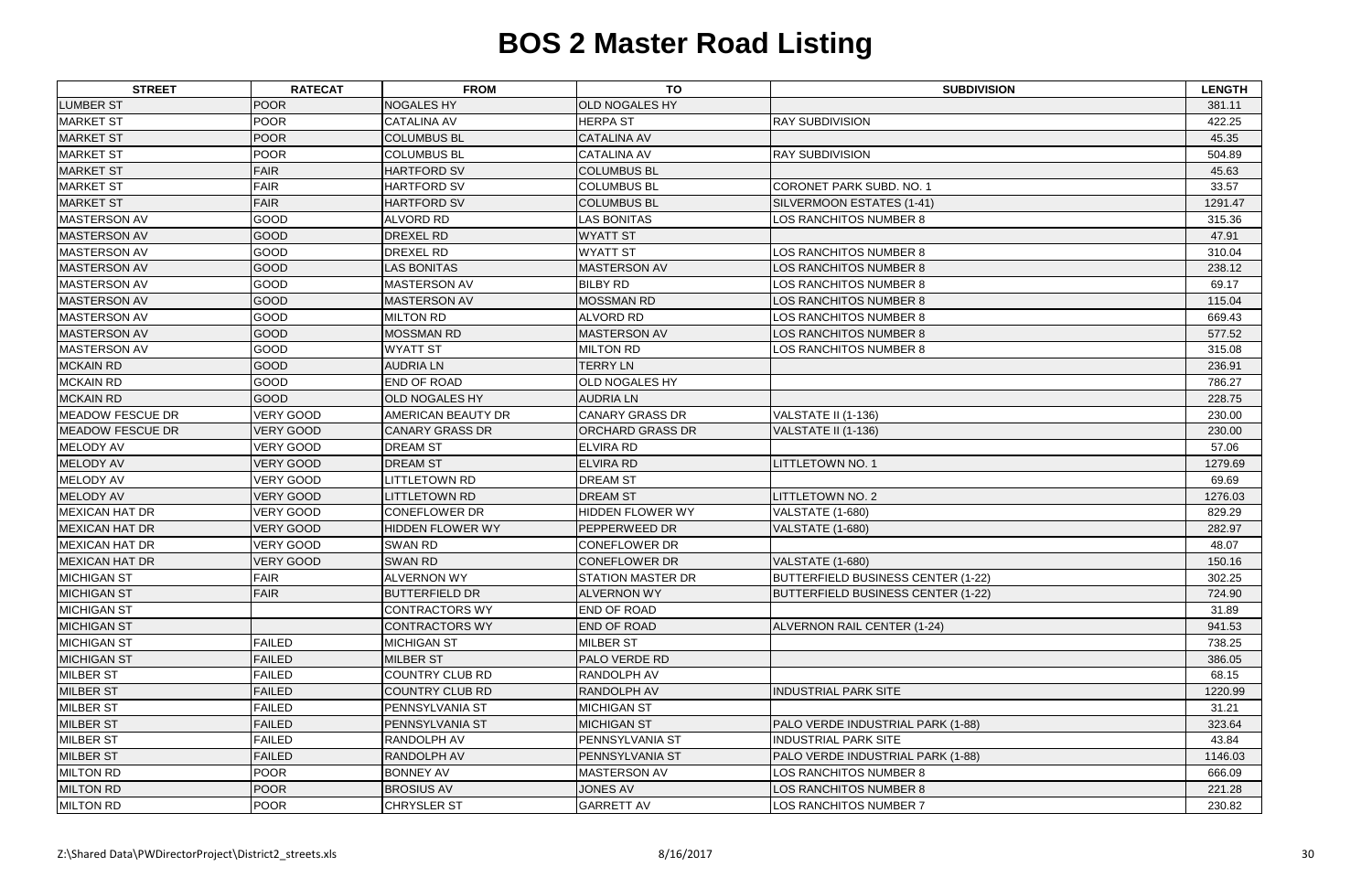# BOS 2 Master Road Listing

| STREET | RATECAT | FROM | TO | SUBDIVISION | LENGTH |
|---|---|---|---|---|---|
| LUMBER ST | POOR | NOGALES HY | OLD NOGALES HY | | 381.11 |
| MARKET ST | POOR | CATALINA AV | HERPA ST | RAY SUBDIVISION | 422.25 |
| MARKET ST | POOR | COLUMBUS BL | CATALINA AV | | 45.35 |
| MARKET ST | POOR | COLUMBUS BL | CATALINA AV | RAY SUBDIVISION | 504.89 |
| MARKET ST | FAIR | HARTFORD SV | COLUMBUS BL | | 45.63 |
| MARKET ST | FAIR | HARTFORD SV | COLUMBUS BL | CORONET PARK SUBD. NO. 1 | 33.57 |
| MARKET ST | FAIR | HARTFORD SV | COLUMBUS BL | SILVERMOON ESTATES (1-41) | 1291.47 |
| MASTERSON AV | GOOD | ALVORD RD | LAS BONITAS | LOS RANCHITOS NUMBER 8 | 315.36 |
| MASTERSON AV | GOOD | DREXEL RD | WYATT ST | | 47.91 |
| MASTERSON AV | GOOD | DREXEL RD | WYATT ST | LOS RANCHITOS NUMBER 8 | 310.04 |
| MASTERSON AV | GOOD | LAS BONITAS | MASTERSON AV | LOS RANCHITOS NUMBER 8 | 238.12 |
| MASTERSON AV | GOOD | MASTERSON AV | BILBY RD | LOS RANCHITOS NUMBER 8 | 69.17 |
| MASTERSON AV | GOOD | MASTERSON AV | MOSSMAN RD | LOS RANCHITOS NUMBER 8 | 115.04 |
| MASTERSON AV | GOOD | MILTON RD | ALVORD RD | LOS RANCHITOS NUMBER 8 | 669.43 |
| MASTERSON AV | GOOD | MOSSMAN RD | MASTERSON AV | LOS RANCHITOS NUMBER 8 | 577.52 |
| MASTERSON AV | GOOD | WYATT ST | MILTON RD | LOS RANCHITOS NUMBER 8 | 315.08 |
| MCKAIN RD | GOOD | AUDRIA LN | TERRY LN | | 236.91 |
| MCKAIN RD | GOOD | END OF ROAD | OLD NOGALES HY | | 786.27 |
| MCKAIN RD | GOOD | OLD NOGALES HY | AUDRIA LN | | 228.75 |
| MEADOW FESCUE DR | VERY GOOD | AMERICAN BEAUTY DR | CANARY GRASS DR | VALSTATE II (1-136) | 230.00 |
| MEADOW FESCUE DR | VERY GOOD | CANARY GRASS DR | ORCHARD GRASS DR | VALSTATE II (1-136) | 230.00 |
| MELODY AV | VERY GOOD | DREAM ST | ELVIRA RD | | 57.06 |
| MELODY AV | VERY GOOD | DREAM ST | ELVIRA RD | LITTLETOWN NO. 1 | 1279.69 |
| MELODY AV | VERY GOOD | LITTLETOWN RD | DREAM ST | | 69.69 |
| MELODY AV | VERY GOOD | LITTLETOWN RD | DREAM ST | LITTLETOWN NO. 2 | 1276.03 |
| MEXICAN HAT DR | VERY GOOD | CONEFLOWER DR | HIDDEN FLOWER WY | VALSTATE (1-680) | 829.29 |
| MEXICAN HAT DR | VERY GOOD | HIDDEN FLOWER WY | PEPPERWEED DR | VALSTATE (1-680) | 282.97 |
| MEXICAN HAT DR | VERY GOOD | SWAN RD | CONEFLOWER DR | | 48.07 |
| MEXICAN HAT DR | VERY GOOD | SWAN RD | CONEFLOWER DR | VALSTATE (1-680) | 150.16 |
| MICHIGAN ST | FAIR | ALVERNON WY | STATION MASTER DR | BUTTERFIELD BUSINESS CENTER (1-22) | 302.25 |
| MICHIGAN ST | FAIR | BUTTERFIELD DR | ALVERNON WY | BUTTERFIELD BUSINESS CENTER (1-22) | 724.90 |
| MICHIGAN ST | | CONTRACTORS WY | END OF ROAD | | 31.89 |
| MICHIGAN ST | | CONTRACTORS WY | END OF ROAD | ALVERNON RAIL CENTER (1-24) | 941.53 |
| MICHIGAN ST | FAILED | MICHIGAN ST | MILBER ST | | 738.25 |
| MICHIGAN ST | FAILED | MILBER ST | PALO VERDE RD | | 386.05 |
| MILBER ST | FAILED | COUNTRY CLUB RD | RANDOLPH AV | | 68.15 |
| MILBER ST | FAILED | COUNTRY CLUB RD | RANDOLPH AV | INDUSTRIAL PARK SITE | 1220.99 |
| MILBER ST | FAILED | PENNSYLVANIA ST | MICHIGAN ST | | 31.21 |
| MILBER ST | FAILED | PENNSYLVANIA ST | MICHIGAN ST | PALO VERDE INDUSTRIAL PARK (1-88) | 323.64 |
| MILBER ST | FAILED | RANDOLPH AV | PENNSYLVANIA ST | INDUSTRIAL PARK SITE | 43.84 |
| MILBER ST | FAILED | RANDOLPH AV | PENNSYLVANIA ST | PALO VERDE INDUSTRIAL PARK (1-88) | 1146.03 |
| MILTON RD | POOR | BONNEY AV | MASTERSON AV | LOS RANCHITOS NUMBER 8 | 666.09 |
| MILTON RD | POOR | BROSIUS AV | JONES AV | LOS RANCHITOS NUMBER 8 | 221.28 |
| MILTON RD | POOR | CHRYSLER ST | GARRETT AV | LOS RANCHITOS NUMBER 7 | 230.82 |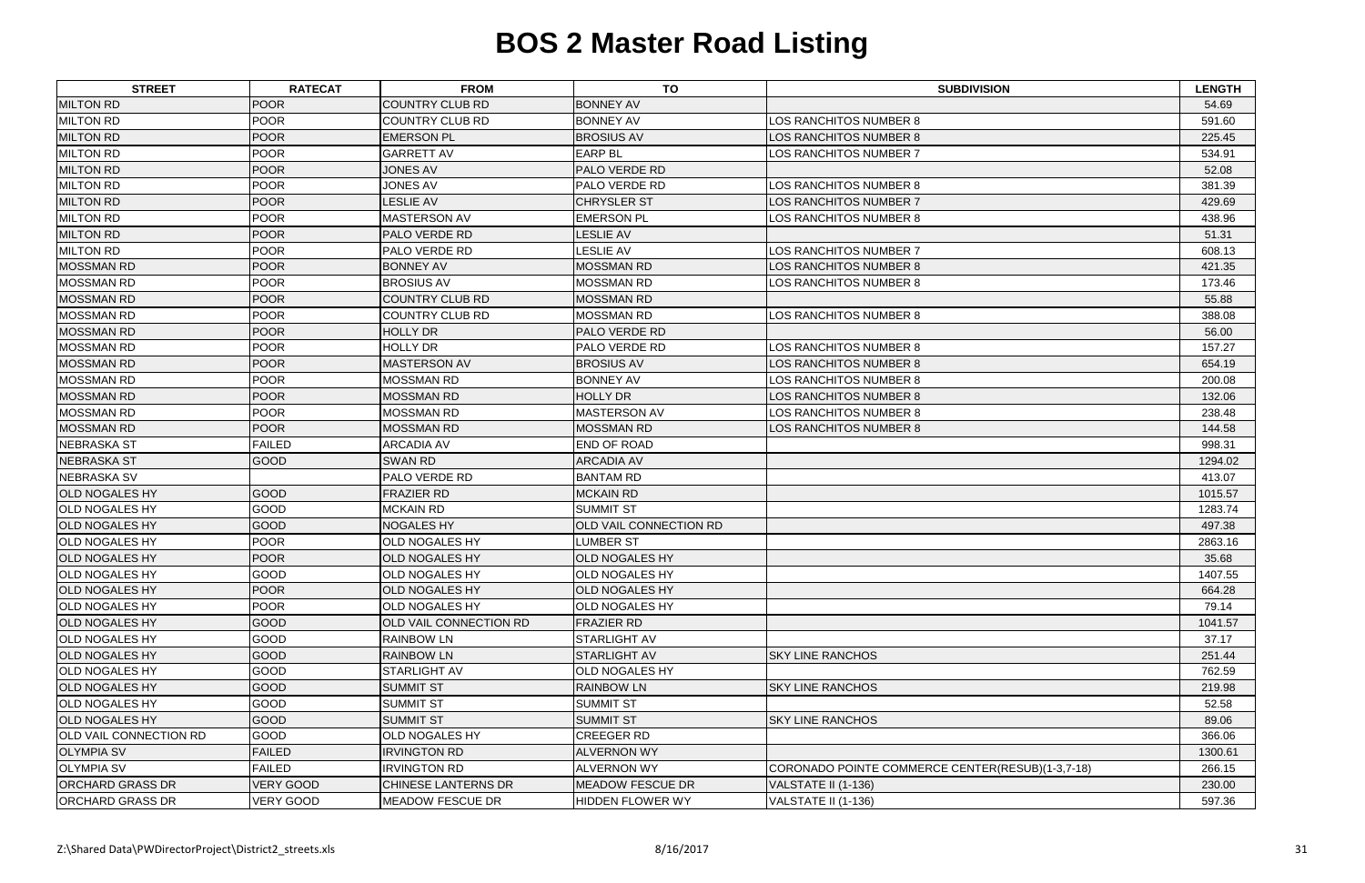# BOS 2 Master Road Listing

| STREET | RATECAT | FROM | TO | SUBDIVISION | LENGTH |
|---|---|---|---|---|---|
| MILTON RD | POOR | COUNTRY CLUB RD | BONNEY AV | | 54.69 |
| MILTON RD | POOR | COUNTRY CLUB RD | BONNEY AV | LOS RANCHITOS NUMBER 8 | 591.60 |
| MILTON RD | POOR | EMERSON PL | BROSIUS AV | LOS RANCHITOS NUMBER 8 | 225.45 |
| MILTON RD | POOR | GARRETT AV | EARP BL | LOS RANCHITOS NUMBER 7 | 534.91 |
| MILTON RD | POOR | JONES AV | PALO VERDE RD | | 52.08 |
| MILTON RD | POOR | JONES AV | PALO VERDE RD | LOS RANCHITOS NUMBER 8 | 381.39 |
| MILTON RD | POOR | LESLIE AV | CHRYSLER ST | LOS RANCHITOS NUMBER 7 | 429.69 |
| MILTON RD | POOR | MASTERSON AV | EMERSON PL | LOS RANCHITOS NUMBER 8 | 438.96 |
| MILTON RD | POOR | PALO VERDE RD | LESLIE AV | | 51.31 |
| MILTON RD | POOR | PALO VERDE RD | LESLIE AV | LOS RANCHITOS NUMBER 7 | 608.13 |
| MOSSMAN RD | POOR | BONNEY AV | MOSSMAN RD | LOS RANCHITOS NUMBER 8 | 421.35 |
| MOSSMAN RD | POOR | BROSIUS AV | MOSSMAN RD | LOS RANCHITOS NUMBER 8 | 173.46 |
| MOSSMAN RD | POOR | COUNTRY CLUB RD | MOSSMAN RD | | 55.88 |
| MOSSMAN RD | POOR | COUNTRY CLUB RD | MOSSMAN RD | LOS RANCHITOS NUMBER 8 | 388.08 |
| MOSSMAN RD | POOR | HOLLY DR | PALO VERDE RD | | 56.00 |
| MOSSMAN RD | POOR | HOLLY DR | PALO VERDE RD | LOS RANCHITOS NUMBER 8 | 157.27 |
| MOSSMAN RD | POOR | MASTERSON AV | BROSIUS AV | LOS RANCHITOS NUMBER 8 | 654.19 |
| MOSSMAN RD | POOR | MOSSMAN RD | BONNEY AV | LOS RANCHITOS NUMBER 8 | 200.08 |
| MOSSMAN RD | POOR | MOSSMAN RD | HOLLY DR | LOS RANCHITOS NUMBER 8 | 132.06 |
| MOSSMAN RD | POOR | MOSSMAN RD | MASTERSON AV | LOS RANCHITOS NUMBER 8 | 238.48 |
| MOSSMAN RD | POOR | MOSSMAN RD | MOSSMAN RD | LOS RANCHITOS NUMBER 8 | 144.58 |
| NEBRASKA ST | FAILED | ARCADIA AV | END OF ROAD | | 998.31 |
| NEBRASKA ST | GOOD | SWAN RD | ARCADIA AV | | 1294.02 |
| NEBRASKA SV | | PALO VERDE RD | BANTAM RD | | 413.07 |
| OLD NOGALES HY | GOOD | FRAZIER RD | MCKAIN RD | | 1015.57 |
| OLD NOGALES HY | GOOD | MCKAIN RD | SUMMIT ST | | 1283.74 |
| OLD NOGALES HY | GOOD | NOGALES HY | OLD VAIL CONNECTION RD | | 497.38 |
| OLD NOGALES HY | POOR | OLD NOGALES HY | LUMBER ST | | 2863.16 |
| OLD NOGALES HY | POOR | OLD NOGALES HY | OLD NOGALES HY | | 35.68 |
| OLD NOGALES HY | GOOD | OLD NOGALES HY | OLD NOGALES HY | | 1407.55 |
| OLD NOGALES HY | POOR | OLD NOGALES HY | OLD NOGALES HY | | 664.28 |
| OLD NOGALES HY | POOR | OLD NOGALES HY | OLD NOGALES HY | | 79.14 |
| OLD NOGALES HY | GOOD | OLD VAIL CONNECTION RD | FRAZIER RD | | 1041.57 |
| OLD NOGALES HY | GOOD | RAINBOW LN | STARLIGHT AV | | 37.17 |
| OLD NOGALES HY | GOOD | RAINBOW LN | STARLIGHT AV | SKY LINE RANCHOS | 251.44 |
| OLD NOGALES HY | GOOD | STARLIGHT AV | OLD NOGALES HY | | 762.59 |
| OLD NOGALES HY | GOOD | SUMMIT ST | RAINBOW LN | SKY LINE RANCHOS | 219.98 |
| OLD NOGALES HY | GOOD | SUMMIT ST | SUMMIT ST | | 52.58 |
| OLD NOGALES HY | GOOD | SUMMIT ST | SUMMIT ST | SKY LINE RANCHOS | 89.06 |
| OLD VAIL CONNECTION RD | GOOD | OLD NOGALES HY | CREEGER RD | | 366.06 |
| OLYMPIA SV | FAILED | IRVINGTON RD | ALVERNON WY | | 1300.61 |
| OLYMPIA SV | FAILED | IRVINGTON RD | ALVERNON WY | CORONADO POINTE COMMERCE CENTER(RESUB)(1-3,7-18) | 266.15 |
| ORCHARD GRASS DR | VERY GOOD | CHINESE LANTERNS DR | MEADOW FESCUE DR | VALSTATE II (1-136) | 230.00 |
| ORCHARD GRASS DR | VERY GOOD | MEADOW FESCUE DR | HIDDEN FLOWER WY | VALSTATE II (1-136) | 597.36 |

Z:\Shared Data\PWDirectorProject\District2_streets.xls 8/16/2017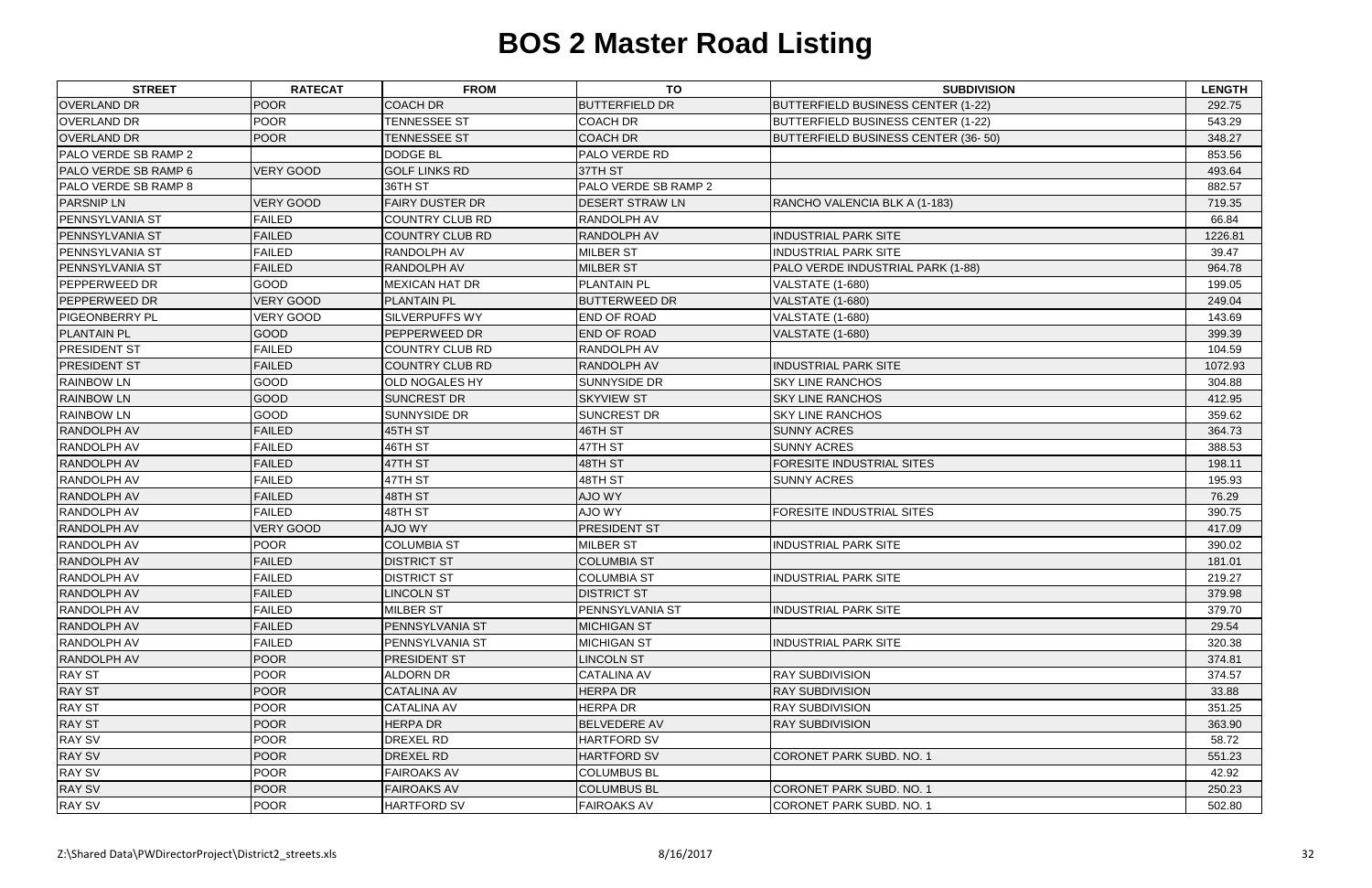# BOS 2 Master Road Listing

| STREET | RATECAT | FROM | TO | SUBDIVISION | LENGTH |
|---|---|---|---|---|---|
| OVERLAND DR | POOR | COACH DR | BUTTERFIELD DR | BUTTERFIELD BUSINESS CENTER (1-22) | 292.75 |
| OVERLAND DR | POOR | TENNESSEE ST | COACH DR | BUTTERFIELD BUSINESS CENTER (1-22) | 543.29 |
| OVERLAND DR | POOR | TENNESSEE ST | COACH DR | BUTTERFIELD BUSINESS CENTER (36- 50) | 348.27 |
| PALO VERDE SB RAMP 2 | | DODGE BL | PALO VERDE RD | | 853.56 |
| PALO VERDE SB RAMP 6 | VERY GOOD | GOLF LINKS RD | 37TH ST | | 493.64 |
| PALO VERDE SB RAMP 8 | | 36TH ST | PALO VERDE SB RAMP 2 | | 882.57 |
| PARSNIP LN | VERY GOOD | FAIRY DUSTER DR | DESERT STRAW LN | RANCHO VALENCIA BLK A (1-183) | 719.35 |
| PENNSYLVANIA ST | FAILED | COUNTRY CLUB RD | RANDOLPH AV | | 66.84 |
| PENNSYLVANIA ST | FAILED | COUNTRY CLUB RD | RANDOLPH AV | INDUSTRIAL PARK SITE | 1226.81 |
| PENNSYLVANIA ST | FAILED | RANDOLPH AV | MILBER ST | INDUSTRIAL PARK SITE | 39.47 |
| PENNSYLVANIA ST | FAILED | RANDOLPH AV | MILBER ST | PALO VERDE INDUSTRIAL PARK (1-88) | 964.78 |
| PEPPERWEED DR | GOOD | MEXICAN HAT DR | PLANTAIN PL | VALSTATE (1-680) | 199.05 |
| PEPPERWEED DR | VERY GOOD | PLANTAIN PL | BUTTERWEED DR | VALSTATE (1-680) | 249.04 |
| PIGEONBERRY PL | VERY GOOD | SILVERPUFFS WY | END OF ROAD | VALSTATE (1-680) | 143.69 |
| PLANTAIN PL | GOOD | PEPPERWEED DR | END OF ROAD | VALSTATE (1-680) | 399.39 |
| PRESIDENT ST | FAILED | COUNTRY CLUB RD | RANDOLPH AV | | 104.59 |
| PRESIDENT ST | FAILED | COUNTRY CLUB RD | RANDOLPH AV | INDUSTRIAL PARK SITE | 1072.93 |
| RAINBOW LN | GOOD | OLD NOGALES HY | SUNNYSIDE DR | SKY LINE RANCHOS | 304.88 |
| RAINBOW LN | GOOD | SUNCREST DR | SKYVIEW ST | SKY LINE RANCHOS | 412.95 |
| RAINBOW LN | GOOD | SUNNYSIDE DR | SUNCREST DR | SKY LINE RANCHOS | 359.62 |
| RANDOLPH AV | FAILED | 45TH ST | 46TH ST | SUNNY ACRES | 364.73 |
| RANDOLPH AV | FAILED | 46TH ST | 47TH ST | SUNNY ACRES | 388.53 |
| RANDOLPH AV | FAILED | 47TH ST | 48TH ST | FORESITE INDUSTRIAL SITES | 198.11 |
| RANDOLPH AV | FAILED | 47TH ST | 48TH ST | SUNNY ACRES | 195.93 |
| RANDOLPH AV | FAILED | 48TH ST | AJO WY | | 76.29 |
| RANDOLPH AV | FAILED | 48TH ST | AJO WY | FORESITE INDUSTRIAL SITES | 390.75 |
| RANDOLPH AV | VERY GOOD | AJO WY | PRESIDENT ST | | 417.09 |
| RANDOLPH AV | POOR | COLUMBIA ST | MILBER ST | INDUSTRIAL PARK SITE | 390.02 |
| RANDOLPH AV | FAILED | DISTRICT ST | COLUMBIA ST | | 181.01 |
| RANDOLPH AV | FAILED | DISTRICT ST | COLUMBIA ST | INDUSTRIAL PARK SITE | 219.27 |
| RANDOLPH AV | FAILED | LINCOLN ST | DISTRICT ST | | 379.98 |
| RANDOLPH AV | FAILED | MILBER ST | PENNSYLVANIA ST | INDUSTRIAL PARK SITE | 379.70 |
| RANDOLPH AV | FAILED | PENNSYLVANIA ST | MICHIGAN ST | | 29.54 |
| RANDOLPH AV | FAILED | PENNSYLVANIA ST | MICHIGAN ST | INDUSTRIAL PARK SITE | 320.38 |
| RANDOLPH AV | POOR | PRESIDENT ST | LINCOLN ST | | 374.81 |
| RAY ST | POOR | ALDORN DR | CATALINA AV | RAY SUBDIVISION | 374.57 |
| RAY ST | POOR | CATALINA AV | HERPA DR | RAY SUBDIVISION | 33.88 |
| RAY ST | POOR | CATALINA AV | HERPA DR | RAY SUBDIVISION | 351.25 |
| RAY ST | POOR | HERPA DR | BELVEDERE AV | RAY SUBDIVISION | 363.90 |
| RAY SV | POOR | DREXEL RD | HARTFORD SV | | 58.72 |
| RAY SV | POOR | DREXEL RD | HARTFORD SV | CORONET PARK SUBD. NO. 1 | 551.23 |
| RAY SV | POOR | FAIROAKS AV | COLUMBUS BL | | 42.92 |
| RAY SV | POOR | FAIROAKS AV | COLUMBUS BL | CORONET PARK SUBD. NO. 1 | 250.23 |
| RAY SV | POOR | HARTFORD SV | FAIROAKS AV | CORONET PARK SUBD. NO. 1 | 502.80 |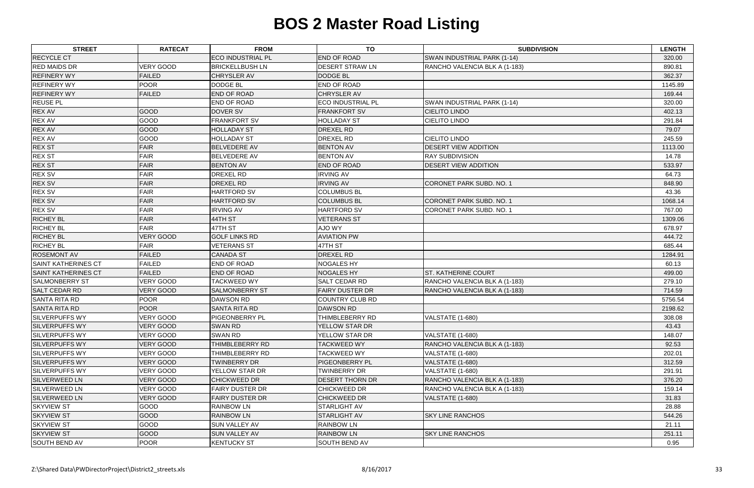# BOS 2 Master Road Listing

| STREET | RATECAT | FROM | TO | SUBDIVISION | LENGTH |
|---|---|---|---|---|---|
| RECYCLE CT | | ECO INDUSTRIAL PL | END OF ROAD | SWAN INDUSTRIAL PARK (1-14) | 320.00 |
| RED MAIDS DR | VERY GOOD | BRICKELLBUSH LN | DESERT STRAW LN | RANCHO VALENCIA BLK A (1-183) | 890.81 |
| REFINERY WY | FAILED | CHRYSLER AV | DODGE BL | | 362.37 |
| REFINERY WY | POOR | DODGE BL | END OF ROAD | | 1145.89 |
| REFINERY WY | FAILED | END OF ROAD | CHRYSLER AV | | 169.44 |
| REUSE PL | | END OF ROAD | ECO INDUSTRIAL PL | SWAN INDUSTRIAL PARK (1-14) | 320.00 |
| REX AV | GOOD | DOVER SV | FRANKFORT SV | CIELITO LINDO | 402.13 |
| REX AV | GOOD | FRANKFORT SV | HOLLADAY ST | CIELITO LINDO | 291.84 |
| REX AV | GOOD | HOLLADAY ST | DREXEL RD | | 79.07 |
| REX AV | GOOD | HOLLADAY ST | DREXEL RD | CIELITO LINDO | 245.59 |
| REX ST | FAIR | BELVEDERE AV | BENTON AV | DESERT VIEW ADDITION | 1113.00 |
| REX ST | FAIR | BELVEDERE AV | BENTON AV | RAY SUBDIVISION | 14.78 |
| REX ST | FAIR | BENTON AV | END OF ROAD | DESERT VIEW ADDITION | 533.97 |
| REX SV | FAIR | DREXEL RD | IRVING AV | | 64.73 |
| REX SV | FAIR | DREXEL RD | IRVING AV | CORONET PARK SUBD. NO. 1 | 848.90 |
| REX SV | FAIR | HARTFORD SV | COLUMBUS BL | | 43.36 |
| REX SV | FAIR | HARTFORD SV | COLUMBUS BL | CORONET PARK SUBD. NO. 1 | 1068.14 |
| REX SV | FAIR | IRVING AV | HARTFORD SV | CORONET PARK SUBD. NO. 1 | 767.00 |
| RICHEY BL | FAIR | 44TH ST | VETERANS ST | | 1309.06 |
| RICHEY BL | FAIR | 47TH ST | AJO WY | | 678.97 |
| RICHEY BL | VERY GOOD | GOLF LINKS RD | AVIATION PW | | 444.72 |
| RICHEY BL | FAIR | VETERANS ST | 47TH ST | | 685.44 |
| ROSEMONT AV | FAILED | CANADA ST | DREXEL RD | | 1284.91 |
| SAINT KATHERINES CT | FAILED | END OF ROAD | NOGALES HY | | 60.13 |
| SAINT KATHERINES CT | FAILED | END OF ROAD | NOGALES HY | ST. KATHERINE COURT | 499.00 |
| SALMONBERRY ST | VERY GOOD | TACKWEED WY | SALT CEDAR RD | RANCHO VALENCIA BLK A (1-183) | 279.10 |
| SALT CEDAR RD | VERY GOOD | SALMONBERRY ST | FAIRY DUSTER DR | RANCHO VALENCIA BLK A (1-183) | 714.59 |
| SANTA RITA RD | POOR | DAWSON RD | COUNTRY CLUB RD | | 5756.54 |
| SANTA RITA RD | POOR | SANTA RITA RD | DAWSON RD | | 2198.62 |
| SILVERPUFFS WY | VERY GOOD | PIGEONBERRY PL | THIMBLEBERRY RD | VALSTATE (1-680) | 308.08 |
| SILVERPUFFS WY | VERY GOOD | SWAN RD | YELLOW STAR DR | | 43.43 |
| SILVERPUFFS WY | VERY GOOD | SWAN RD | YELLOW STAR DR | VALSTATE (1-680) | 148.07 |
| SILVERPUFFS WY | VERY GOOD | THIMBLEBERRY RD | TACKWEED WY | RANCHO VALENCIA BLK A (1-183) | 92.53 |
| SILVERPUFFS WY | VERY GOOD | THIMBLEBERRY RD | TACKWEED WY | VALSTATE (1-680) | 202.01 |
| SILVERPUFFS WY | VERY GOOD | TWINBERRY DR | PIGEONBERRY PL | VALSTATE (1-680) | 312.59 |
| SILVERPUFFS WY | VERY GOOD | YELLOW STAR DR | TWINBERRY DR | VALSTATE (1-680) | 291.91 |
| SILVERWEED LN | VERY GOOD | CHICKWEED DR | DESERT THORN DR | RANCHO VALENCIA BLK A (1-183) | 376.20 |
| SILVERWEED LN | VERY GOOD | FAIRY DUSTER DR | CHICKWEED DR | RANCHO VALENCIA BLK A (1-183) | 159.14 |
| SILVERWEED LN | VERY GOOD | FAIRY DUSTER DR | CHICKWEED DR | VALSTATE (1-680) | 31.83 |
| SKYVIEW ST | GOOD | RAINBOW LN | STARLIGHT AV | | 28.88 |
| SKYVIEW ST | GOOD | RAINBOW LN | STARLIGHT AV | SKY LINE RANCHOS | 544.26 |
| SKYVIEW ST | GOOD | SUN VALLEY AV | RAINBOW LN | | 21.11 |
| SKYVIEW ST | GOOD | SUN VALLEY AV | RAINBOW LN | SKY LINE RANCHOS | 251.11 |
| SOUTH BEND AV | POOR | KENTUCKY ST | SOUTH BEND AV | | 0.95 |

Z:\Shared Data\PWDirectorProject\District2_streets.xls 8/16/2017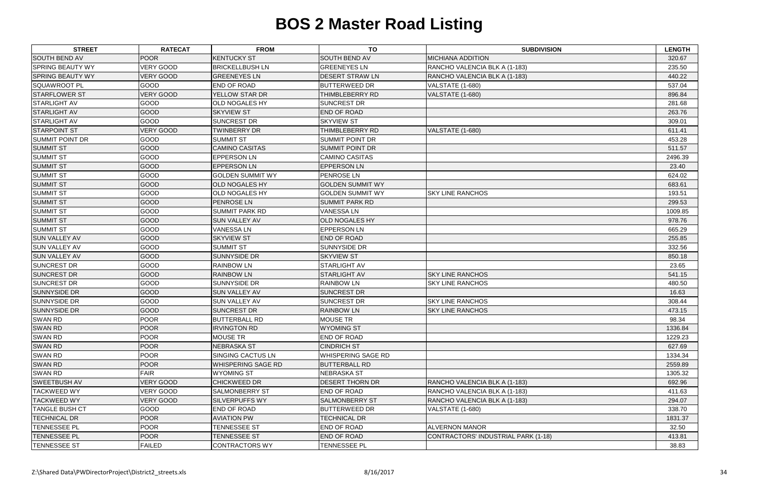# BOS 2 Master Road Listing

| STREET | RATECAT | FROM | TO | SUBDIVISION | LENGTH |
|---|---|---|---|---|---|
| SOUTH BEND AV | POOR | KENTUCKY ST | SOUTH BEND AV | MICHIANA ADDITION | 320.67 |
| SPRING BEAUTY WY | VERY GOOD | BRICKELLBUSH LN | GREENEYES LN | RANCHO VALENCIA BLK A (1-183) | 235.50 |
| SPRING BEAUTY WY | VERY GOOD | GREENEYES LN | DESERT STRAW LN | RANCHO VALENCIA BLK A (1-183) | 440.22 |
| SQUAWROOT PL | GOOD | END OF ROAD | BUTTERWEED DR | VALSTATE (1-680) | 537.04 |
| STARFLOWER ST | VERY GOOD | YELLOW STAR DR | THIMBLEBERRY RD | VALSTATE (1-680) | 896.84 |
| STARLIGHT AV | GOOD | OLD NOGALES HY | SUNCREST DR | | 281.68 |
| STARLIGHT AV | GOOD | SKYVIEW ST | END OF ROAD | | 263.76 |
| STARLIGHT AV | GOOD | SUNCREST DR | SKYVIEW ST | | 309.01 |
| STARPOINT ST | VERY GOOD | TWINBERRY DR | THIMBLEBERRY RD | VALSTATE (1-680) | 611.41 |
| SUMMIT POINT DR | GOOD | SUMMIT ST | SUMMIT POINT DR | | 453.28 |
| SUMMIT ST | GOOD | CAMINO CASITAS | SUMMIT POINT DR | | 511.57 |
| SUMMIT ST | GOOD | EPPERSON LN | CAMINO CASITAS | | 2496.39 |
| SUMMIT ST | GOOD | EPPERSON LN | EPPERSON LN | | 23.40 |
| SUMMIT ST | GOOD | GOLDEN SUMMIT WY | PENROSE LN | | 624.02 |
| SUMMIT ST | GOOD | OLD NOGALES HY | GOLDEN SUMMIT WY | | 683.61 |
| SUMMIT ST | GOOD | OLD NOGALES HY | GOLDEN SUMMIT WY | SKY LINE RANCHOS | 193.51 |
| SUMMIT ST | GOOD | PENROSE LN | SUMMIT PARK RD | | 299.53 |
| SUMMIT ST | GOOD | SUMMIT PARK RD | VANESSA LN | | 1009.85 |
| SUMMIT ST | GOOD | SUN VALLEY AV | OLD NOGALES HY | | 978.76 |
| SUMMIT ST | GOOD | VANESSA LN | EPPERSON LN | | 665.29 |
| SUN VALLEY AV | GOOD | SKYVIEW ST | END OF ROAD | | 255.85 |
| SUN VALLEY AV | GOOD | SUMMIT ST | SUNNYSIDE DR | | 332.56 |
| SUN VALLEY AV | GOOD | SUNNYSIDE DR | SKYVIEW ST | | 850.18 |
| SUNCREST DR | GOOD | RAINBOW LN | STARLIGHT AV | | 23.65 |
| SUNCREST DR | GOOD | RAINBOW LN | STARLIGHT AV | SKY LINE RANCHOS | 541.15 |
| SUNCREST DR | GOOD | SUNNYSIDE DR | RAINBOW LN | SKY LINE RANCHOS | 480.50 |
| SUNNYSIDE DR | GOOD | SUN VALLEY AV | SUNCREST DR | | 16.63 |
| SUNNYSIDE DR | GOOD | SUN VALLEY AV | SUNCREST DR | SKY LINE RANCHOS | 308.44 |
| SUNNYSIDE DR | GOOD | SUNCREST DR | RAINBOW LN | SKY LINE RANCHOS | 473.15 |
| SWAN RD | POOR | BUTTERBALL RD | MOUSE TR | | 98.34 |
| SWAN RD | POOR | IRVINGTON RD | WYOMING ST | | 1336.84 |
| SWAN RD | POOR | MOUSE TR | END OF ROAD | | 1229.23 |
| SWAN RD | POOR | NEBRASKA ST | CINDRICH ST | | 627.69 |
| SWAN RD | POOR | SINGING CACTUS LN | WHISPERING SAGE RD | | 1334.34 |
| SWAN RD | POOR | WHISPERING SAGE RD | BUTTERBALL RD | | 2559.89 |
| SWAN RD | FAIR | WYOMING ST | NEBRASKA ST | | 1305.32 |
| SWEETBUSH AV | VERY GOOD | CHICKWEED DR | DESERT THORN DR | RANCHO VALENCIA BLK A (1-183) | 692.96 |
| TACKWEED WY | VERY GOOD | SALMONBERRY ST | END OF ROAD | RANCHO VALENCIA BLK A (1-183) | 411.63 |
| TACKWEED WY | VERY GOOD | SILVERPUFFS WY | SALMONBERRY ST | RANCHO VALENCIA BLK A (1-183) | 294.07 |
| TANGLE BUSH CT | GOOD | END OF ROAD | BUTTERWEED DR | VALSTATE (1-680) | 338.70 |
| TECHNICAL DR | POOR | AVIATION PW | TECHNICAL DR | | 1831.37 |
| TENNESSEE PL | POOR | TENNESSEE ST | END OF ROAD | ALVERNON MANOR | 32.50 |
| TENNESSEE PL | POOR | TENNESSEE ST | END OF ROAD | CONTRACTORS' INDUSTRIAL PARK (1-18) | 413.81 |
| TENNESSEE ST | FAILED | CONTRACTORS WY | TENNESSEE PL | | 38.83 |

Z:\Shared Data\PWDirectorProject\District2_streets.xls 8/16/2017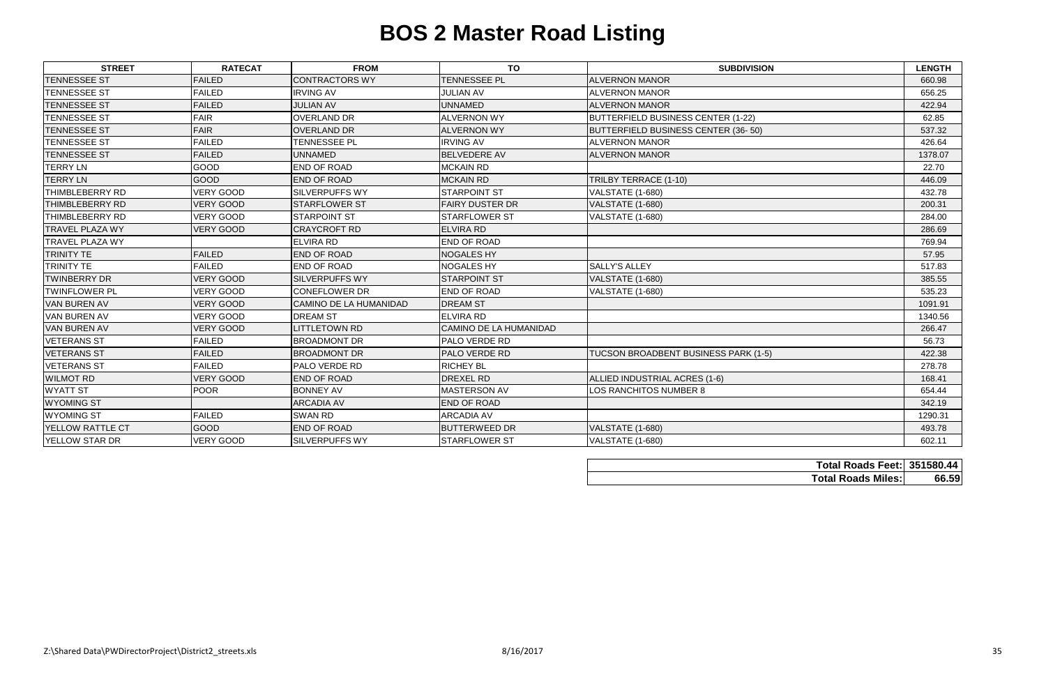# BOS 2 Master Road Listing

| STREET | RATECAT | FROM | TO | SUBDIVISION | LENGTH |
|---|---|---|---|---|---|
| TENNESSEE ST | FAILED | CONTRACTORS WY | TENNESSEE PL | ALVERNON MANOR | 660.98 |
| TENNESSEE ST | FAILED | IRVING AV | JULIAN AV | ALVERNON MANOR | 656.25 |
| TENNESSEE ST | FAILED | JULIAN AV | UNNAMED | ALVERNON MANOR | 422.94 |
| TENNESSEE ST | FAIR | OVERLAND DR | ALVERNON WY | BUTTERFIELD BUSINESS CENTER (1-22) | 62.85 |
| TENNESSEE ST | FAIR | OVERLAND DR | ALVERNON WY | BUTTERFIELD BUSINESS CENTER (36- 50) | 537.32 |
| TENNESSEE ST | FAILED | TENNESSEE PL | IRVING AV | ALVERNON MANOR | 426.64 |
| TENNESSEE ST | FAILED | UNNAMED | BELVEDERE AV | ALVERNON MANOR | 1378.07 |
| TERRY LN | GOOD | END OF ROAD | MCKAIN RD | | 22.70 |
| TERRY LN | GOOD | END OF ROAD | MCKAIN RD | TRILBY TERRACE (1-10) | 446.09 |
| THIMBLEBERRY RD | VERY GOOD | SILVERPUFFS WY | STARPOINT ST | VALSTATE (1-680) | 432.78 |
| THIMBLEBERRY RD | VERY GOOD | STARFLOWER ST | FAIRY DUSTER DR | VALSTATE (1-680) | 200.31 |
| THIMBLEBERRY RD | VERY GOOD | STARPOINT ST | STARFLOWER ST | VALSTATE (1-680) | 284.00 |
| TRAVEL PLAZA WY | VERY GOOD | CRAYCROFT RD | ELVIRA RD | | 286.69 |
| TRAVEL PLAZA WY | | ELVIRA RD | END OF ROAD | | 769.94 |
| TRINITY TE | FAILED | END OF ROAD | NOGALES HY | | 57.95 |
| TRINITY TE | FAILED | END OF ROAD | NOGALES HY | SALLY'S ALLEY | 517.83 |
| TWINBERRY DR | VERY GOOD | SILVERPUFFS WY | STARPOINT ST | VALSTATE (1-680) | 385.55 |
| TWINFLOWER PL | VERY GOOD | CONEFLOWER DR | END OF ROAD | VALSTATE (1-680) | 535.23 |
| VAN BUREN AV | VERY GOOD | CAMINO DE LA HUMANIDAD | DREAM ST | | 1091.91 |
| VAN BUREN AV | VERY GOOD | DREAM ST | ELVIRA RD | | 1340.56 |
| VAN BUREN AV | VERY GOOD | LITTLETOWN RD | CAMINO DE LA HUMANIDAD | | 266.47 |
| VETERANS ST | FAILED | BROADMONT DR | PALO VERDE RD | | 56.73 |
| VETERANS ST | FAILED | BROADMONT DR | PALO VERDE RD | TUCSON BROADBENT BUSINESS PARK (1-5) | 422.38 |
| VETERANS ST | FAILED | PALO VERDE RD | RICHEY BL | | 278.78 |
| WILMOT RD | VERY GOOD | END OF ROAD | DREXEL RD | ALLIED INDUSTRIAL ACRES (1-6) | 168.41 |
| WYATT ST | POOR | BONNEY AV | MASTERSON AV | LOS RANCHITOS NUMBER 8 | 654.44 |
| WYOMING ST | | ARCADIA AV | END OF ROAD | | 342.19 |
| WYOMING ST | FAILED | SWAN RD | ARCADIA AV | | 1290.31 |
| YELLOW RATTLE CT | GOOD | END OF ROAD | BUTTERWEED DR | VALSTATE (1-680) | 493.78 |
| YELLOW STAR DR | VERY GOOD | SILVERPUFFS WY | STARFLOWER ST | VALSTATE (1-680) | 602.11 |

| | |
|---|---|
| **Total Roads Feet:** | **351580.44** |
| **Total Roads Miles:** | **66.59** |

Z:\Shared Data\PWDirectorProject\District2_streets.xls 8/16/2017